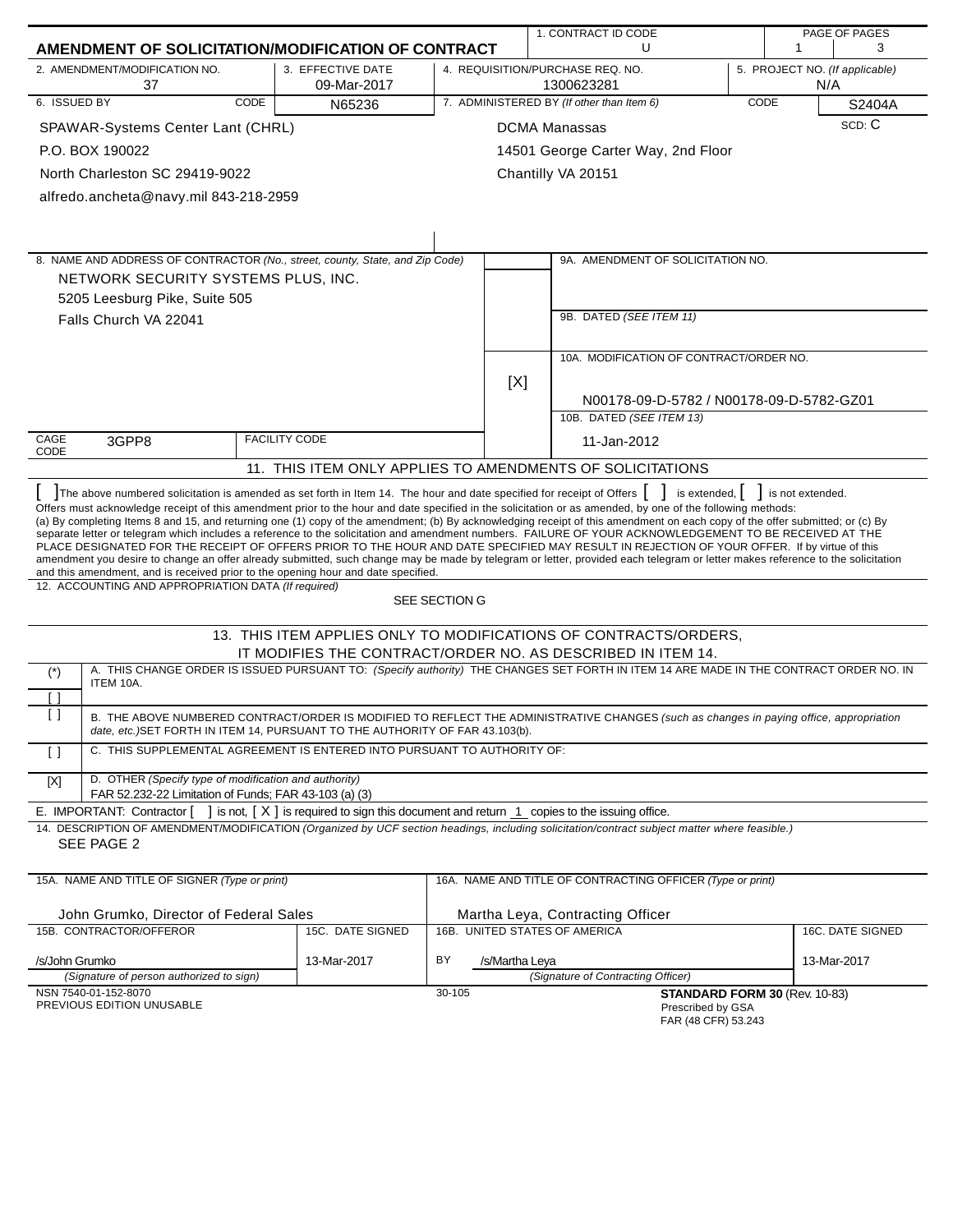# AMENDMENT OF SOLICITATION/MODIFICATION OF CONTRACT

| 1. CONTRACT ID CODE | PAGE OF PAGES |
|---|---|
| U | 1 / 3 |

| 2. AMENDMENT/MODIFICATION NO. | 3. EFFECTIVE DATE | 4. REQUISITION/PURCHASE REQ. NO. | 5. PROJECT NO. (If applicable) |
|---|---|---|---|
| 37 | 09-Mar-2017 | 1300623281 | N/A |

| 6. ISSUED BY | CODE N65236 | 7. ADMINISTERED BY (If other than Item 6) | CODE S2404A |
|---|---|---|---|
| SPAWAR-Systems Center Lant (CHRL)<br>P.O. BOX 190022<br>North Charleston SC 29419-9022<br>alfredo.ancheta@navy.mil 843-218-2959 | | DCMA Manassas<br>14501 George Carter Way, 2nd Floor<br>Chantilly VA 20151 | SCD: C |

8. NAME AND ADDRESS OF CONTRACTOR (No., street, county, State, and Zip Code)

NETWORK SECURITY SYSTEMS PLUS, INC.
5205 Leesburg Pike, Suite 505
Falls Church VA 22041

CAGE CODE: 3GPP8 | FACILITY CODE:

9A. AMENDMENT OF SOLICITATION NO.

9B. DATED (SEE ITEM 11)

[X] 10A. MODIFICATION OF CONTRACT/ORDER NO.
N00178-09-D-5782 / N00178-09-D-5782-GZ01

10B. DATED (SEE ITEM 13)
11-Jan-2012

## 11. THIS ITEM ONLY APPLIES TO AMENDMENTS OF SOLICITATIONS

[ ] The above numbered solicitation is amended as set forth in Item 14. The hour and date specified for receipt of Offers [ ] is extended, [ ] is not extended.
Offers must acknowledge receipt of this amendment prior to the hour and date specified in the solicitation or as amended, by one of the following methods:
(a) By completing Items 8 and 15, and returning one (1) copy of the amendment; (b) By acknowledging receipt of this amendment on each copy of the offer submitted; or (c) By separate letter or telegram which includes a reference to the solicitation and amendment numbers. FAILURE OF YOUR ACKNOWLEDGEMENT TO BE RECEIVED AT THE PLACE DESIGNATED FOR THE RECEIPT OF OFFERS PRIOR TO THE HOUR AND DATE SPECIFIED MAY RESULT IN REJECTION OF YOUR OFFER. If by virtue of this amendment you desire to change an offer already submitted, such change may be made by telegram or letter, provided each telegram or letter makes reference to the solicitation and this amendment, and is received prior to the opening hour and date specified.

12. ACCOUNTING AND APPROPRIATION DATA (If required)
SEE SECTION G

## 13. THIS ITEM APPLIES ONLY TO MODIFICATIONS OF CONTRACTS/ORDERS, IT MODIFIES THE CONTRACT/ORDER NO. AS DESCRIBED IN ITEM 14.

| | |
|---|---|
| (*) [ ] | A. THIS CHANGE ORDER IS ISSUED PURSUANT TO: (Specify authority) THE CHANGES SET FORTH IN ITEM 14 ARE MADE IN THE CONTRACT ORDER NO. IN ITEM 10A. |
| [ ] | B. THE ABOVE NUMBERED CONTRACT/ORDER IS MODIFIED TO REFLECT THE ADMINISTRATIVE CHANGES (such as changes in paying office, appropriation date, etc.)SET FORTH IN ITEM 14, PURSUANT TO THE AUTHORITY OF FAR 43.103(b). |
| [ ] | C. THIS SUPPLEMENTAL AGREEMENT IS ENTERED INTO PURSUANT TO AUTHORITY OF: |
| [X] | D. OTHER (Specify type of modification and authority)<br>FAR 52.232-22 Limitation of Funds; FAR 43-103 (a) (3) |

E. IMPORTANT: Contractor [ ] is not, [ X ] is required to sign this document and return 1 copies to the issuing office.

14. DESCRIPTION OF AMENDMENT/MODIFICATION (Organized by UCF section headings, including solicitation/contract subject matter where feasible.)
SEE PAGE 2

| 15A. NAME AND TITLE OF SIGNER (Type or print) | | 16A. NAME AND TITLE OF CONTRACTING OFFICER (Type or print) | |
|---|---|---|---|
| John Grumko, Director of Federal Sales | | Martha Leya, Contracting Officer | |
| 15B. CONTRACTOR/OFFEROR | 15C. DATE SIGNED | 16B. UNITED STATES OF AMERICA | 16C. DATE SIGNED |
| /s/John Grumko<br>(Signature of person authorized to sign) | 13-Mar-2017 | BY /s/Martha Leya<br>(Signature of Contracting Officer) | 13-Mar-2017 |

NSN 7540-01-152-8070
PREVIOUS EDITION UNUSABLE
30-105
**STANDARD FORM 30** (Rev. 10-83)
Prescribed by GSA
FAR (48 CFR) 53.243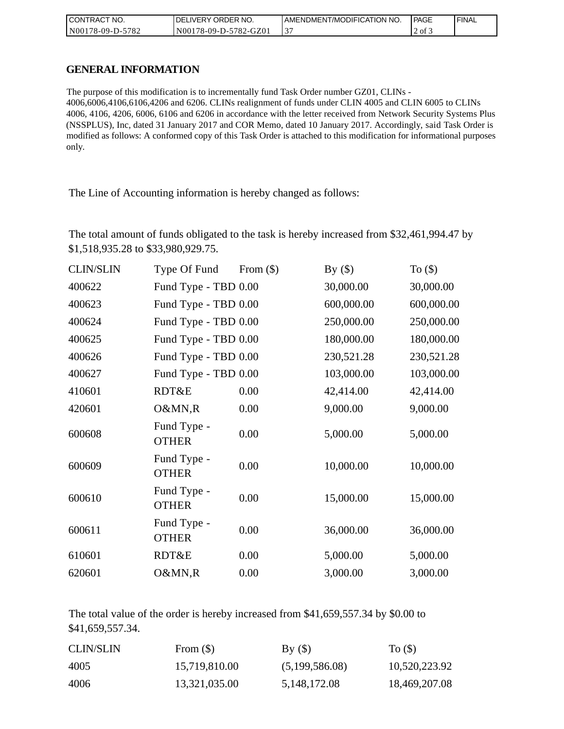| CONTRACT NO. | DELIVERY ORDER NO. | AMENDMENT/MODIFICATION NO. | PAGE | FINAL |
| --- | --- | --- | --- | --- |
| N00178-09-D-5782 | N00178-09-D-5782-GZ01 | 37 | 2 of 3 | |

## GENERAL INFORMATION

The purpose of this modification is to incrementally fund Task Order number GZ01, CLINs - 4006,6006,4106,6106,4206 and 6206. CLINs realignment of funds under CLIN 4005 and CLIN 6005 to CLINs 4006, 4106, 4206, 6006, 6106 and 6206 in accordance with the letter received from Network Security Systems Plus (NSSPLUS), Inc, dated 31 January 2017 and COR Memo, dated 10 January 2017. Accordingly, said Task Order is modified as follows: A conformed copy of this Task Order is attached to this modification for informational purposes only.

The Line of Accounting information is hereby changed as follows:

The total amount of funds obligated to the task is hereby increased from $32,461,994.47 by $1,518,935.28 to $33,980,929.75.

| CLIN/SLIN | Type Of Fund | From ($) | By ($) | To ($) |
| --- | --- | --- | --- | --- |
| 400622 | Fund Type - TBD | 0.00 | 30,000.00 | 30,000.00 |
| 400623 | Fund Type - TBD | 0.00 | 600,000.00 | 600,000.00 |
| 400624 | Fund Type - TBD | 0.00 | 250,000.00 | 250,000.00 |
| 400625 | Fund Type - TBD | 0.00 | 180,000.00 | 180,000.00 |
| 400626 | Fund Type - TBD | 0.00 | 230,521.28 | 230,521.28 |
| 400627 | Fund Type - TBD | 0.00 | 103,000.00 | 103,000.00 |
| 410601 | RDT&E | 0.00 | 42,414.00 | 42,414.00 |
| 420601 | O&MN,R | 0.00 | 9,000.00 | 9,000.00 |
| 600608 | Fund Type - OTHER | 0.00 | 5,000.00 | 5,000.00 |
| 600609 | Fund Type - OTHER | 0.00 | 10,000.00 | 10,000.00 |
| 600610 | Fund Type - OTHER | 0.00 | 15,000.00 | 15,000.00 |
| 600611 | Fund Type - OTHER | 0.00 | 36,000.00 | 36,000.00 |
| 610601 | RDT&E | 0.00 | 5,000.00 | 5,000.00 |
| 620601 | O&MN,R | 0.00 | 3,000.00 | 3,000.00 |

The total value of the order is hereby increased from $41,659,557.34 by $0.00 to $41,659,557.34.

| CLIN/SLIN | From ($) | By ($) | To ($) |
| --- | --- | --- | --- |
| 4005 | 15,719,810.00 | (5,199,586.08) | 10,520,223.92 |
| 4006 | 13,321,035.00 | 5,148,172.08 | 18,469,207.08 |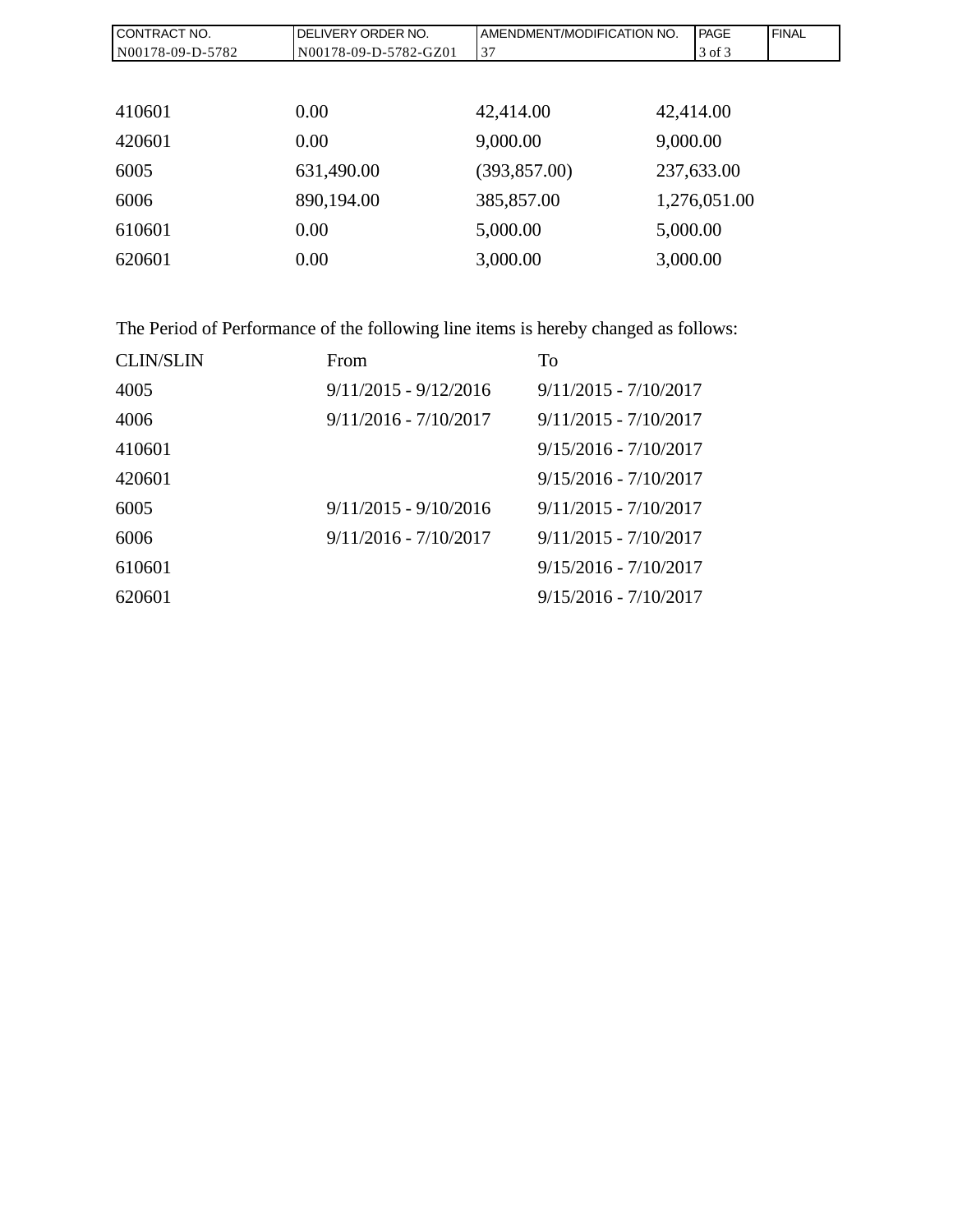| | | | |
|---|---|---|---|
| 410601 | 0.00 | 42,414.00 | 42,414.00 |
| 420601 | 0.00 | 9,000.00 | 9,000.00 |
| 6005 | 631,490.00 | (393,857.00) | 237,633.00 |
| 6006 | 890,194.00 | 385,857.00 | 1,276,051.00 |
| 610601 | 0.00 | 5,000.00 | 5,000.00 |
| 620601 | 0.00 | 3,000.00 | 3,000.00 |

The Period of Performance of the following line items is hereby changed as follows:

| CLIN/SLIN | From | To |
|---|---|---|
| 4005 | 9/11/2015 - 9/12/2016 | 9/11/2015 - 7/10/2017 |
| 4006 | 9/11/2016 - 7/10/2017 | 9/11/2015 - 7/10/2017 |
| 410601 | | 9/15/2016 - 7/10/2017 |
| 420601 | | 9/15/2016 - 7/10/2017 |
| 6005 | 9/11/2015 - 9/10/2016 | 9/11/2015 - 7/10/2017 |
| 6006 | 9/11/2016 - 7/10/2017 | 9/11/2015 - 7/10/2017 |
| 610601 | | 9/15/2016 - 7/10/2017 |
| 620601 | | 9/15/2016 - 7/10/2017 |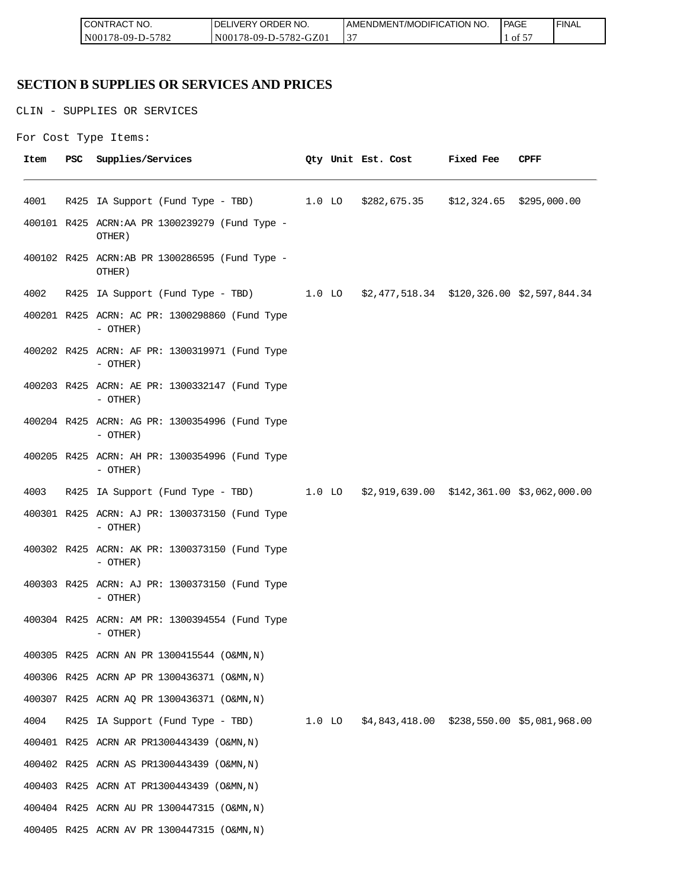## SECTION B SUPPLIES OR SERVICES AND PRICES

CLIN - SUPPLIES OR SERVICES

For Cost Type Items:

| Item | PSC | Supplies/Services | Qty | Unit | Est. Cost | Fixed Fee | CPFF |
|---|---|---|---|---|---|---|---|
| 4001 | R425 | IA Support (Fund Type - TBD) | 1.0 | LO | $282,675.35 | $12,324.65 | $295,000.00 |
| 400101 | R425 | ACRN:AA PR 1300239279 (Fund Type - OTHER) | | | | | |
| 400102 | R425 | ACRN:AB PR 1300286595 (Fund Type - OTHER) | | | | | |
| 4002 | R425 | IA Support (Fund Type - TBD) | 1.0 | LO | $2,477,518.34 | $120,326.00 | $2,597,844.34 |
| 400201 | R425 | ACRN: AC PR: 1300298860 (Fund Type - OTHER) | | | | | |
| 400202 | R425 | ACRN: AF PR: 1300319971 (Fund Type - OTHER) | | | | | |
| 400203 | R425 | ACRN: AE PR: 1300332147 (Fund Type - OTHER) | | | | | |
| 400204 | R425 | ACRN: AG PR: 1300354996 (Fund Type - OTHER) | | | | | |
| 400205 | R425 | ACRN: AH PR: 1300354996 (Fund Type - OTHER) | | | | | |
| 4003 | R425 | IA Support (Fund Type - TBD) | 1.0 | LO | $2,919,639.00 | $142,361.00 | $3,062,000.00 |
| 400301 | R425 | ACRN: AJ PR: 1300373150 (Fund Type - OTHER) | | | | | |
| 400302 | R425 | ACRN: AK PR: 1300373150 (Fund Type - OTHER) | | | | | |
| 400303 | R425 | ACRN: AJ PR: 1300373150 (Fund Type - OTHER) | | | | | |
| 400304 | R425 | ACRN: AM PR: 1300394554 (Fund Type - OTHER) | | | | | |
| 400305 | R425 | ACRN AN PR 1300415544 (O&MN,N) | | | | | |
| 400306 | R425 | ACRN AP PR 1300436371 (O&MN,N) | | | | | |
| 400307 | R425 | ACRN AQ PR 1300436371 (O&MN,N) | | | | | |
| 4004 | R425 | IA Support (Fund Type - TBD) | 1.0 | LO | $4,843,418.00 | $238,550.00 | $5,081,968.00 |
| 400401 | R425 | ACRN AR PR1300443439 (O&MN,N) | | | | | |
| 400402 | R425 | ACRN AS PR1300443439 (O&MN,N) | | | | | |
| 400403 | R425 | ACRN AT PR1300443439 (O&MN,N) | | | | | |
| 400404 | R425 | ACRN AU PR 1300447315 (O&MN,N) | | | | | |
| 400405 | R425 | ACRN AV PR 1300447315 (O&MN,N) | | | | | |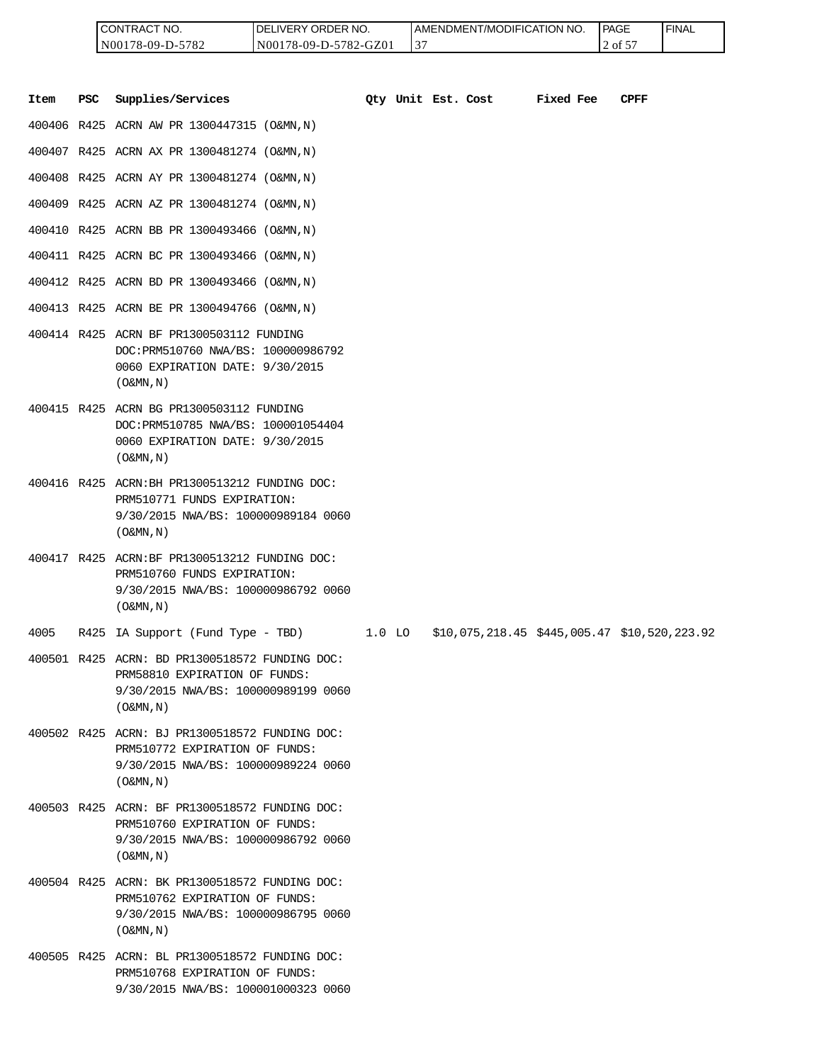| CONTRACT NO. | DELIVERY ORDER NO. | AMENDMENT/MODIFICATION NO. | PAGE | FINAL |
|---|---|---|---|---|
| N00178-09-D-5782 | N00178-09-D-5782-GZ01 | 37 | 2 of 57 | |

| Item | PSC | Supplies/Services | Qty | Unit | Est. Cost | Fixed Fee | CPFF |
|---|---|---|---|---|---|---|---|
| 400406 | R425 | ACRN AW PR 1300447315 (O&MN,N) | | | | | |
| 400407 | R425 | ACRN AX PR 1300481274 (O&MN,N) | | | | | |
| 400408 | R425 | ACRN AY PR 1300481274 (O&MN,N) | | | | | |
| 400409 | R425 | ACRN AZ PR 1300481274 (O&MN,N) | | | | | |
| 400410 | R425 | ACRN BB PR 1300493466 (O&MN,N) | | | | | |
| 400411 | R425 | ACRN BC PR 1300493466 (O&MN,N) | | | | | |
| 400412 | R425 | ACRN BD PR 1300493466 (O&MN,N) | | | | | |
| 400413 | R425 | ACRN BE PR 1300494766 (O&MN,N) | | | | | |
| 400414 | R425 | ACRN BF PR1300503112 FUNDING DOC:PRM510760 NWA/BS: 100000986792 0060 EXPIRATION DATE: 9/30/2015 (O&MN,N) | | | | | |
| 400415 | R425 | ACRN BG PR1300503112 FUNDING DOC:PRM510785 NWA/BS: 100001054404 0060 EXPIRATION DATE: 9/30/2015 (O&MN,N) | | | | | |
| 400416 | R425 | ACRN:BH PR1300513212 FUNDING DOC: PRM510771 FUNDS EXPIRATION: 9/30/2015 NWA/BS: 100000989184 0060 (O&MN,N) | | | | | |
| 400417 | R425 | ACRN:BF PR1300513212 FUNDING DOC: PRM510760 FUNDS EXPIRATION: 9/30/2015 NWA/BS: 100000986792 0060 (O&MN,N) | | | | | |
| 4005 | R425 | IA Support (Fund Type - TBD) | 1.0 | LO | $10,075,218.45 | $445,005.47 | $10,520,223.92 |
| 400501 | R425 | ACRN: BD PR1300518572 FUNDING DOC: PRM58810 EXPIRATION OF FUNDS: 9/30/2015 NWA/BS: 100000989199 0060 (O&MN,N) | | | | | |
| 400502 | R425 | ACRN: BJ PR1300518572 FUNDING DOC: PRM510772 EXPIRATION OF FUNDS: 9/30/2015 NWA/BS: 100000989224 0060 (O&MN,N) | | | | | |
| 400503 | R425 | ACRN: BF PR1300518572 FUNDING DOC: PRM510760 EXPIRATION OF FUNDS: 9/30/2015 NWA/BS: 100000986792 0060 (O&MN,N) | | | | | |
| 400504 | R425 | ACRN: BK PR1300518572 FUNDING DOC: PRM510762 EXPIRATION OF FUNDS: 9/30/2015 NWA/BS: 100000986795 0060 (O&MN,N) | | | | | |
| 400505 | R425 | ACRN: BL PR1300518572 FUNDING DOC: PRM510768 EXPIRATION OF FUNDS: 9/30/2015 NWA/BS: 100001000323 0060 | | | | | |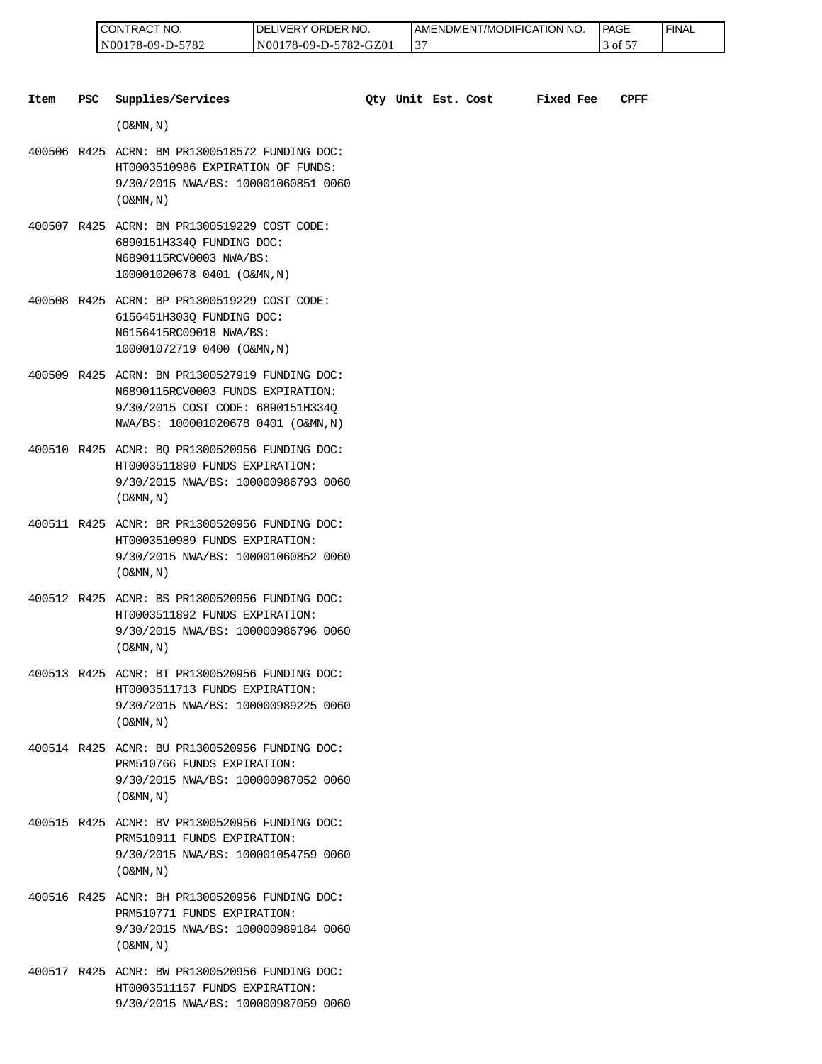| Item | PSC | Supplies/Services | Qty | Unit | Est. Cost | Fixed Fee | CPFF |
|---|---|---|---|---|---|---|---|
| | | (O&MN,N) | | | | | |
| 400506 | R425 | ACRN: BM PR1300518572 FUNDING DOC: HT0003510986 EXPIRATION OF FUNDS: 9/30/2015 NWA/BS: 100001060851 0060 (O&MN,N) | | | | | |
| 400507 | R425 | ACRN: BN PR1300519229 COST CODE: 6890151H334Q FUNDING DOC: N6890115RCV0003 NWA/BS: 100001020678 0401 (O&MN,N) | | | | | |
| 400508 | R425 | ACRN: BP PR1300519229 COST CODE: 6156451H303Q FUNDING DOC: N6156415RC09018 NWA/BS: 100001072719 0400 (O&MN,N) | | | | | |
| 400509 | R425 | ACRN: BN PR1300527919 FUNDING DOC: N6890115RCV0003 FUNDS EXPIRATION: 9/30/2015 COST CODE: 6890151H334Q NWA/BS: 100001020678 0401 (O&MN,N) | | | | | |
| 400510 | R425 | ACNR: BQ PR1300520956 FUNDING DOC: HT0003511890 FUNDS EXPIRATION: 9/30/2015 NWA/BS: 100000986793 0060 (O&MN,N) | | | | | |
| 400511 | R425 | ACNR: BR PR1300520956 FUNDING DOC: HT0003510989 FUNDS EXPIRATION: 9/30/2015 NWA/BS: 100001060852 0060 (O&MN,N) | | | | | |
| 400512 | R425 | ACNR: BS PR1300520956 FUNDING DOC: HT0003511892 FUNDS EXPIRATION: 9/30/2015 NWA/BS: 100000986796 0060 (O&MN,N) | | | | | |
| 400513 | R425 | ACNR: BT PR1300520956 FUNDING DOC: HT0003511713 FUNDS EXPIRATION: 9/30/2015 NWA/BS: 100000989225 0060 (O&MN,N) | | | | | |
| 400514 | R425 | ACNR: BU PR1300520956 FUNDING DOC: PRM510766 FUNDS EXPIRATION: 9/30/2015 NWA/BS: 100000987052 0060 (O&MN,N) | | | | | |
| 400515 | R425 | ACNR: BV PR1300520956 FUNDING DOC: PRM510911 FUNDS EXPIRATION: 9/30/2015 NWA/BS: 100001054759 0060 (O&MN,N) | | | | | |
| 400516 | R425 | ACNR: BH PR1300520956 FUNDING DOC: PRM510771 FUNDS EXPIRATION: 9/30/2015 NWA/BS: 100000989184 0060 (O&MN,N) | | | | | |
| 400517 | R425 | ACNR: BW PR1300520956 FUNDING DOC: HT0003511157 FUNDS EXPIRATION: 9/30/2015 NWA/BS: 100000987059 0060 | | | | | |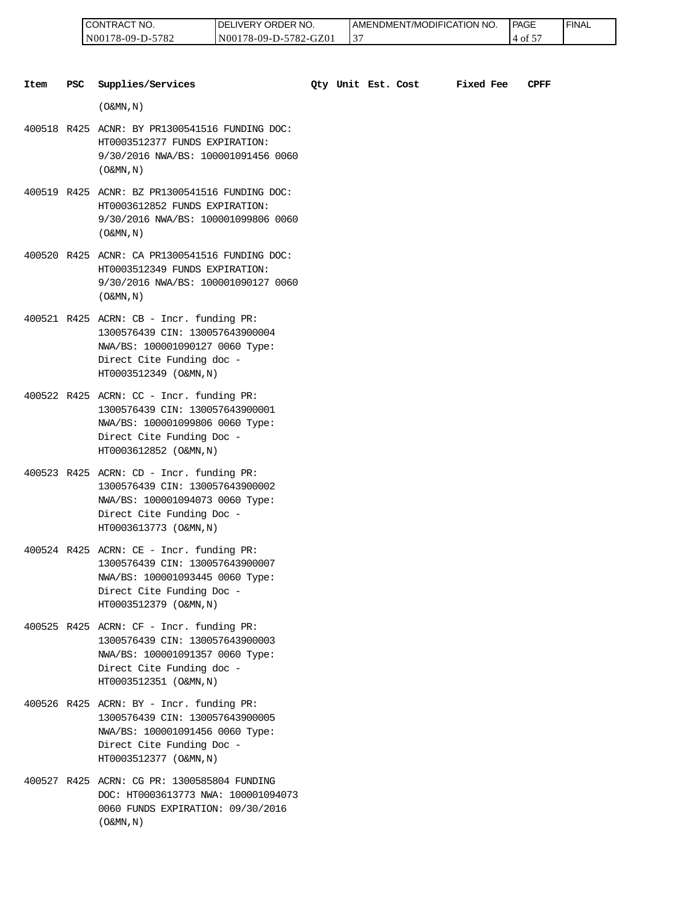| Item | PSC | Supplies/Services | Qty | Unit | Est. Cost | Fixed Fee | CPFF |
|---|---|---|---|---|---|---|---|
| | | (O&MN,N) | | | | | |
| 400518 | R425 | ACNR: BY PR1300541516 FUNDING DOC: HT0003512377 FUNDS EXPIRATION: 9/30/2016 NWA/BS: 100001091456 0060 (O&MN,N) | | | | | |
| 400519 | R425 | ACNR: BZ PR1300541516 FUNDING DOC: HT0003612852 FUNDS EXPIRATION: 9/30/2016 NWA/BS: 100001099806 0060 (O&MN,N) | | | | | |
| 400520 | R425 | ACNR: CA PR1300541516 FUNDING DOC: HT0003512349 FUNDS EXPIRATION: 9/30/2016 NWA/BS: 100001090127 0060 (O&MN,N) | | | | | |
| 400521 | R425 | ACRN: CB - Incr. funding PR: 1300576439 CIN: 130057643900004 NWA/BS: 100001090127 0060 Type: Direct Cite Funding doc - HT0003512349 (O&MN,N) | | | | | |
| 400522 | R425 | ACRN: CC - Incr. funding PR: 1300576439 CIN: 130057643900001 NWA/BS: 100001099806 0060 Type: Direct Cite Funding Doc - HT0003612852 (O&MN,N) | | | | | |
| 400523 | R425 | ACRN: CD - Incr. funding PR: 1300576439 CIN: 130057643900002 NWA/BS: 100001094073 0060 Type: Direct Cite Funding Doc - HT0003613773 (O&MN,N) | | | | | |
| 400524 | R425 | ACRN: CE - Incr. funding PR: 1300576439 CIN: 130057643900007 NWA/BS: 100001093445 0060 Type: Direct Cite Funding Doc - HT0003512379 (O&MN,N) | | | | | |
| 400525 | R425 | ACRN: CF - Incr. funding PR: 1300576439 CIN: 130057643900003 NWA/BS: 100001091357 0060 Type: Direct Cite Funding doc - HT0003512351 (O&MN,N) | | | | | |
| 400526 | R425 | ACRN: BY - Incr. funding PR: 1300576439 CIN: 130057643900005 NWA/BS: 100001091456 0060 Type: Direct Cite Funding Doc - HT0003512377 (O&MN,N) | | | | | |
| 400527 | R425 | ACRN: CG PR: 1300585804 FUNDING DOC: HT0003613773 NWA: 100001094073 0060 FUNDS EXPIRATION: 09/30/2016 (O&MN,N) | | | | | |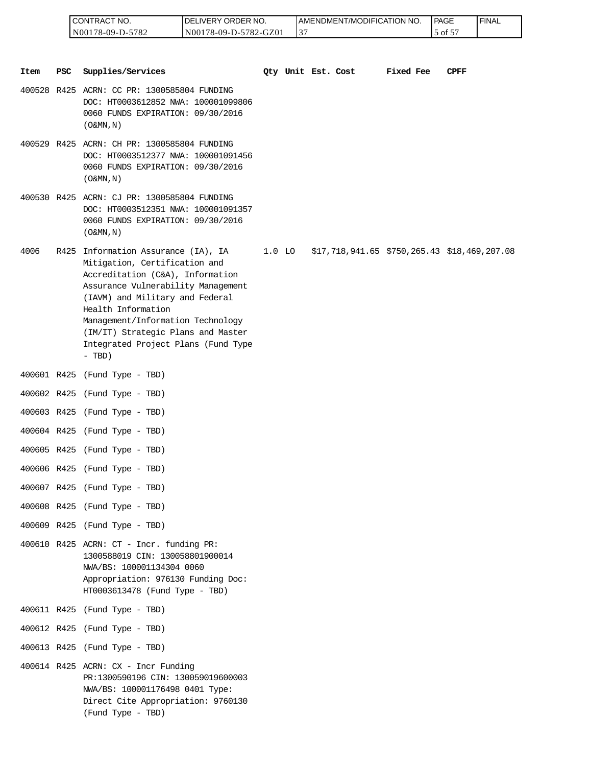| Item | PSC | Supplies/Services | Qty | Unit | Est. Cost | Fixed Fee | CPFF |
|---|---|---|---|---|---|---|---|
| 400528 | R425 | ACRN: CC PR: 1300585804 FUNDING DOC: HT0003612852 NWA: 100001099806 0060 FUNDS EXPIRATION: 09/30/2016 (O&MN,N) | | | | | |
| 400529 | R425 | ACRN: CH PR: 1300585804 FUNDING DOC: HT0003512377 NWA: 100001091456 0060 FUNDS EXPIRATION: 09/30/2016 (O&MN,N) | | | | | |
| 400530 | R425 | ACRN: CJ PR: 1300585804 FUNDING DOC: HT0003512351 NWA: 100001091357 0060 FUNDS EXPIRATION: 09/30/2016 (O&MN,N) | | | | | |
| 4006 | R425 | Information Assurance (IA), IA Mitigation, Certification and Accreditation (C&A), Information Assurance Vulnerability Management (IAVM) and Military and Federal Health Information Management/Information Technology (IM/IT) Strategic Plans and Master Integrated Project Plans (Fund Type - TBD) | 1.0 | LO | $17,718,941.65 | $750,265.43 | $18,469,207.08 |
| 400601 | R425 | (Fund Type - TBD) | | | | | |
| 400602 | R425 | (Fund Type - TBD) | | | | | |
| 400603 | R425 | (Fund Type - TBD) | | | | | |
| 400604 | R425 | (Fund Type - TBD) | | | | | |
| 400605 | R425 | (Fund Type - TBD) | | | | | |
| 400606 | R425 | (Fund Type - TBD) | | | | | |
| 400607 | R425 | (Fund Type - TBD) | | | | | |
| 400608 | R425 | (Fund Type - TBD) | | | | | |
| 400609 | R425 | (Fund Type - TBD) | | | | | |
| 400610 | R425 | ACRN: CT - Incr. funding PR: 1300588019 CIN: 130058801900014 NWA/BS: 100001134304 0060 Appropriation: 976130 Funding Doc: HT0003613478 (Fund Type - TBD) | | | | | |
| 400611 | R425 | (Fund Type - TBD) | | | | | |
| 400612 | R425 | (Fund Type - TBD) | | | | | |
| 400613 | R425 | (Fund Type - TBD) | | | | | |
| 400614 | R425 | ACRN: CX - Incr Funding PR:1300590196 CIN: 130059019600003 NWA/BS: 100001176498 0401 Type: Direct Cite Appropriation: 9760130 (Fund Type - TBD) | | | | | |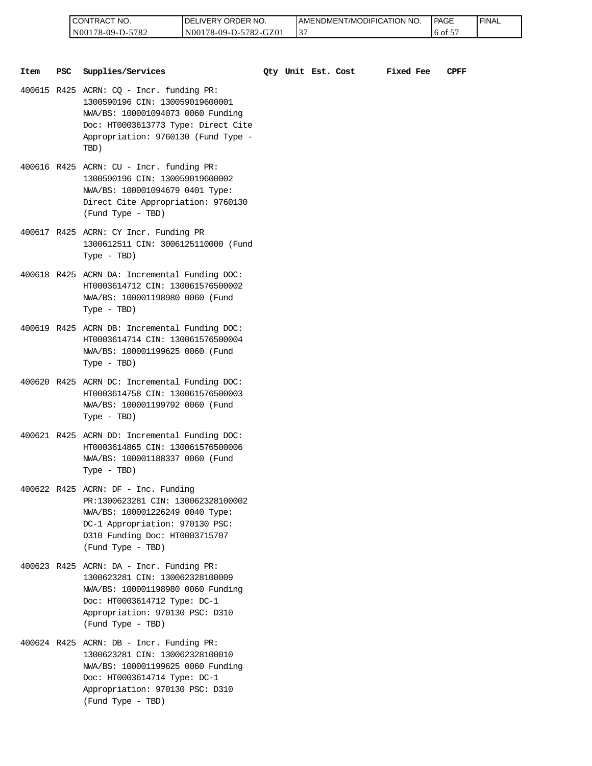| CONTRACT NO. | DELIVERY ORDER NO. | AMENDMENT/MODIFICATION NO. | PAGE | FINAL |
| --- | --- | --- | --- | --- |
| N00178-09-D-5782 | N00178-09-D-5782-GZ01 | 37 | 6 of 57 | |

| Item | PSC | Supplies/Services | Qty | Unit | Est. Cost | Fixed Fee | CPFF |
| --- | --- | --- | --- | --- | --- | --- | --- |
| 400615 | R425 | ACRN: CQ - Incr. funding PR: 1300590196 CIN: 130059019600001 NWA/BS: 100001094073 0060 Funding Doc: HT0003613773 Type: Direct Cite Appropriation: 9760130 (Fund Type - TBD) | | | | | |
| 400616 | R425 | ACRN: CU - Incr. funding PR: 1300590196 CIN: 130059019600002 NWA/BS: 100001094679 0401 Type: Direct Cite Appropriation: 9760130 (Fund Type - TBD) | | | | | |
| 400617 | R425 | ACRN: CY Incr. Funding PR 1300612511 CIN: 3006125110000 (Fund Type - TBD) | | | | | |
| 400618 | R425 | ACRN DA: Incremental Funding DOC: HT0003614712 CIN: 130061576500002 NWA/BS: 100001198980 0060 (Fund Type - TBD) | | | | | |
| 400619 | R425 | ACRN DB: Incremental Funding DOC: HT0003614714 CIN: 130061576500004 NWA/BS: 100001199625 0060 (Fund Type - TBD) | | | | | |
| 400620 | R425 | ACRN DC: Incremental Funding DOC: HT0003614758 CIN: 130061576500003 NWA/BS: 100001199792 0060 (Fund Type - TBD) | | | | | |
| 400621 | R425 | ACRN DD: Incremental Funding DOC: HT0003614865 CIN: 130061576500006 NWA/BS: 100001188337 0060 (Fund Type - TBD) | | | | | |
| 400622 | R425 | ACRN: DF - Inc. Funding PR:1300623281 CIN: 130062328100002 NWA/BS: 100001226249 0040 Type: DC-1 Appropriation: 970130 PSC: D310 Funding Doc: HT0003715707 (Fund Type - TBD) | | | | | |
| 400623 | R425 | ACRN: DA - Incr. Funding PR: 1300623281 CIN: 130062328100009 NWA/BS: 100001198980 0060 Funding Doc: HT0003614712 Type: DC-1 Appropriation: 970130 PSC: D310 (Fund Type - TBD) | | | | | |
| 400624 | R425 | ACRN: DB - Incr. Funding PR: 1300623281 CIN: 130062328100010 NWA/BS: 100001199625 0060 Funding Doc: HT0003614714 Type: DC-1 Appropriation: 970130 PSC: D310 (Fund Type - TBD) | | | | | |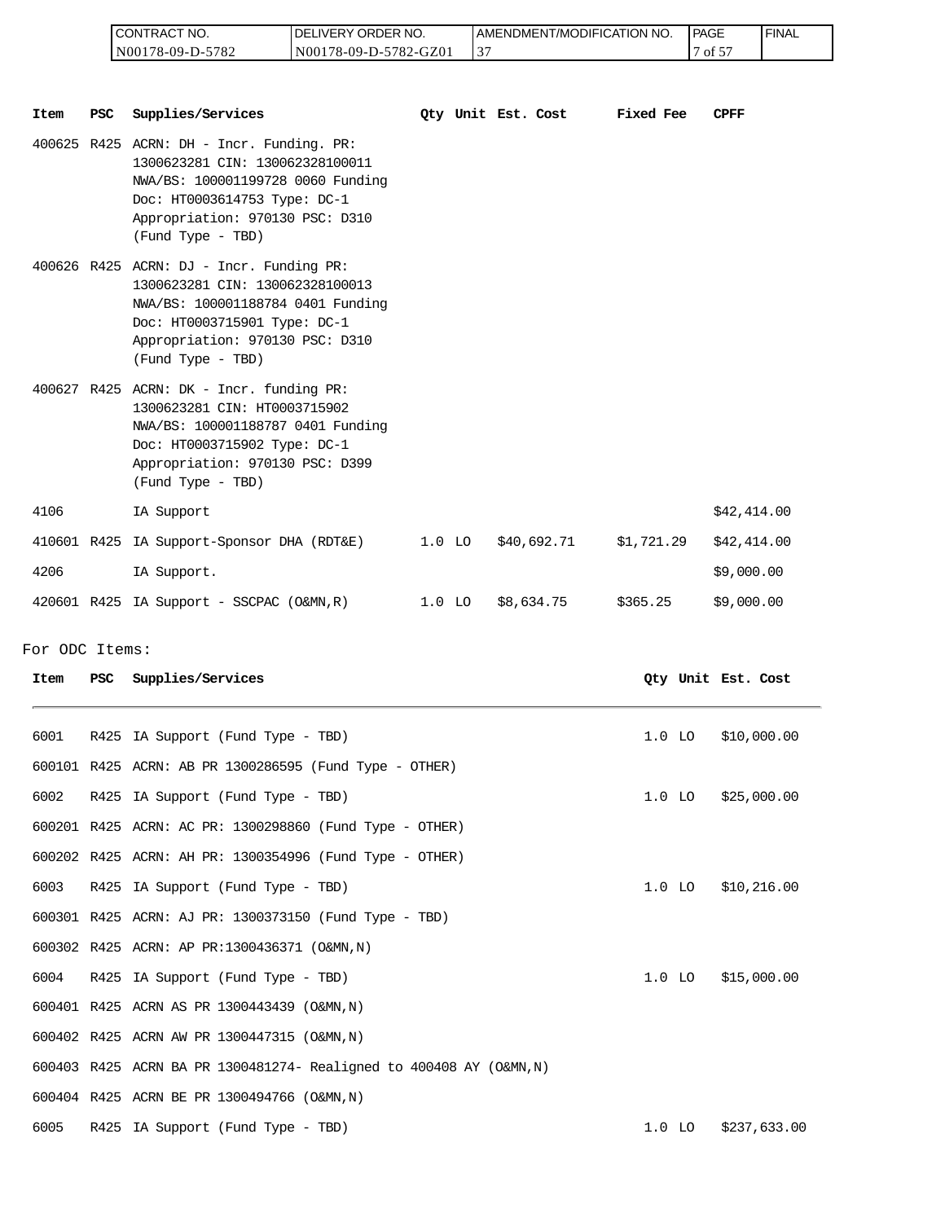| CONTRACT NO. | DELIVERY ORDER NO. | AMENDMENT/MODIFICATION NO. | PAGE | FINAL |
|---|---|---|---|---|
| N00178-09-D-5782 | N00178-09-D-5782-GZ01 | 37 | 7 of 57 | |

| Item | PSC | Supplies/Services | Qty | Unit | Est. Cost | Fixed Fee | CPFF |
|---|---|---|---|---|---|---|---|
| 400625 | R425 | ACRN: DH - Incr. Funding. PR: 1300623281 CIN: 130062328100011 NWA/BS: 100001199728 0060 Funding Doc: HT0003614753 Type: DC-1 Appropriation: 970130 PSC: D310 (Fund Type - TBD) | | | | | |
| 400626 | R425 | ACRN: DJ - Incr. Funding PR: 1300623281 CIN: 130062328100013 NWA/BS: 100001188784 0401 Funding Doc: HT0003715901 Type: DC-1 Appropriation: 970130 PSC: D310 (Fund Type - TBD) | | | | | |
| 400627 | R425 | ACRN: DK - Incr. funding PR: 1300623281 CIN: HT0003715902 NWA/BS: 100001188787 0401 Funding Doc: HT0003715902 Type: DC-1 Appropriation: 970130 PSC: D399 (Fund Type - TBD) | | | | | |
| 4106 | | IA Support | | | | | $42,414.00 |
| 410601 | R425 | IA Support-Sponsor DHA (RDT&E) | 1.0 | LO | $40,692.71 | $1,721.29 | $42,414.00 |
| 4206 | | IA Support. | | | | | $9,000.00 |
| 420601 | R425 | IA Support - SSCPAC (O&MN,R) | 1.0 | LO | $8,634.75 | $365.25 | $9,000.00 |

For ODC Items:

| Item | PSC | Supplies/Services | Qty | Unit | Est. Cost |
|---|---|---|---|---|---|
| 6001 | R425 | IA Support (Fund Type - TBD) | 1.0 | LO | $10,000.00 |
| 600101 | R425 | ACRN: AB PR 1300286595 (Fund Type - OTHER) | | | |
| 6002 | R425 | IA Support (Fund Type - TBD) | 1.0 | LO | $25,000.00 |
| 600201 | R425 | ACRN: AC PR: 1300298860 (Fund Type - OTHER) | | | |
| 600202 | R425 | ACRN: AH PR: 1300354996 (Fund Type - OTHER) | | | |
| 6003 | R425 | IA Support (Fund Type - TBD) | 1.0 | LO | $10,216.00 |
| 600301 | R425 | ACRN: AJ PR: 1300373150 (Fund Type - TBD) | | | |
| 600302 | R425 | ACRN: AP PR:1300436371 (O&MN,N) | | | |
| 6004 | R425 | IA Support (Fund Type - TBD) | 1.0 | LO | $15,000.00 |
| 600401 | R425 | ACRN AS PR 1300443439 (O&MN,N) | | | |
| 600402 | R425 | ACRN AW PR 1300447315 (O&MN,N) | | | |
| 600403 | R425 | ACRN BA PR 1300481274- Realigned to 400408 AY (O&MN,N) | | | |
| 600404 | R425 | ACRN BE PR 1300494766 (O&MN,N) | | | |
| 6005 | R425 | IA Support (Fund Type - TBD) | 1.0 | LO | $237,633.00 |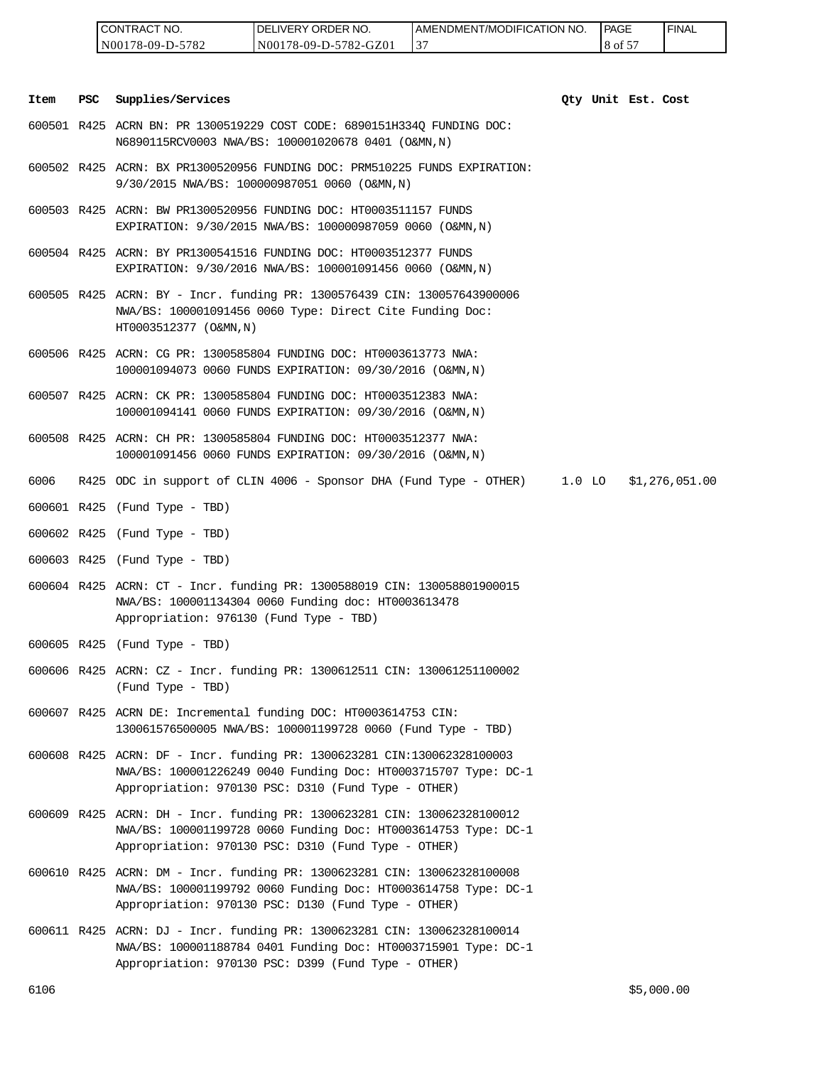| CONTRACT NO. | DELIVERY ORDER NO. | AMENDMENT/MODIFICATION NO. | PAGE | FINAL |
|---|---|---|---|---|
| N00178-09-D-5782 | N00178-09-D-5782-GZ01 | 37 | 8 of 57 | |

| Item | PSC | Supplies/Services | Qty | Unit | Est. Cost |
|---|---|---|---|---|---|
| 600501 | R425 | ACRN BN: PR 1300519229 COST CODE: 6890151H334Q FUNDING DOC: N6890115RCV0003 NWA/BS: 100001020678 0401 (O&MN,N) | | | |
| 600502 | R425 | ACRN: BX PR1300520956 FUNDING DOC: PRM510225 FUNDS EXPIRATION: 9/30/2015 NWA/BS: 100000987051 0060 (O&MN,N) | | | |
| 600503 | R425 | ACRN: BW PR1300520956 FUNDING DOC: HT0003511157 FUNDS EXPIRATION: 9/30/2015 NWA/BS: 100000987059 0060 (O&MN,N) | | | |
| 600504 | R425 | ACRN: BY PR1300541516 FUNDING DOC: HT0003512377 FUNDS EXPIRATION: 9/30/2016 NWA/BS: 100001091456 0060 (O&MN,N) | | | |
| 600505 | R425 | ACRN: BY - Incr. funding PR: 1300576439 CIN: 130057643900006 NWA/BS: 100001091456 0060 Type: Direct Cite Funding Doc: HT0003512377 (O&MN,N) | | | |
| 600506 | R425 | ACRN: CG PR: 1300585804 FUNDING DOC: HT0003613773 NWA: 100001094073 0060 FUNDS EXPIRATION: 09/30/2016 (O&MN,N) | | | |
| 600507 | R425 | ACRN: CK PR: 1300585804 FUNDING DOC: HT0003512383 NWA: 100001094141 0060 FUNDS EXPIRATION: 09/30/2016 (O&MN,N) | | | |
| 600508 | R425 | ACRN: CH PR: 1300585804 FUNDING DOC: HT0003512377 NWA: 100001091456 0060 FUNDS EXPIRATION: 09/30/2016 (O&MN,N) | | | |
| 6006 | R425 | ODC in support of CLIN 4006 - Sponsor DHA (Fund Type - OTHER) | 1.0 | LO | $1,276,051.00 |
| 600601 | R425 | (Fund Type - TBD) | | | |
| 600602 | R425 | (Fund Type - TBD) | | | |
| 600603 | R425 | (Fund Type - TBD) | | | |
| 600604 | R425 | ACRN: CT - Incr. funding PR: 1300588019 CIN: 130058801900015 NWA/BS: 100001134304 0060 Funding doc: HT0003613478 Appropriation: 976130 (Fund Type - TBD) | | | |
| 600605 | R425 | (Fund Type - TBD) | | | |
| 600606 | R425 | ACRN: CZ - Incr. funding PR: 1300612511 CIN: 130061251100002 (Fund Type - TBD) | | | |
| 600607 | R425 | ACRN DE: Incremental funding DOC: HT0003614753 CIN: 130061576500005 NWA/BS: 100001199728 0060 (Fund Type - TBD) | | | |
| 600608 | R425 | ACRN: DF - Incr. funding PR: 1300623281 CIN:130062328100003 NWA/BS: 100001226249 0040 Funding Doc: HT0003715707 Type: DC-1 Appropriation: 970130 PSC: D310 (Fund Type - OTHER) | | | |
| 600609 | R425 | ACRN: DH - Incr. funding PR: 1300623281 CIN: 130062328100012 NWA/BS: 100001199728 0060 Funding Doc: HT0003614753 Type: DC-1 Appropriation: 970130 PSC: D310 (Fund Type - OTHER) | | | |
| 600610 | R425 | ACRN: DM - Incr. funding PR: 1300623281 CIN: 130062328100008 NWA/BS: 100001199792 0060 Funding Doc: HT0003614758 Type: DC-1 Appropriation: 970130 PSC: D130 (Fund Type - OTHER) | | | |
| 600611 | R425 | ACRN: DJ - Incr. funding PR: 1300623281 CIN: 130062328100014 NWA/BS: 100001188784 0401 Funding Doc: HT0003715901 Type: DC-1 Appropriation: 970130 PSC: D399 (Fund Type - OTHER) | | | |
| 6106 | | | | | $5,000.00 |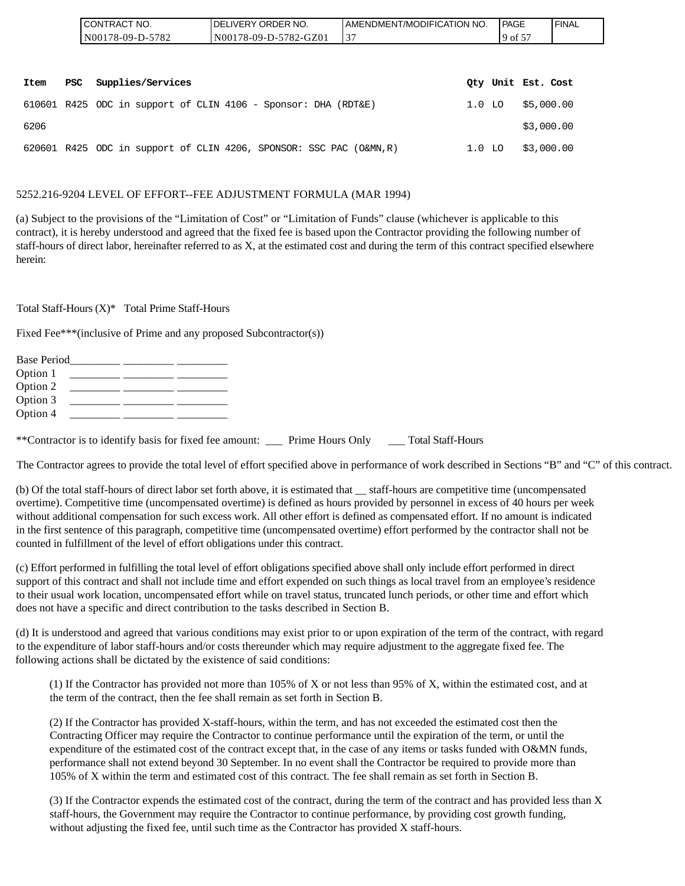| Item | PSC | Supplies/Services | Qty | Unit | Est. Cost |
|---|---|---|---|---|---|
| 610601 | R425 | ODC in support of CLIN 4106 - Sponsor: DHA (RDT&E) | 1.0 | LO | $5,000.00 |
| 6206 | | | | | $3,000.00 |
| 620601 | R425 | ODC in support of CLIN 4206, SPONSOR: SSC PAC (O&MN,R) | 1.0 | LO | $3,000.00 |

5252.216-9204 LEVEL OF EFFORT--FEE ADJUSTMENT FORMULA (MAR 1994)

(a) Subject to the provisions of the "Limitation of Cost" or "Limitation of Funds" clause (whichever is applicable to this contract), it is hereby understood and agreed that the fixed fee is based upon the Contractor providing the following number of staff-hours of direct labor, hereinafter referred to as X, at the estimated cost and during the term of this contract specified elsewhere herein:

Total Staff-Hours (X)* Total Prime Staff-Hours

Fixed Fee***(inclusive of Prime and any proposed Subcontractor(s))

Base Period_________ _________ _________
Option 1 _________ _________ _________
Option 2 _________ _________ _________
Option 3 _________ _________ _________
Option 4 _________ _________ _________

**Contractor is to identify basis for fixed fee amount: ___ Prime Hours Only ___ Total Staff-Hours

The Contractor agrees to provide the total level of effort specified above in performance of work described in Sections "B" and "C" of this contract.

(b) Of the total staff-hours of direct labor set forth above, it is estimated that __ staff-hours are competitive time (uncompensated overtime). Competitive time (uncompensated overtime) is defined as hours provided by personnel in excess of 40 hours per week without additional compensation for such excess work. All other effort is defined as compensated effort. If no amount is indicated in the first sentence of this paragraph, competitive time (uncompensated overtime) effort performed by the contractor shall not be counted in fulfillment of the level of effort obligations under this contract.

(c) Effort performed in fulfilling the total level of effort obligations specified above shall only include effort performed in direct support of this contract and shall not include time and effort expended on such things as local travel from an employee's residence to their usual work location, uncompensated effort while on travel status, truncated lunch periods, or other time and effort which does not have a specific and direct contribution to the tasks described in Section B.

(d) It is understood and agreed that various conditions may exist prior to or upon expiration of the term of the contract, with regard to the expenditure of labor staff-hours and/or costs thereunder which may require adjustment to the aggregate fixed fee. The following actions shall be dictated by the existence of said conditions:

(1) If the Contractor has provided not more than 105% of X or not less than 95% of X, within the estimated cost, and at the term of the contract, then the fee shall remain as set forth in Section B.

(2) If the Contractor has provided X-staff-hours, within the term, and has not exceeded the estimated cost then the Contracting Officer may require the Contractor to continue performance until the expiration of the term, or until the expenditure of the estimated cost of the contract except that, in the case of any items or tasks funded with O&MN funds, performance shall not extend beyond 30 September. In no event shall the Contractor be required to provide more than 105% of X within the term and estimated cost of this contract. The fee shall remain as set forth in Section B.

(3) If the Contractor expends the estimated cost of the contract, during the term of the contract and has provided less than X staff-hours, the Government may require the Contractor to continue performance, by providing cost growth funding, without adjusting the fixed fee, until such time as the Contractor has provided X staff-hours.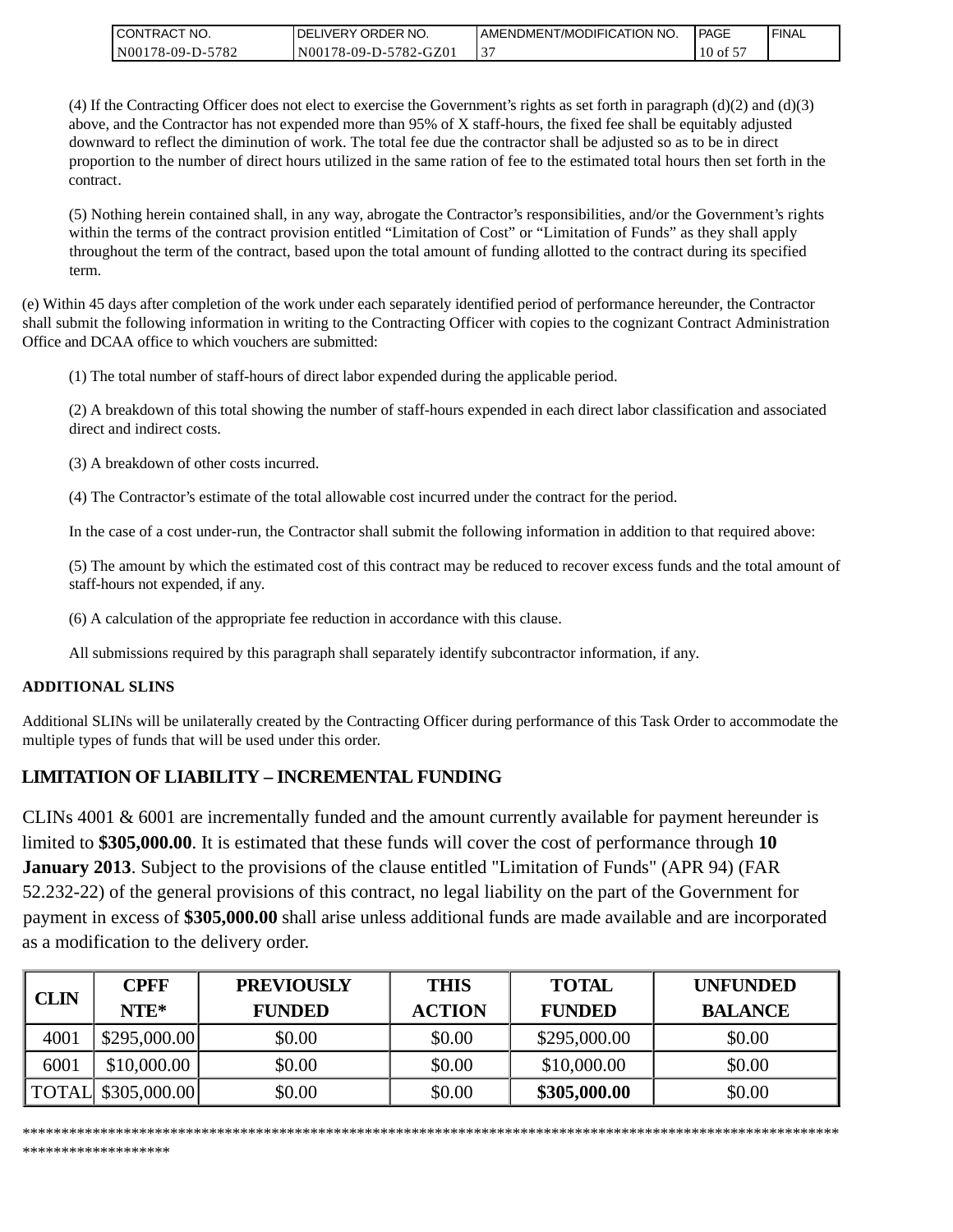(4) If the Contracting Officer does not elect to exercise the Government's rights as set forth in paragraph (d)(2) and (d)(3) above, and the Contractor has not expended more than 95% of X staff-hours, the fixed fee shall be equitably adjusted downward to reflect the diminution of work. The total fee due the contractor shall be adjusted so as to be in direct proportion to the number of direct hours utilized in the same ration of fee to the estimated total hours then set forth in the contract.

(5) Nothing herein contained shall, in any way, abrogate the Contractor's responsibilities, and/or the Government's rights within the terms of the contract provision entitled "Limitation of Cost" or "Limitation of Funds" as they shall apply throughout the term of the contract, based upon the total amount of funding allotted to the contract during its specified term.

(e) Within 45 days after completion of the work under each separately identified period of performance hereunder, the Contractor shall submit the following information in writing to the Contracting Officer with copies to the cognizant Contract Administration Office and DCAA office to which vouchers are submitted:

(1) The total number of staff-hours of direct labor expended during the applicable period.

(2) A breakdown of this total showing the number of staff-hours expended in each direct labor classification and associated direct and indirect costs.

(3) A breakdown of other costs incurred.

(4) The Contractor's estimate of the total allowable cost incurred under the contract for the period.

In the case of a cost under-run, the Contractor shall submit the following information in addition to that required above:

(5) The amount by which the estimated cost of this contract may be reduced to recover excess funds and the total amount of staff-hours not expended, if any.

(6) A calculation of the appropriate fee reduction in accordance with this clause.

All submissions required by this paragraph shall separately identify subcontractor information, if any.

**ADDITIONAL SLINS**

Additional SLINs will be unilaterally created by the Contracting Officer during performance of this Task Order to accommodate the multiple types of funds that will be used under this order.

## LIMITATION OF LIABILITY – INCREMENTAL FUNDING

CLINs 4001 & 6001 are incrementally funded and the amount currently available for payment hereunder is limited to **$305,000.00**. It is estimated that these funds will cover the cost of performance through **10 January 2013**. Subject to the provisions of the clause entitled "Limitation of Funds" (APR 94) (FAR 52.232-22) of the general provisions of this contract, no legal liability on the part of the Government for payment in excess of **$305,000.00** shall arise unless additional funds are made available and are incorporated as a modification to the delivery order.

| CLIN | CPFF NTE* | PREVIOUSLY FUNDED | THIS ACTION | TOTAL FUNDED | UNFUNDED BALANCE |
|---|---|---|---|---|---|
| 4001 | $295,000.00 | $0.00 | $0.00 | $295,000.00 | $0.00 |
| 6001 | $10,000.00 | $0.00 | $0.00 | $10,000.00 | $0.00 |
| TOTAL | $305,000.00 | $0.00 | $0.00 | **$305,000.00** | $0.00 |

******************************************************************************************************************************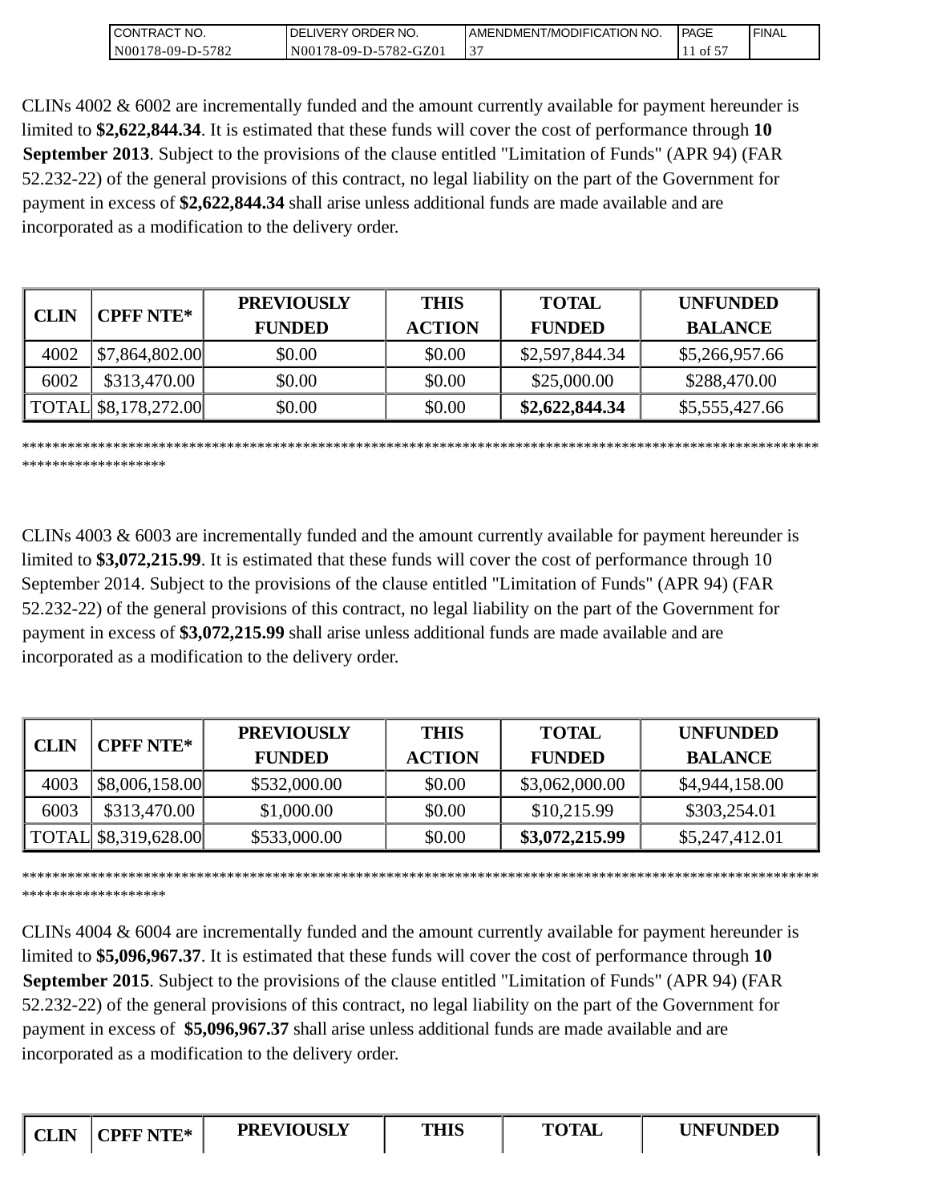CLINs 4002 & 6002 are incrementally funded and the amount currently available for payment hereunder is limited to **$2,622,844.34**. It is estimated that these funds will cover the cost of performance through **10 September 2013**. Subject to the provisions of the clause entitled "Limitation of Funds" (APR 94) (FAR 52.232-22) of the general provisions of this contract, no legal liability on the part of the Government for payment in excess of **$2,622,844.34** shall arise unless additional funds are made available and are incorporated as a modification to the delivery order.

| CLIN | CPFF NTE* | PREVIOUSLY FUNDED | THIS ACTION | TOTAL FUNDED | UNFUNDED BALANCE |
|---|---|---|---|---|---|
| 4002 | $7,864,802.00 | $0.00 | $0.00 | $2,597,844.34 | $5,266,957.66 |
| 6002 | $313,470.00 | $0.00 | $0.00 | $25,000.00 | $288,470.00 |
| TOTAL | $8,178,272.00 | $0.00 | $0.00 | **$2,622,844.34** | $5,555,427.66 |

******************************************************************************************************************************

CLINs 4003 & 6003 are incrementally funded and the amount currently available for payment hereunder is limited to **$3,072,215.99**. It is estimated that these funds will cover the cost of performance through 10 September 2014. Subject to the provisions of the clause entitled "Limitation of Funds" (APR 94) (FAR 52.232-22) of the general provisions of this contract, no legal liability on the part of the Government for payment in excess of **$3,072,215.99** shall arise unless additional funds are made available and are incorporated as a modification to the delivery order.

| CLIN | CPFF NTE* | PREVIOUSLY FUNDED | THIS ACTION | TOTAL FUNDED | UNFUNDED BALANCE |
|---|---|---|---|---|---|
| 4003 | $8,006,158.00 | $532,000.00 | $0.00 | $3,062,000.00 | $4,944,158.00 |
| 6003 | $313,470.00 | $1,000.00 | $0.00 | $10,215.99 | $303,254.01 |
| TOTAL | $8,319,628.00 | $533,000.00 | $0.00 | **$3,072,215.99** | $5,247,412.01 |

******************************************************************************************************************************

CLINs 4004 & 6004 are incrementally funded and the amount currently available for payment hereunder is limited to **$5,096,967.37**. It is estimated that these funds will cover the cost of performance through **10 September 2015**. Subject to the provisions of the clause entitled "Limitation of Funds" (APR 94) (FAR 52.232-22) of the general provisions of this contract, no legal liability on the part of the Government for payment in excess of **$5,096,967.37** shall arise unless additional funds are made available and are incorporated as a modification to the delivery order.

| CLIN | CPFF NTE* | PREVIOUSLY | THIS | TOTAL | UNFUNDED |
|---|---|---|---|---|---|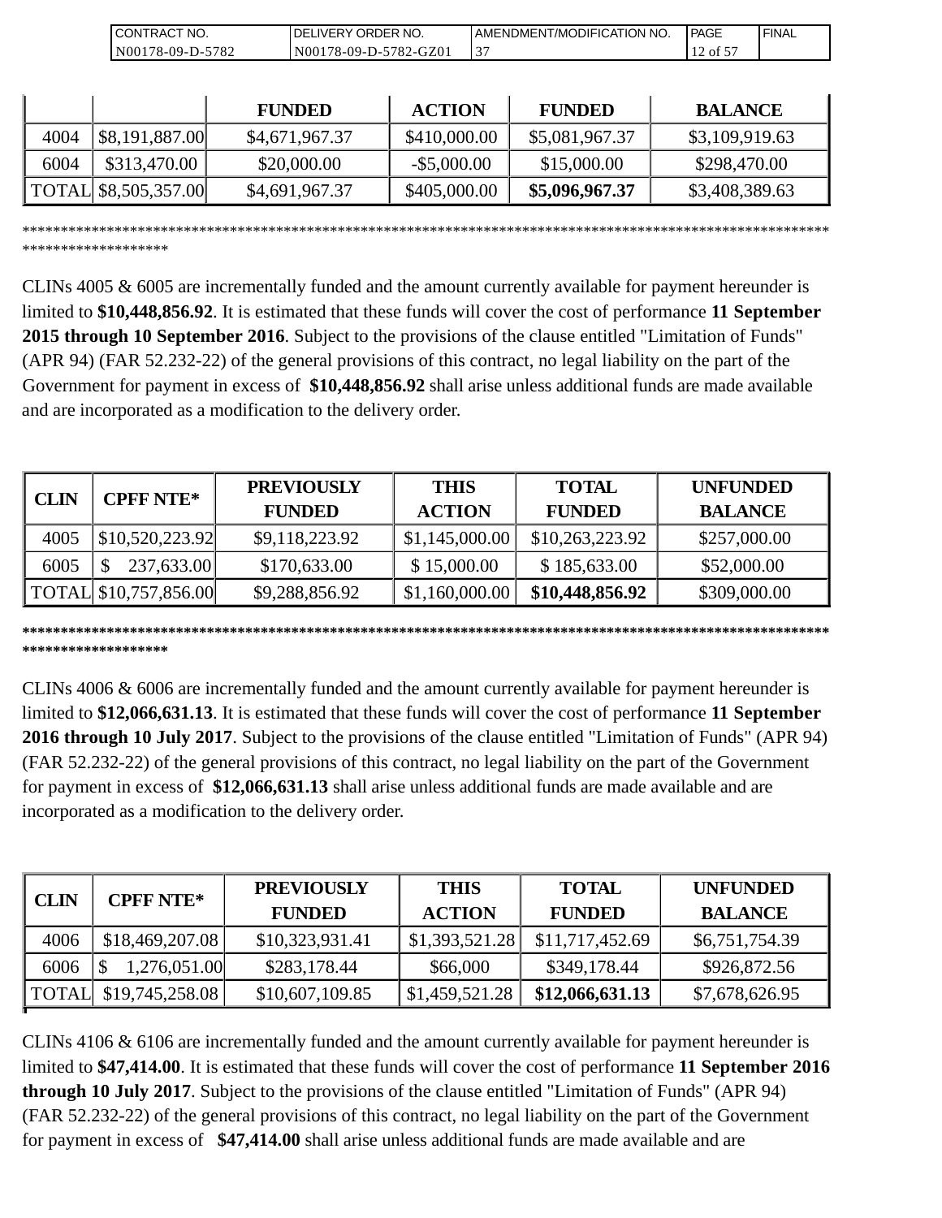| | | FUNDED | ACTION | FUNDED | BALANCE |
|---|---|---|---|---|---|
| 4004 | $8,191,887.00 | $4,671,967.37 | $410,000.00 | $5,081,967.37 | $3,109,919.63 |
| 6004 | $313,470.00 | $20,000.00 | -$5,000.00 | $15,000.00 | $298,470.00 |
| TOTAL | $8,505,357.00 | $4,691,967.37 | $405,000.00 | **$5,096,967.37** | $3,408,389.63 |

******************************************************************************************************************************

CLINs 4005 & 6005 are incrementally funded and the amount currently available for payment hereunder is limited to **$10,448,856.92**. It is estimated that these funds will cover the cost of performance **11 September 2015 through 10 September 2016**. Subject to the provisions of the clause entitled "Limitation of Funds" (APR 94) (FAR 52.232-22) of the general provisions of this contract, no legal liability on the part of the Government for payment in excess of **$10,448,856.92** shall arise unless additional funds are made available and are incorporated as a modification to the delivery order.

| CLIN | CPFF NTE* | PREVIOUSLY FUNDED | THIS ACTION | TOTAL FUNDED | UNFUNDED BALANCE |
|---|---|---|---|---|---|
| 4005 | $10,520,223.92 | $9,118,223.92 | $1,145,000.00 | $10,263,223.92 | $257,000.00 |
| 6005 | $ 237,633.00 | $170,633.00 | $ 15,000.00 | $ 185,633.00 | $52,000.00 |
| TOTAL | $10,757,856.00 | $9,288,856.92 | $1,160,000.00 | **$10,448,856.92** | $309,000.00 |

**************************************************************************************************************************

CLINs 4006 & 6006 are incrementally funded and the amount currently available for payment hereunder is limited to **$12,066,631.13**. It is estimated that these funds will cover the cost of performance **11 September 2016 through 10 July 2017**. Subject to the provisions of the clause entitled "Limitation of Funds" (APR 94) (FAR 52.232-22) of the general provisions of this contract, no legal liability on the part of the Government for payment in excess of **$12,066,631.13** shall arise unless additional funds are made available and are incorporated as a modification to the delivery order.

| CLIN | CPFF NTE* | PREVIOUSLY FUNDED | THIS ACTION | TOTAL FUNDED | UNFUNDED BALANCE |
|---|---|---|---|---|---|
| 4006 | $18,469,207.08 | $10,323,931.41 | $1,393,521.28 | $11,717,452.69 | $6,751,754.39 |
| 6006 | $ 1,276,051.00 | $283,178.44 | $66,000 | $349,178.44 | $926,872.56 |
| TOTAL | $19,745,258.08 | $10,607,109.85 | $1,459,521.28 | **$12,066,631.13** | $7,678,626.95 |

CLINs 4106 & 6106 are incrementally funded and the amount currently available for payment hereunder is limited to **$47,414.00**. It is estimated that these funds will cover the cost of performance **11 September 2016 through 10 July 2017**. Subject to the provisions of the clause entitled "Limitation of Funds" (APR 94) (FAR 52.232-22) of the general provisions of this contract, no legal liability on the part of the Government for payment in excess of **$47,414.00** shall arise unless additional funds are made available and are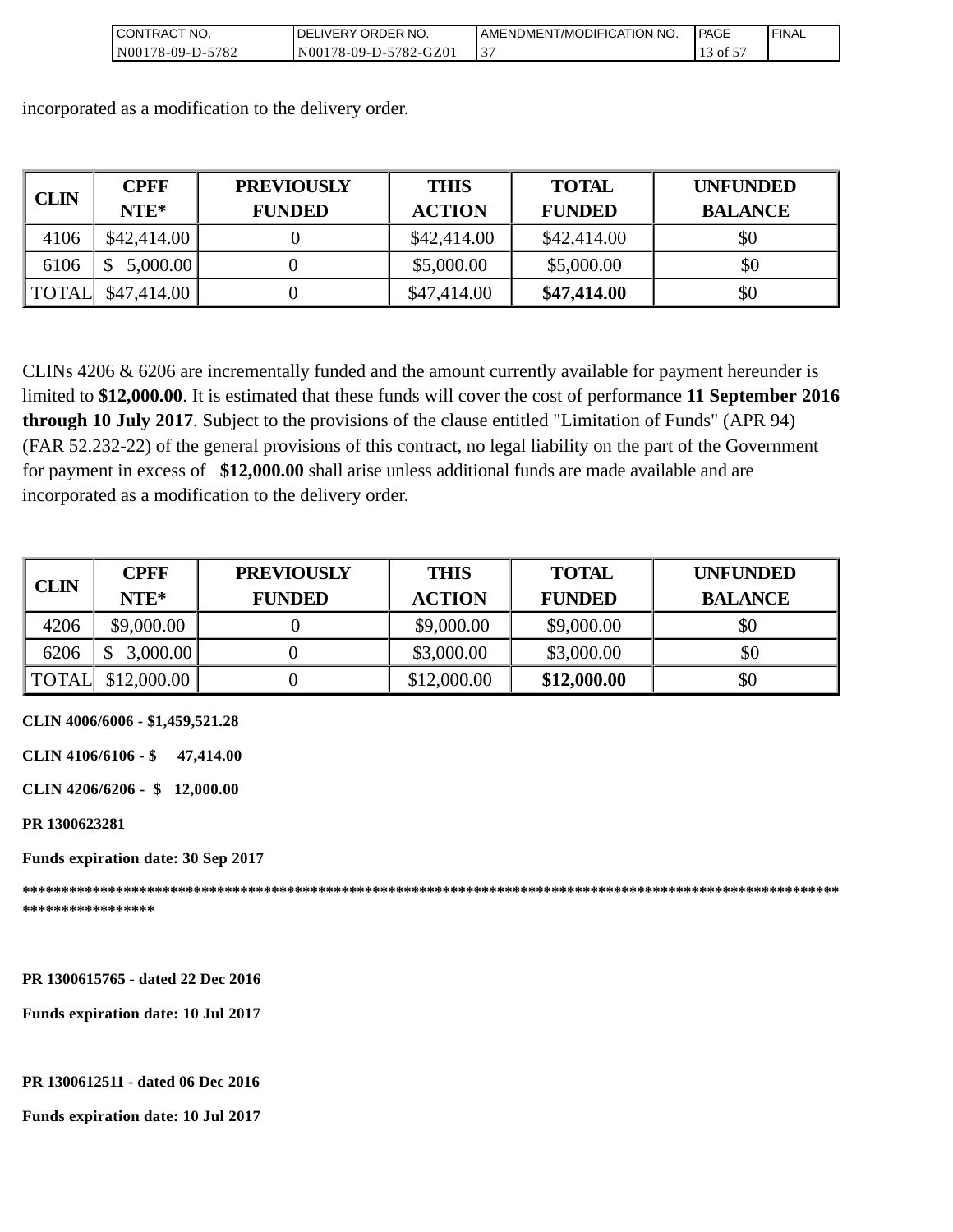incorporated as a modification to the delivery order.

| CLIN | CPFF NTE* | PREVIOUSLY FUNDED | THIS ACTION | TOTAL FUNDED | UNFUNDED BALANCE |
|---|---|---|---|---|---|
| 4106 | $42,414.00 | 0 | $42,414.00 | $42,414.00 | $0 |
| 6106 | $ 5,000.00 | 0 | $5,000.00 | $5,000.00 | $0 |
| TOTAL | $47,414.00 | 0 | $47,414.00 | **$47,414.00** | $0 |

CLINs 4206 & 6206 are incrementally funded and the amount currently available for payment hereunder is limited to **$12,000.00**. It is estimated that these funds will cover the cost of performance **11 September 2016 through 10 July 2017**. Subject to the provisions of the clause entitled "Limitation of Funds" (APR 94) (FAR 52.232-22) of the general provisions of this contract, no legal liability on the part of the Government for payment in excess of **$12,000.00** shall arise unless additional funds are made available and are incorporated as a modification to the delivery order.

| CLIN | CPFF NTE* | PREVIOUSLY FUNDED | THIS ACTION | TOTAL FUNDED | UNFUNDED BALANCE |
|---|---|---|---|---|---|
| 4206 | $9,000.00 | 0 | $9,000.00 | $9,000.00 | $0 |
| 6206 | $ 3,000.00 | 0 | $3,000.00 | $3,000.00 | $0 |
| TOTAL | $12,000.00 | 0 | $12,000.00 | **$12,000.00** | $0 |

**CLIN 4006/6006 - $1,459,521.28**

**CLIN 4106/6106 - $ 47,414.00**

**CLIN 4206/6206 - $ 12,000.00**

**PR 1300623281**

**Funds expiration date: 30 Sep 2017**

**\*\*\*\*\*\*\*\*\*\*\*\*\*\*\*\*\*\*\*\*\*\*\*\*\*\*\*\*\*\*\*\*\*\*\*\*\*\*\*\*\*\*\*\*\*\*\*\*\*\*\*\*\*\*\*\*\*\*\*\*\*\*\*\*\*\*\*\*\*\*\*\*\*\*\*\*\*\*\*\*\*\*\*\*\*\*\*\*\*\*\*\*\*\*\*\*\*\*\*\*\*\*\*\*\*\*\*\*\*\*\*\*\*\*\*\*\*\*\*\*\*\*\*\*\*\*\***

**PR 1300615765 - dated 22 Dec 2016**

**Funds expiration date: 10 Jul 2017**

**PR 1300612511 - dated 06 Dec 2016**

**Funds expiration date: 10 Jul 2017**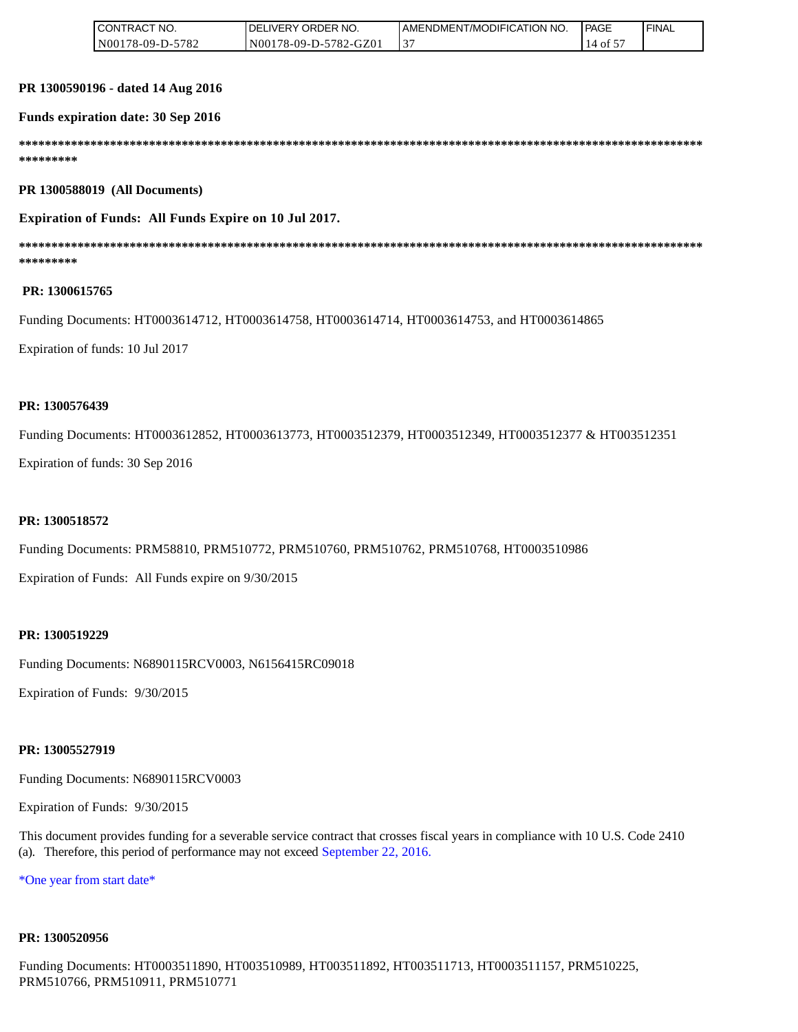**PR 1300590196 - dated 14 Aug 2016**

**Funds expiration date: 30 Sep 2016**

**************************************************************************************************************************

**PR 1300588019 (All Documents)**

**Expiration of Funds: All Funds Expire on 10 Jul 2017.**

**************************************************************************************************************************

**PR: 1300615765**

Funding Documents: HT0003614712, HT0003614758, HT0003614714, HT0003614753, and HT0003614865

Expiration of funds: 10 Jul 2017

**PR: 1300576439**

Funding Documents: HT0003612852, HT0003613773, HT0003512379, HT0003512349, HT0003512377 & HT003512351

Expiration of funds: 30 Sep 2016

**PR: 1300518572**

Funding Documents: PRM58810, PRM510772, PRM510760, PRM510762, PRM510768, HT0003510986

Expiration of Funds: All Funds expire on 9/30/2015

**PR: 1300519229**

Funding Documents: N6890115RCV0003, N6156415RC09018

Expiration of Funds: 9/30/2015

**PR: 13005527919**

Funding Documents: N6890115RCV0003

Expiration of Funds: 9/30/2015

This document provides funding for a severable service contract that crosses fiscal years in compliance with 10 U.S. Code 2410 (a). Therefore, this period of performance may not exceed September 22, 2016.

*One year from start date*

**PR: 1300520956**

Funding Documents: HT0003511890, HT003510989, HT003511892, HT003511713, HT0003511157, PRM510225, PRM510766, PRM510911, PRM510771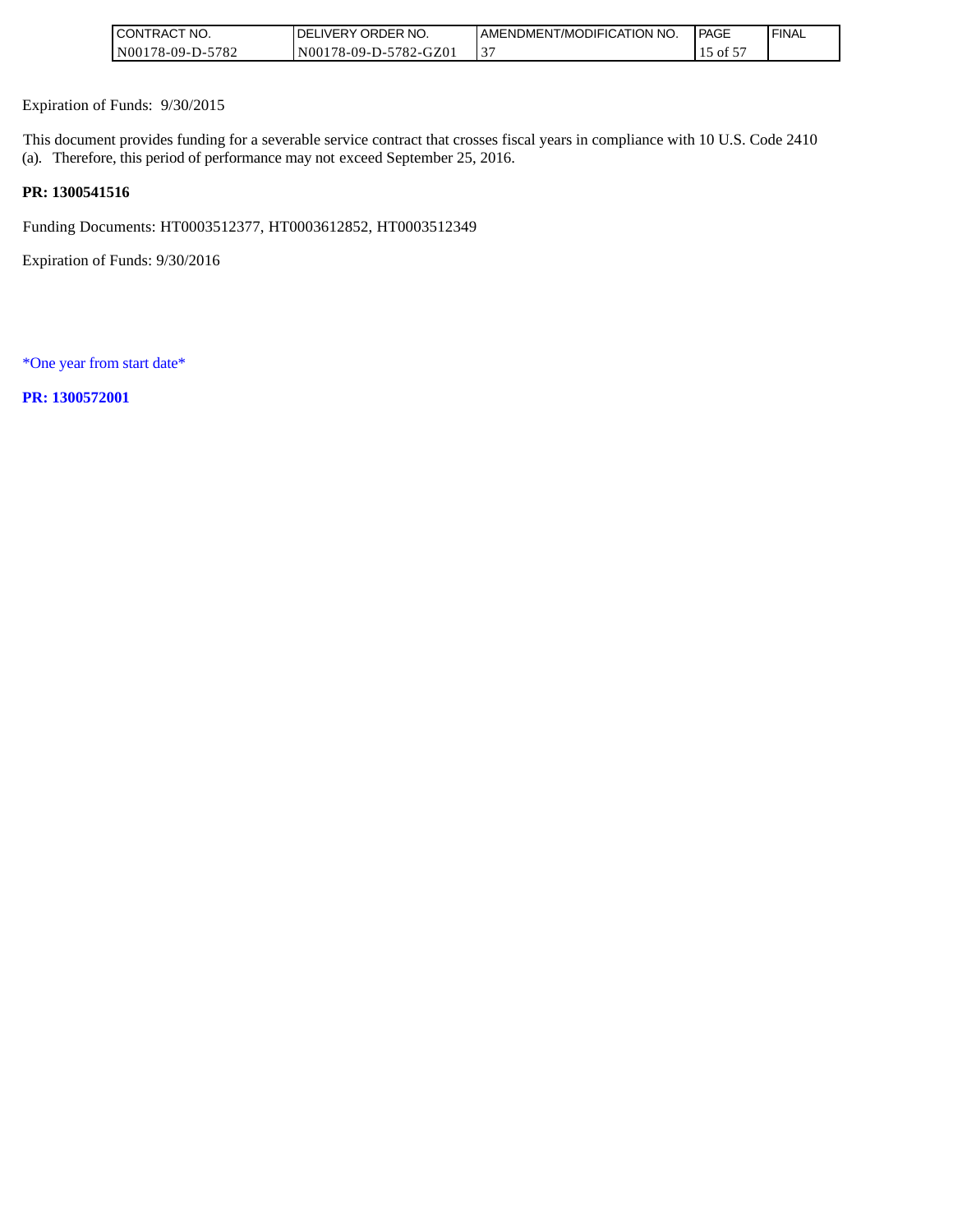Expiration of Funds: 9/30/2015

This document provides funding for a severable service contract that crosses fiscal years in compliance with 10 U.S. Code 2410 (a). Therefore, this period of performance may not exceed September 25, 2016.

**PR: 1300541516**

Funding Documents: HT0003512377, HT0003612852, HT0003512349

Expiration of Funds: 9/30/2016

*One year from start date*

**PR: 1300572001**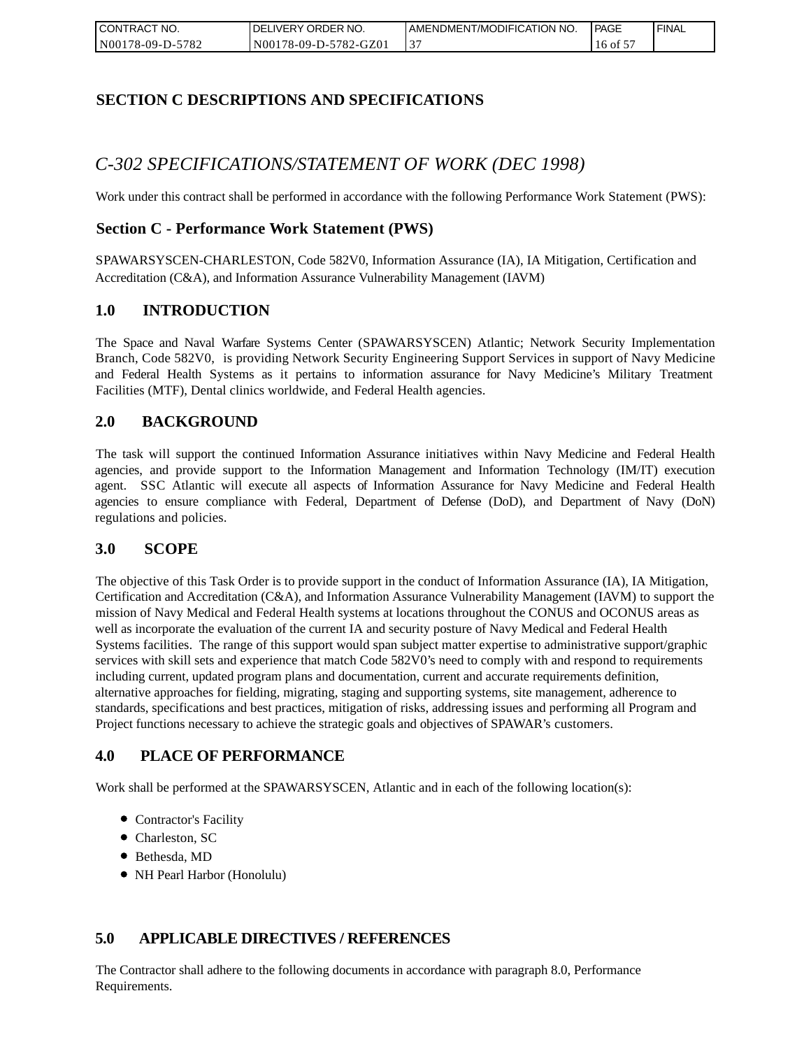## SECTION C DESCRIPTIONS AND SPECIFICATIONS

### *C-302 SPECIFICATIONS/STATEMENT OF WORK (DEC 1998)*

Work under this contract shall be performed in accordance with the following Performance Work Statement (PWS):

### Section C - Performance Work Statement (PWS)

SPAWARSYSCEN-CHARLESTON, Code 582V0, Information Assurance (IA), IA Mitigation, Certification and Accreditation (C&A), and Information Assurance Vulnerability Management (IAVM)

### 1.0 INTRODUCTION

The Space and Naval Warfare Systems Center (SPAWARSYSCEN) Atlantic; Network Security Implementation Branch, Code 582V0, is providing Network Security Engineering Support Services in support of Navy Medicine and Federal Health Systems as it pertains to information assurance for Navy Medicine's Military Treatment Facilities (MTF), Dental clinics worldwide, and Federal Health agencies.

### 2.0 BACKGROUND

The task will support the continued Information Assurance initiatives within Navy Medicine and Federal Health agencies, and provide support to the Information Management and Information Technology (IM/IT) execution agent. SSC Atlantic will execute all aspects of Information Assurance for Navy Medicine and Federal Health agencies to ensure compliance with Federal, Department of Defense (DoD), and Department of Navy (DoN) regulations and policies.

### 3.0 SCOPE

The objective of this Task Order is to provide support in the conduct of Information Assurance (IA), IA Mitigation, Certification and Accreditation (C&A), and Information Assurance Vulnerability Management (IAVM) to support the mission of Navy Medical and Federal Health systems at locations throughout the CONUS and OCONUS areas as well as incorporate the evaluation of the current IA and security posture of Navy Medical and Federal Health Systems facilities. The range of this support would span subject matter expertise to administrative support/graphic services with skill sets and experience that match Code 582V0's need to comply with and respond to requirements including current, updated program plans and documentation, current and accurate requirements definition, alternative approaches for fielding, migrating, staging and supporting systems, site management, adherence to standards, specifications and best practices, mitigation of risks, addressing issues and performing all Program and Project functions necessary to achieve the strategic goals and objectives of SPAWAR's customers.

### 4.0 PLACE OF PERFORMANCE

Work shall be performed at the SPAWARSYSCEN, Atlantic and in each of the following location(s):

- Contractor's Facility
- Charleston, SC
- Bethesda, MD
- NH Pearl Harbor (Honolulu)

### 5.0 APPLICABLE DIRECTIVES / REFERENCES

The Contractor shall adhere to the following documents in accordance with paragraph 8.0, Performance Requirements.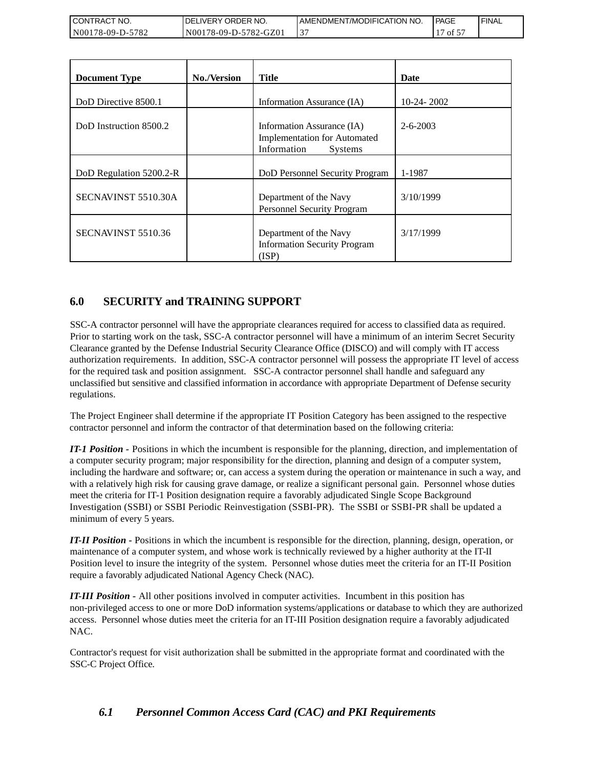| Document Type | No./Version | Title | Date |
|---|---|---|---|
| DoD Directive 8500.1 | | Information Assurance (IA) | 10-24- 2002 |
| DoD Instruction 8500.2 | | Information Assurance (IA) Implementation for Automated Information Systems | 2-6-2003 |
| DoD Regulation 5200.2-R | | DoD Personnel Security Program | 1-1987 |
| SECNAVINST 5510.30A | | Department of the Navy Personnel Security Program | 3/10/1999 |
| SECNAVINST 5510.36 | | Department of the Navy Information Security Program (ISP) | 3/17/1999 |

## 6.0 SECURITY and TRAINING SUPPORT

SSC-A contractor personnel will have the appropriate clearances required for access to classified data as required. Prior to starting work on the task, SSC-A contractor personnel will have a minimum of an interim Secret Security Clearance granted by the Defense Industrial Security Clearance Office (DISCO) and will comply with IT access authorization requirements. In addition, SSC-A contractor personnel will possess the appropriate IT level of access for the required task and position assignment. SSC-A contractor personnel shall handle and safeguard any unclassified but sensitive and classified information in accordance with appropriate Department of Defense security regulations.

The Project Engineer shall determine if the appropriate IT Position Category has been assigned to the respective contractor personnel and inform the contractor of that determination based on the following criteria:

***IT-1 Position -*** Positions in which the incumbent is responsible for the planning, direction, and implementation of a computer security program; major responsibility for the direction, planning and design of a computer system, including the hardware and software; or, can access a system during the operation or maintenance in such a way, and with a relatively high risk for causing grave damage, or realize a significant personal gain. Personnel whose duties meet the criteria for IT-1 Position designation require a favorably adjudicated Single Scope Background Investigation (SSBI) or SSBI Periodic Reinvestigation (SSBI-PR). The SSBI or SSBI-PR shall be updated a minimum of every 5 years.

***IT-II Position -*** Positions in which the incumbent is responsible for the direction, planning, design, operation, or maintenance of a computer system, and whose work is technically reviewed by a higher authority at the IT-II Position level to insure the integrity of the system. Personnel whose duties meet the criteria for an IT-II Position require a favorably adjudicated National Agency Check (NAC).

***IT-III Position -*** All other positions involved in computer activities. Incumbent in this position has non-privileged access to one or more DoD information systems/applications or database to which they are authorized access. Personnel whose duties meet the criteria for an IT-III Position designation require a favorably adjudicated NAC.

Contractor's request for visit authorization shall be submitted in the appropriate format and coordinated with the SSC-C Project Office.

### *6.1 Personnel Common Access Card (CAC) and PKI Requirements*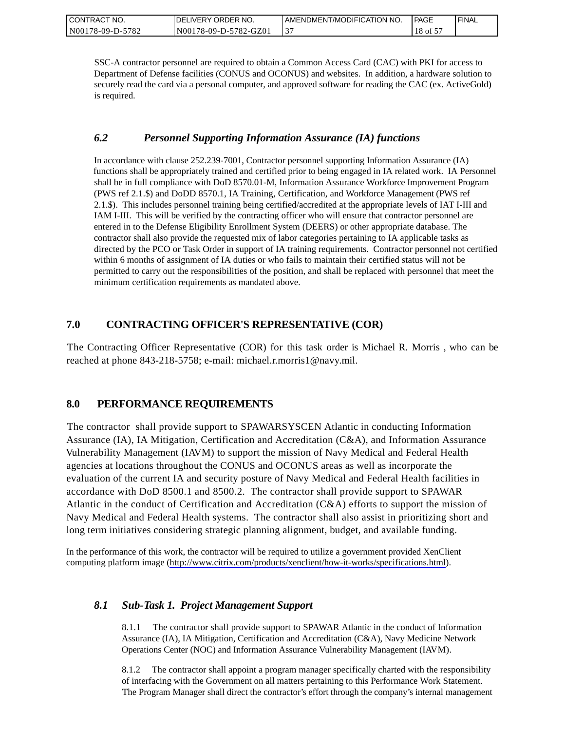SSC-A contractor personnel are required to obtain a Common Access Card (CAC) with PKI for access to Department of Defense facilities (CONUS and OCONUS) and websites. In addition, a hardware solution to securely read the card via a personal computer, and approved software for reading the CAC (ex. ActiveGold) is required.

### *6.2 Personnel Supporting Information Assurance (IA) functions*

In accordance with clause 252.239-7001, Contractor personnel supporting Information Assurance (IA) functions shall be appropriately trained and certified prior to being engaged in IA related work. IA Personnel shall be in full compliance with DoD 8570.01-M, Information Assurance Workforce Improvement Program (PWS ref 2.1.$) and DoDD 8570.1, IA Training, Certification, and Workforce Management (PWS ref 2.1.$). This includes personnel training being certified/accredited at the appropriate levels of IAT I-III and IAM I-III. This will be verified by the contracting officer who will ensure that contractor personnel are entered in to the Defense Eligibility Enrollment System (DEERS) or other appropriate database. The contractor shall also provide the requested mix of labor categories pertaining to IA applicable tasks as directed by the PCO or Task Order in support of IA training requirements. Contractor personnel not certified within 6 months of assignment of IA duties or who fails to maintain their certified status will not be permitted to carry out the responsibilities of the position, and shall be replaced with personnel that meet the minimum certification requirements as mandated above.

## 7.0 CONTRACTING OFFICER'S REPRESENTATIVE (COR)

The Contracting Officer Representative (COR) for this task order is Michael R. Morris , who can be reached at phone 843-218-5758; e-mail: michael.r.morris1@navy.mil.

## 8.0 PERFORMANCE REQUIREMENTS

The contractor shall provide support to SPAWARSYSCEN Atlantic in conducting Information Assurance (IA), IA Mitigation, Certification and Accreditation (C&A), and Information Assurance Vulnerability Management (IAVM) to support the mission of Navy Medical and Federal Health agencies at locations throughout the CONUS and OCONUS areas as well as incorporate the evaluation of the current IA and security posture of Navy Medical and Federal Health facilities in accordance with DoD 8500.1 and 8500.2. The contractor shall provide support to SPAWAR Atlantic in the conduct of Certification and Accreditation (C&A) efforts to support the mission of Navy Medical and Federal Health systems. The contractor shall also assist in prioritizing short and long term initiatives considering strategic planning alignment, budget, and available funding.

In the performance of this work, the contractor will be required to utilize a government provided XenClient computing platform image (http://www.citrix.com/products/xenclient/how-it-works/specifications.html).

### *8.1 Sub-Task 1. Project Management Support*

8.1.1 The contractor shall provide support to SPAWAR Atlantic in the conduct of Information Assurance (IA), IA Mitigation, Certification and Accreditation (C&A), Navy Medicine Network Operations Center (NOC) and Information Assurance Vulnerability Management (IAVM).

8.1.2 The contractor shall appoint a program manager specifically charted with the responsibility of interfacing with the Government on all matters pertaining to this Performance Work Statement. The Program Manager shall direct the contractor's effort through the company's internal management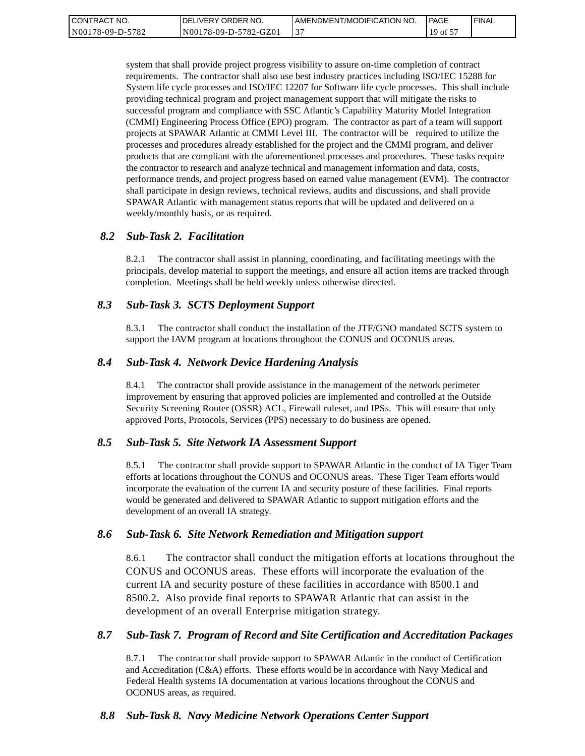system that shall provide project progress visibility to assure on-time completion of contract requirements. The contractor shall also use best industry practices including ISO/IEC 15288 for System life cycle processes and ISO/IEC 12207 for Software life cycle processes. This shall include providing technical program and project management support that will mitigate the risks to successful program and compliance with SSC Atlantic's Capability Maturity Model Integration (CMMI) Engineering Process Office (EPO) program. The contractor as part of a team will support projects at SPAWAR Atlantic at CMMI Level III. The contractor will be required to utilize the processes and procedures already established for the project and the CMMI program, and deliver products that are compliant with the aforementioned processes and procedures. These tasks require the contractor to research and analyze technical and management information and data, costs, performance trends, and project progress based on earned value management (EVM). The contractor shall participate in design reviews, technical reviews, audits and discussions, and shall provide SPAWAR Atlantic with management status reports that will be updated and delivered on a weekly/monthly basis, or as required.

### *8.2 Sub-Task 2. Facilitation*

8.2.1 The contractor shall assist in planning, coordinating, and facilitating meetings with the principals, develop material to support the meetings, and ensure all action items are tracked through completion. Meetings shall be held weekly unless otherwise directed.

### *8.3 Sub-Task 3. SCTS Deployment Support*

8.3.1 The contractor shall conduct the installation of the JTF/GNO mandated SCTS system to support the IAVM program at locations throughout the CONUS and OCONUS areas.

### *8.4 Sub-Task 4. Network Device Hardening Analysis*

8.4.1 The contractor shall provide assistance in the management of the network perimeter improvement by ensuring that approved policies are implemented and controlled at the Outside Security Screening Router (OSSR) ACL, Firewall ruleset, and IPSs. This will ensure that only approved Ports, Protocols, Services (PPS) necessary to do business are opened.

### *8.5 Sub-Task 5. Site Network IA Assessment Support*

8.5.1 The contractor shall provide support to SPAWAR Atlantic in the conduct of IA Tiger Team efforts at locations throughout the CONUS and OCONUS areas. These Tiger Team efforts would incorporate the evaluation of the current IA and security posture of these facilities. Final reports would be generated and delivered to SPAWAR Atlantic to support mitigation efforts and the development of an overall IA strategy.

### *8.6 Sub-Task 6. Site Network Remediation and Mitigation support*

8.6.1 The contractor shall conduct the mitigation efforts at locations throughout the CONUS and OCONUS areas. These efforts will incorporate the evaluation of the current IA and security posture of these facilities in accordance with 8500.1 and 8500.2. Also provide final reports to SPAWAR Atlantic that can assist in the development of an overall Enterprise mitigation strategy.

### *8.7 Sub-Task 7. Program of Record and Site Certification and Accreditation Packages*

8.7.1 The contractor shall provide support to SPAWAR Atlantic in the conduct of Certification and Accreditation (C&A) efforts. These efforts would be in accordance with Navy Medical and Federal Health systems IA documentation at various locations throughout the CONUS and OCONUS areas, as required.

### *8.8 Sub-Task 8. Navy Medicine Network Operations Center Support*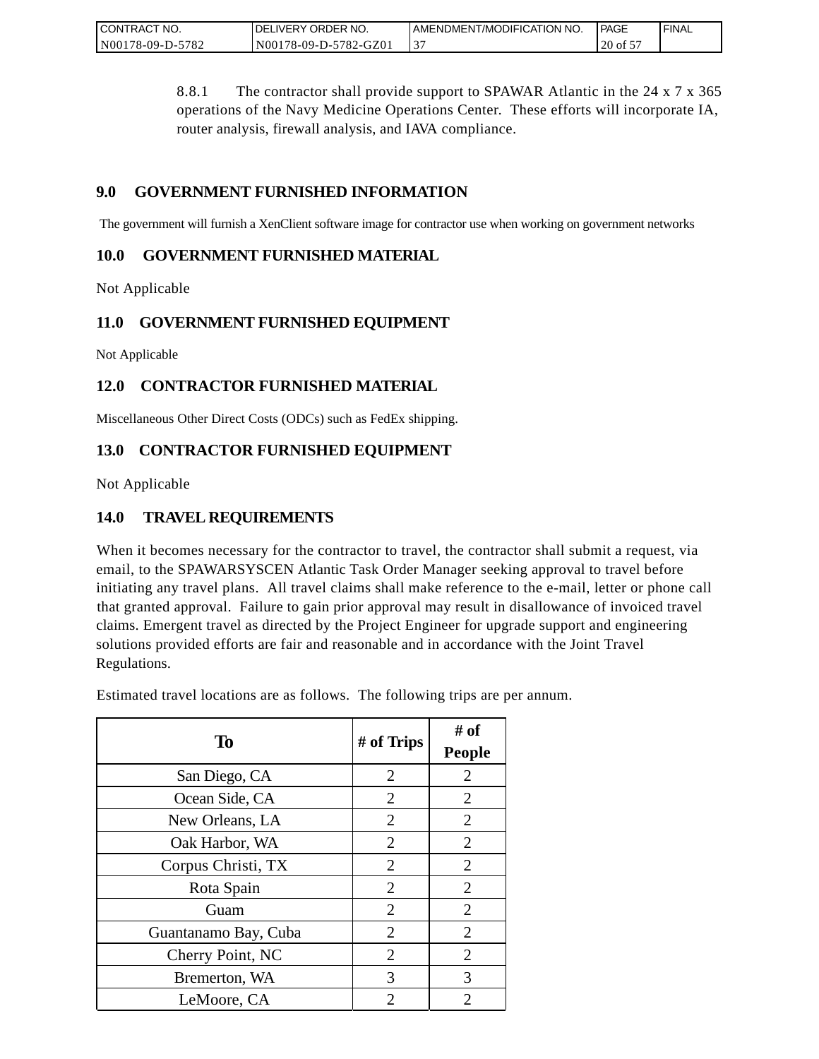8.8.1 The contractor shall provide support to SPAWAR Atlantic in the 24 x 7 x 365 operations of the Navy Medicine Operations Center. These efforts will incorporate IA, router analysis, firewall analysis, and IAVA compliance.

## 9.0 GOVERNMENT FURNISHED INFORMATION

The government will furnish a XenClient software image for contractor use when working on government networks

## 10.0 GOVERNMENT FURNISHED MATERIAL

Not Applicable

## 11.0 GOVERNMENT FURNISHED EQUIPMENT

Not Applicable

## 12.0 CONTRACTOR FURNISHED MATERIAL

Miscellaneous Other Direct Costs (ODCs) such as FedEx shipping.

## 13.0 CONTRACTOR FURNISHED EQUIPMENT

Not Applicable

## 14.0 TRAVEL REQUIREMENTS

When it becomes necessary for the contractor to travel, the contractor shall submit a request, via email, to the SPAWARSYSCEN Atlantic Task Order Manager seeking approval to travel before initiating any travel plans. All travel claims shall make reference to the e-mail, letter or phone call that granted approval. Failure to gain prior approval may result in disallowance of invoiced travel claims. Emergent travel as directed by the Project Engineer for upgrade support and engineering solutions provided efforts are fair and reasonable and in accordance with the Joint Travel Regulations.

Estimated travel locations are as follows. The following trips are per annum.

| To | # of Trips | # of People |
|---|---|---|
| San Diego, CA | 2 | 2 |
| Ocean Side, CA | 2 | 2 |
| New Orleans, LA | 2 | 2 |
| Oak Harbor, WA | 2 | 2 |
| Corpus Christi, TX | 2 | 2 |
| Rota Spain | 2 | 2 |
| Guam | 2 | 2 |
| Guantanamo Bay, Cuba | 2 | 2 |
| Cherry Point, NC | 2 | 2 |
| Bremerton, WA | 3 | 3 |
| LeMoore, CA | 2 | 2 |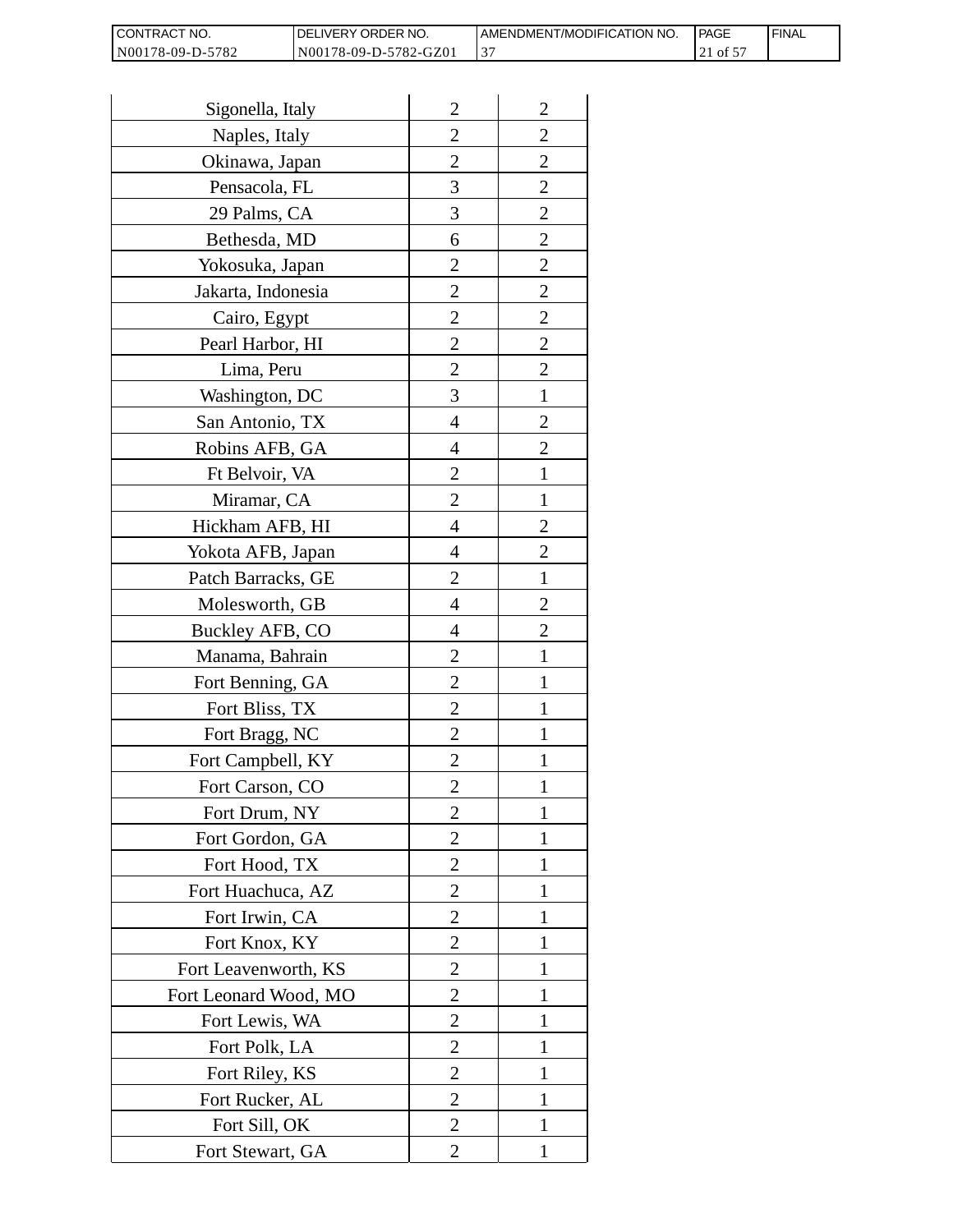| | | |
|---|---|---|
| Sigonella, Italy | 2 | 2 |
| Naples, Italy | 2 | 2 |
| Okinawa, Japan | 2 | 2 |
| Pensacola, FL | 3 | 2 |
| 29 Palms, CA | 3 | 2 |
| Bethesda, MD | 6 | 2 |
| Yokosuka, Japan | 2 | 2 |
| Jakarta, Indonesia | 2 | 2 |
| Cairo, Egypt | 2 | 2 |
| Pearl Harbor, HI | 2 | 2 |
| Lima, Peru | 2 | 2 |
| Washington, DC | 3 | 1 |
| San Antonio, TX | 4 | 2 |
| Robins AFB, GA | 4 | 2 |
| Ft Belvoir, VA | 2 | 1 |
| Miramar, CA | 2 | 1 |
| Hickham AFB, HI | 4 | 2 |
| Yokota AFB, Japan | 4 | 2 |
| Patch Barracks, GE | 2 | 1 |
| Molesworth, GB | 4 | 2 |
| Buckley AFB, CO | 4 | 2 |
| Manama, Bahrain | 2 | 1 |
| Fort Benning, GA | 2 | 1 |
| Fort Bliss, TX | 2 | 1 |
| Fort Bragg, NC | 2 | 1 |
| Fort Campbell, KY | 2 | 1 |
| Fort Carson, CO | 2 | 1 |
| Fort Drum, NY | 2 | 1 |
| Fort Gordon, GA | 2 | 1 |
| Fort Hood, TX | 2 | 1 |
| Fort Huachuca, AZ | 2 | 1 |
| Fort Irwin, CA | 2 | 1 |
| Fort Knox, KY | 2 | 1 |
| Fort Leavenworth, KS | 2 | 1 |
| Fort Leonard Wood, MO | 2 | 1 |
| Fort Lewis, WA | 2 | 1 |
| Fort Polk, LA | 2 | 1 |
| Fort Riley, KS | 2 | 1 |
| Fort Rucker, AL | 2 | 1 |
| Fort Sill, OK | 2 | 1 |
| Fort Stewart, GA | 2 | 1 |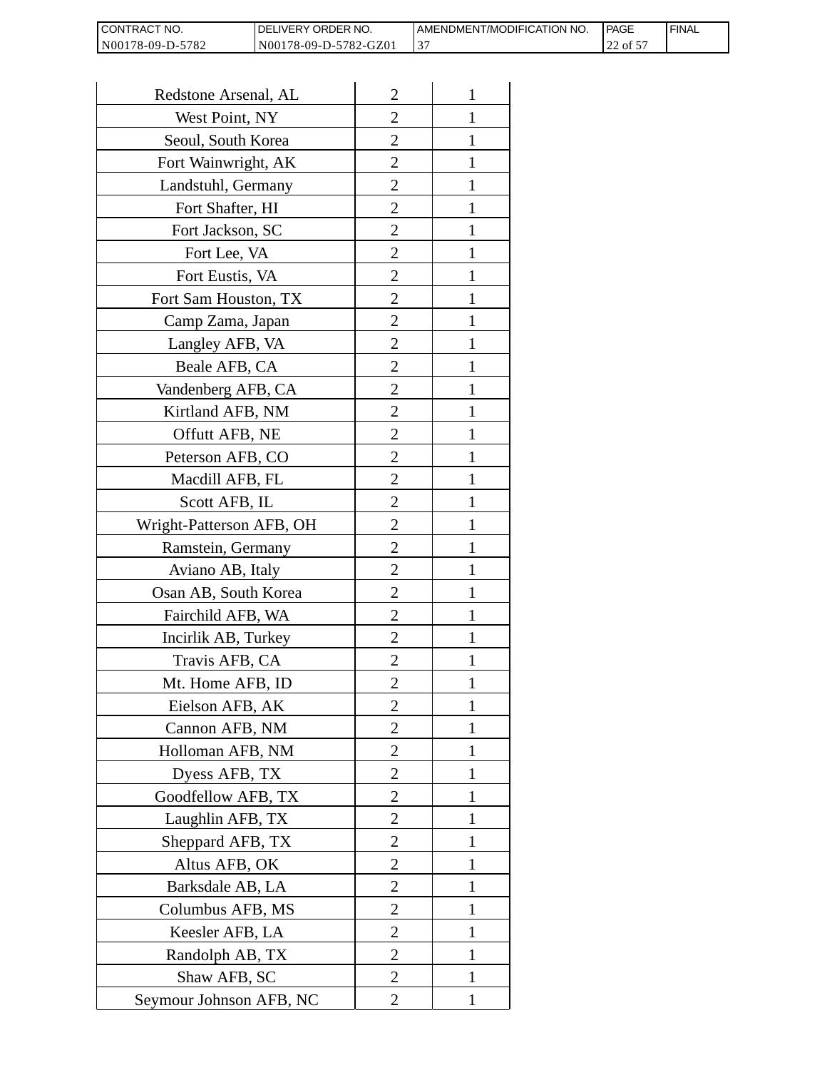| Redstone Arsenal, AL | 2 | 1 |
|---|---|---|
| West Point, NY | 2 | 1 |
| Seoul, South Korea | 2 | 1 |
| Fort Wainwright, AK | 2 | 1 |
| Landstuhl, Germany | 2 | 1 |
| Fort Shafter, HI | 2 | 1 |
| Fort Jackson, SC | 2 | 1 |
| Fort Lee, VA | 2 | 1 |
| Fort Eustis, VA | 2 | 1 |
| Fort Sam Houston, TX | 2 | 1 |
| Camp Zama, Japan | 2 | 1 |
| Langley AFB, VA | 2 | 1 |
| Beale AFB, CA | 2 | 1 |
| Vandenberg AFB, CA | 2 | 1 |
| Kirtland AFB, NM | 2 | 1 |
| Offutt AFB, NE | 2 | 1 |
| Peterson AFB, CO | 2 | 1 |
| Macdill AFB, FL | 2 | 1 |
| Scott AFB, IL | 2 | 1 |
| Wright-Patterson AFB, OH | 2 | 1 |
| Ramstein, Germany | 2 | 1 |
| Aviano AB, Italy | 2 | 1 |
| Osan AB, South Korea | 2 | 1 |
| Fairchild AFB, WA | 2 | 1 |
| Incirlik AB, Turkey | 2 | 1 |
| Travis AFB, CA | 2 | 1 |
| Mt. Home AFB, ID | 2 | 1 |
| Eielson AFB, AK | 2 | 1 |
| Cannon AFB, NM | 2 | 1 |
| Holloman AFB, NM | 2 | 1 |
| Dyess AFB, TX | 2 | 1 |
| Goodfellow AFB, TX | 2 | 1 |
| Laughlin AFB, TX | 2 | 1 |
| Sheppard AFB, TX | 2 | 1 |
| Altus AFB, OK | 2 | 1 |
| Barksdale AB, LA | 2 | 1 |
| Columbus AFB, MS | 2 | 1 |
| Keesler AFB, LA | 2 | 1 |
| Randolph AB, TX | 2 | 1 |
| Shaw AFB, SC | 2 | 1 |
| Seymour Johnson AFB, NC | 2 | 1 |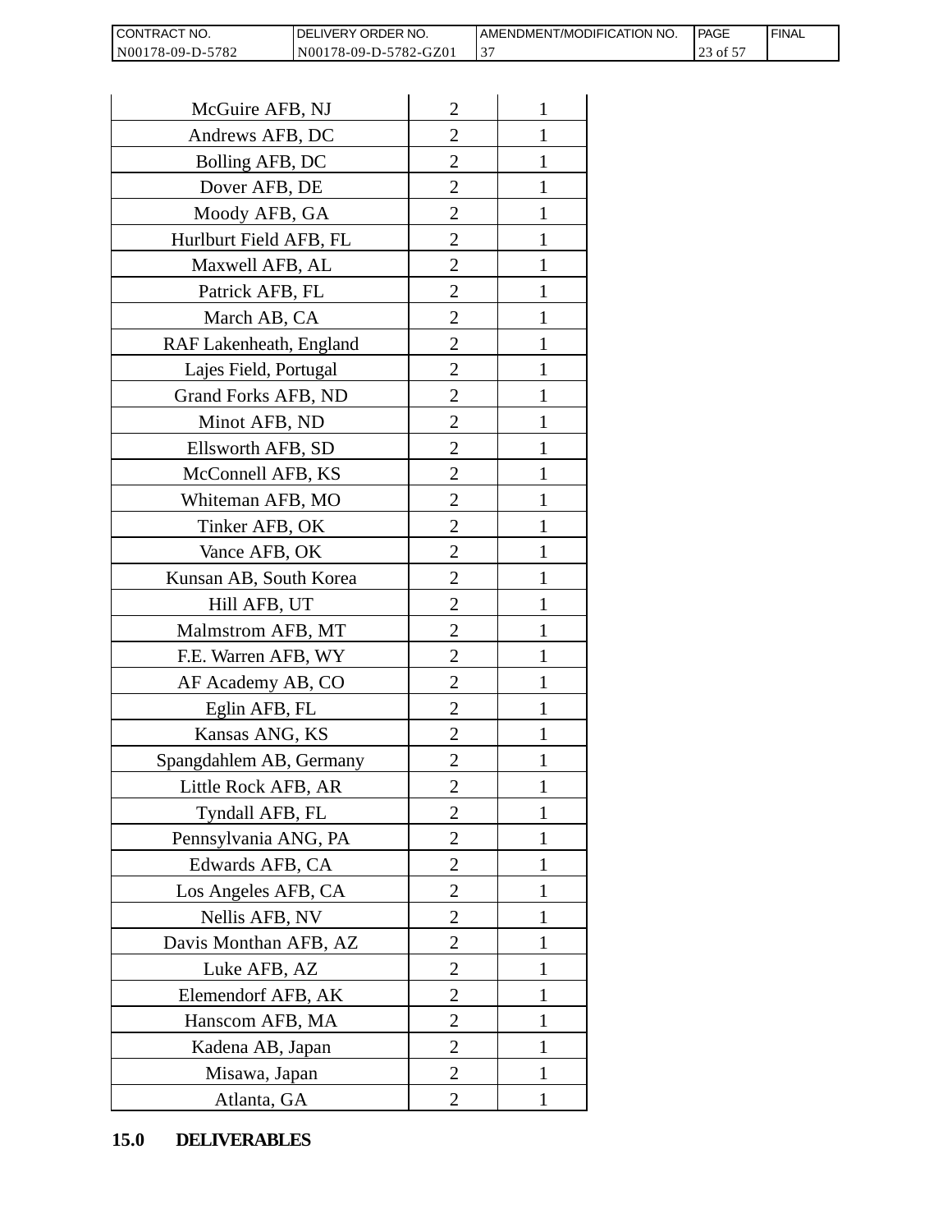| McGuire AFB, NJ | 2 | 1 |
|---|---|---|
| Andrews AFB, DC | 2 | 1 |
| Bolling AFB, DC | 2 | 1 |
| Dover AFB, DE | 2 | 1 |
| Moody AFB, GA | 2 | 1 |
| Hurlburt Field AFB, FL | 2 | 1 |
| Maxwell AFB, AL | 2 | 1 |
| Patrick AFB, FL | 2 | 1 |
| March AB, CA | 2 | 1 |
| RAF Lakenheath, England | 2 | 1 |
| Lajes Field, Portugal | 2 | 1 |
| Grand Forks AFB, ND | 2 | 1 |
| Minot AFB, ND | 2 | 1 |
| Ellsworth AFB, SD | 2 | 1 |
| McConnell AFB, KS | 2 | 1 |
| Whiteman AFB, MO | 2 | 1 |
| Tinker AFB, OK | 2 | 1 |
| Vance AFB, OK | 2 | 1 |
| Kunsan AB, South Korea | 2 | 1 |
| Hill AFB, UT | 2 | 1 |
| Malmstrom AFB, MT | 2 | 1 |
| F.E. Warren AFB, WY | 2 | 1 |
| AF Academy AB, CO | 2 | 1 |
| Eglin AFB, FL | 2 | 1 |
| Kansas ANG, KS | 2 | 1 |
| Spangdahlem AB, Germany | 2 | 1 |
| Little Rock AFB, AR | 2 | 1 |
| Tyndall AFB, FL | 2 | 1 |
| Pennsylvania ANG, PA | 2 | 1 |
| Edwards AFB, CA | 2 | 1 |
| Los Angeles AFB, CA | 2 | 1 |
| Nellis AFB, NV | 2 | 1 |
| Davis Monthan AFB, AZ | 2 | 1 |
| Luke AFB, AZ | 2 | 1 |
| Elemendorf AFB, AK | 2 | 1 |
| Hanscom AFB, MA | 2 | 1 |
| Kadena AB, Japan | 2 | 1 |
| Misawa, Japan | 2 | 1 |
| Atlanta, GA | 2 | 1 |

## 15.0 DELIVERABLES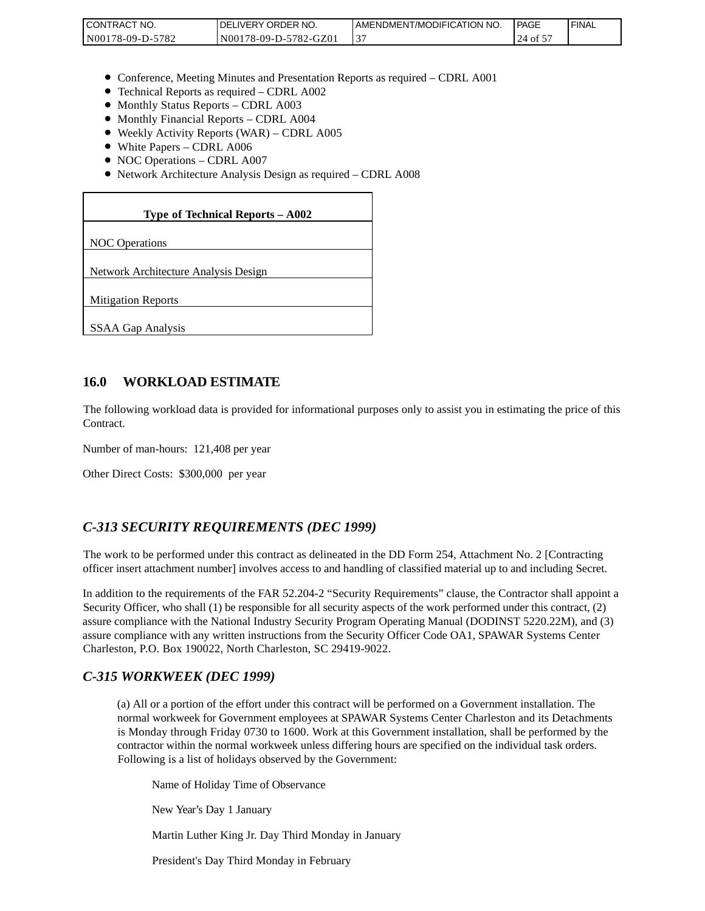- Conference, Meeting Minutes and Presentation Reports as required – CDRL A001
- Technical Reports as required – CDRL A002
- Monthly Status Reports – CDRL A003
- Monthly Financial Reports – CDRL A004
- Weekly Activity Reports (WAR) – CDRL A005
- White Papers – CDRL A006
- NOC Operations – CDRL A007
- Network Architecture Analysis Design as required – CDRL A008

| **Type of Technical Reports – A002** |
|---|
| NOC Operations |
| Network Architecture Analysis Design |
| Mitigation Reports |
| SSAA Gap Analysis |

## 16.0 WORKLOAD ESTIMATE

The following workload data is provided for informational purposes only to assist you in estimating the price of this Contract.

Number of man-hours: 121,408 per year

Other Direct Costs: $300,000 per year

## *C-313 SECURITY REQUIREMENTS (DEC 1999)*

The work to be performed under this contract as delineated in the DD Form 254, Attachment No. 2 [Contracting officer insert attachment number] involves access to and handling of classified material up to and including Secret.

In addition to the requirements of the FAR 52.204-2 "Security Requirements" clause, the Contractor shall appoint a Security Officer, who shall (1) be responsible for all security aspects of the work performed under this contract, (2) assure compliance with the National Industry Security Program Operating Manual (DODINST 5220.22M), and (3) assure compliance with any written instructions from the Security Officer Code OA1, SPAWAR Systems Center Charleston, P.O. Box 190022, North Charleston, SC 29419-9022.

## *C-315 WORKWEEK (DEC 1999)*

(a) All or a portion of the effort under this contract will be performed on a Government installation. The normal workweek for Government employees at SPAWAR Systems Center Charleston and its Detachments is Monday through Friday 0730 to 1600. Work at this Government installation, shall be performed by the contractor within the normal workweek unless differing hours are specified on the individual task orders. Following is a list of holidays observed by the Government:

Name of Holiday Time of Observance

New Year's Day 1 January

Martin Luther King Jr. Day Third Monday in January

President's Day Third Monday in February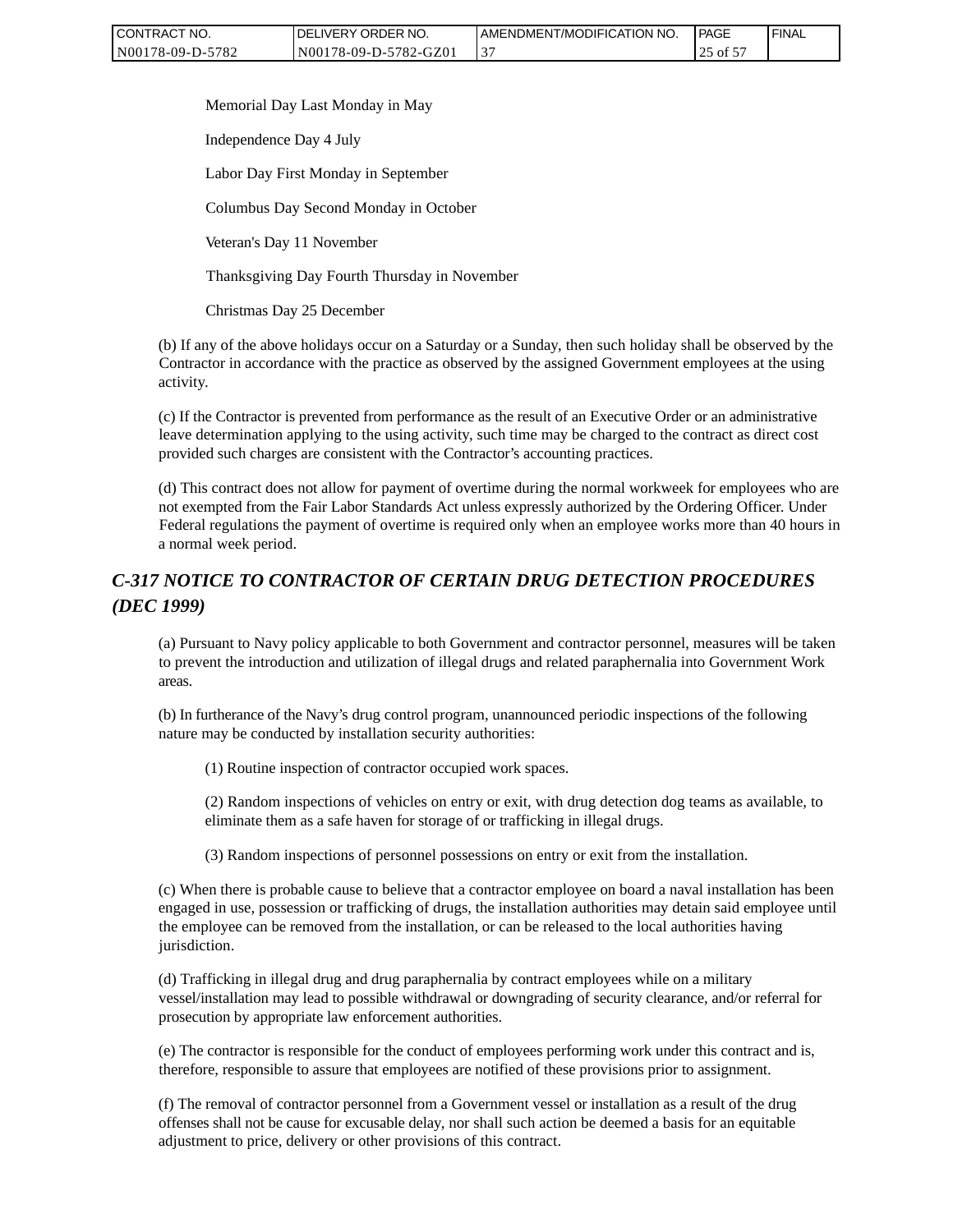Memorial Day Last Monday in May

Independence Day 4 July

Labor Day First Monday in September

Columbus Day Second Monday in October

Veteran's Day 11 November

Thanksgiving Day Fourth Thursday in November

Christmas Day 25 December

(b) If any of the above holidays occur on a Saturday or a Sunday, then such holiday shall be observed by the Contractor in accordance with the practice as observed by the assigned Government employees at the using activity.

(c) If the Contractor is prevented from performance as the result of an Executive Order or an administrative leave determination applying to the using activity, such time may be charged to the contract as direct cost provided such charges are consistent with the Contractor’s accounting practices.

(d) This contract does not allow for payment of overtime during the normal workweek for employees who are not exempted from the Fair Labor Standards Act unless expressly authorized by the Ordering Officer. Under Federal regulations the payment of overtime is required only when an employee works more than 40 hours in a normal week period.

## *C-317 NOTICE TO CONTRACTOR OF CERTAIN DRUG DETECTION PROCEDURES (DEC 1999)*

(a) Pursuant to Navy policy applicable to both Government and contractor personnel, measures will be taken to prevent the introduction and utilization of illegal drugs and related paraphernalia into Government Work areas.

(b) In furtherance of the Navy’s drug control program, unannounced periodic inspections of the following nature may be conducted by installation security authorities:

(1) Routine inspection of contractor occupied work spaces.

(2) Random inspections of vehicles on entry or exit, with drug detection dog teams as available, to eliminate them as a safe haven for storage of or trafficking in illegal drugs.

(3) Random inspections of personnel possessions on entry or exit from the installation.

(c) When there is probable cause to believe that a contractor employee on board a naval installation has been engaged in use, possession or trafficking of drugs, the installation authorities may detain said employee until the employee can be removed from the installation, or can be released to the local authorities having jurisdiction.

(d) Trafficking in illegal drug and drug paraphernalia by contract employees while on a military vessel/installation may lead to possible withdrawal or downgrading of security clearance, and/or referral for prosecution by appropriate law enforcement authorities.

(e) The contractor is responsible for the conduct of employees performing work under this contract and is, therefore, responsible to assure that employees are notified of these provisions prior to assignment.

(f) The removal of contractor personnel from a Government vessel or installation as a result of the drug offenses shall not be cause for excusable delay, nor shall such action be deemed a basis for an equitable adjustment to price, delivery or other provisions of this contract.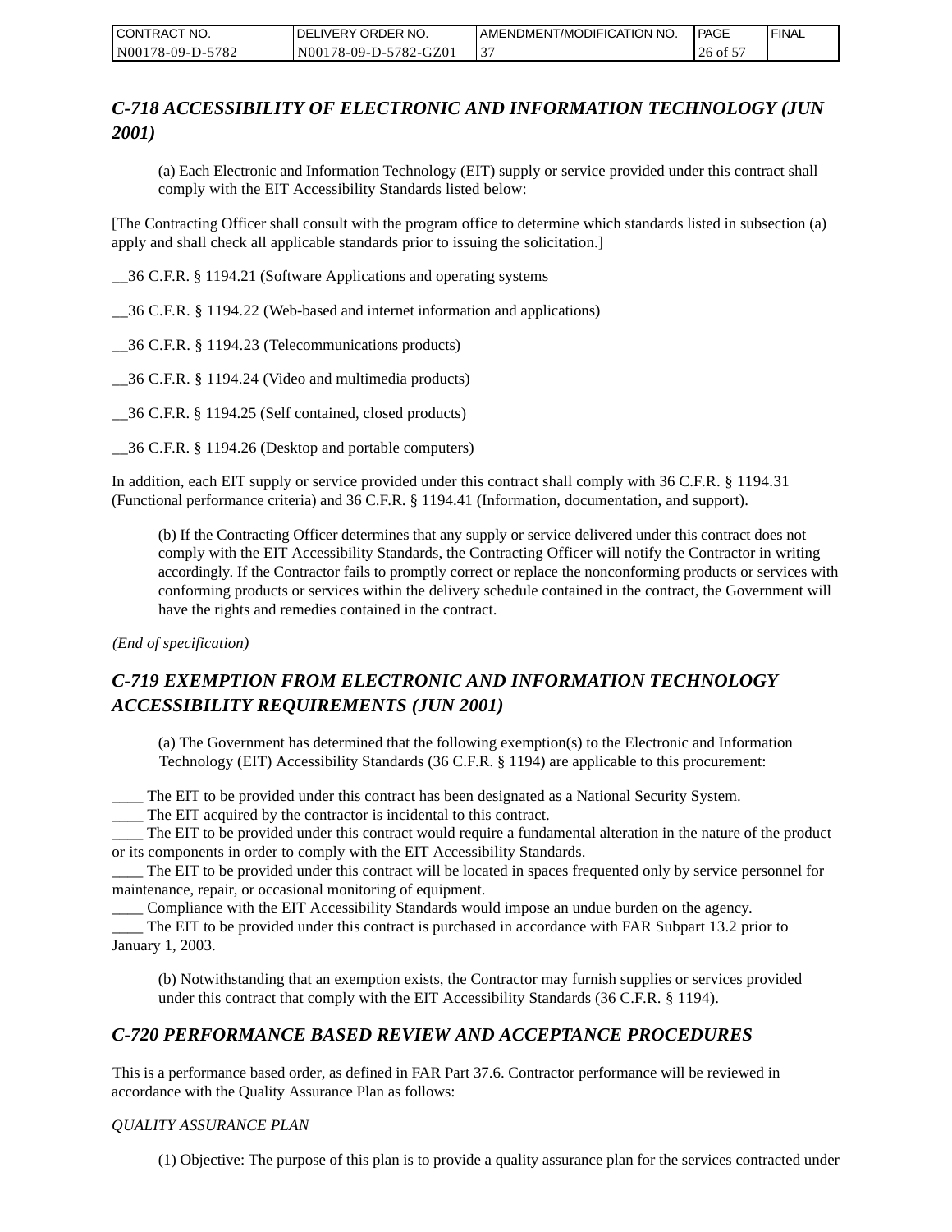## *C-718 ACCESSIBILITY OF ELECTRONIC AND INFORMATION TECHNOLOGY (JUN 2001)*

(a) Each Electronic and Information Technology (EIT) supply or service provided under this contract shall comply with the EIT Accessibility Standards listed below:

[The Contracting Officer shall consult with the program office to determine which standards listed in subsection (a) apply and shall check all applicable standards prior to issuing the solicitation.]

__36 C.F.R. § 1194.21 (Software Applications and operating systems

__36 C.F.R. § 1194.22 (Web-based and internet information and applications)

__36 C.F.R. § 1194.23 (Telecommunications products)

__36 C.F.R. § 1194.24 (Video and multimedia products)

__36 C.F.R. § 1194.25 (Self contained, closed products)

__36 C.F.R. § 1194.26 (Desktop and portable computers)

In addition, each EIT supply or service provided under this contract shall comply with 36 C.F.R. § 1194.31 (Functional performance criteria) and 36 C.F.R. § 1194.41 (Information, documentation, and support).

(b) If the Contracting Officer determines that any supply or service delivered under this contract does not comply with the EIT Accessibility Standards, the Contracting Officer will notify the Contractor in writing accordingly. If the Contractor fails to promptly correct or replace the nonconforming products or services with conforming products or services within the delivery schedule contained in the contract, the Government will have the rights and remedies contained in the contract.

*(End of specification)*

## *C-719 EXEMPTION FROM ELECTRONIC AND INFORMATION TECHNOLOGY ACCESSIBILITY REQUIREMENTS (JUN 2001)*

(a) The Government has determined that the following exemption(s) to the Electronic and Information Technology (EIT) Accessibility Standards (36 C.F.R. § 1194) are applicable to this procurement:

____ The EIT to be provided under this contract has been designated as a National Security System.
____ The EIT acquired by the contractor is incidental to this contract.
____ The EIT to be provided under this contract would require a fundamental alteration in the nature of the product or its components in order to comply with the EIT Accessibility Standards.
____ The EIT to be provided under this contract will be located in spaces frequented only by service personnel for maintenance, repair, or occasional monitoring of equipment.
____ Compliance with the EIT Accessibility Standards would impose an undue burden on the agency.
____ The EIT to be provided under this contract is purchased in accordance with FAR Subpart 13.2 prior to January 1, 2003.

(b) Notwithstanding that an exemption exists, the Contractor may furnish supplies or services provided under this contract that comply with the EIT Accessibility Standards (36 C.F.R. § 1194).

## *C-720 PERFORMANCE BASED REVIEW AND ACCEPTANCE PROCEDURES*

This is a performance based order, as defined in FAR Part 37.6. Contractor performance will be reviewed in accordance with the Quality Assurance Plan as follows:

*QUALITY ASSURANCE PLAN*

(1) Objective: The purpose of this plan is to provide a quality assurance plan for the services contracted under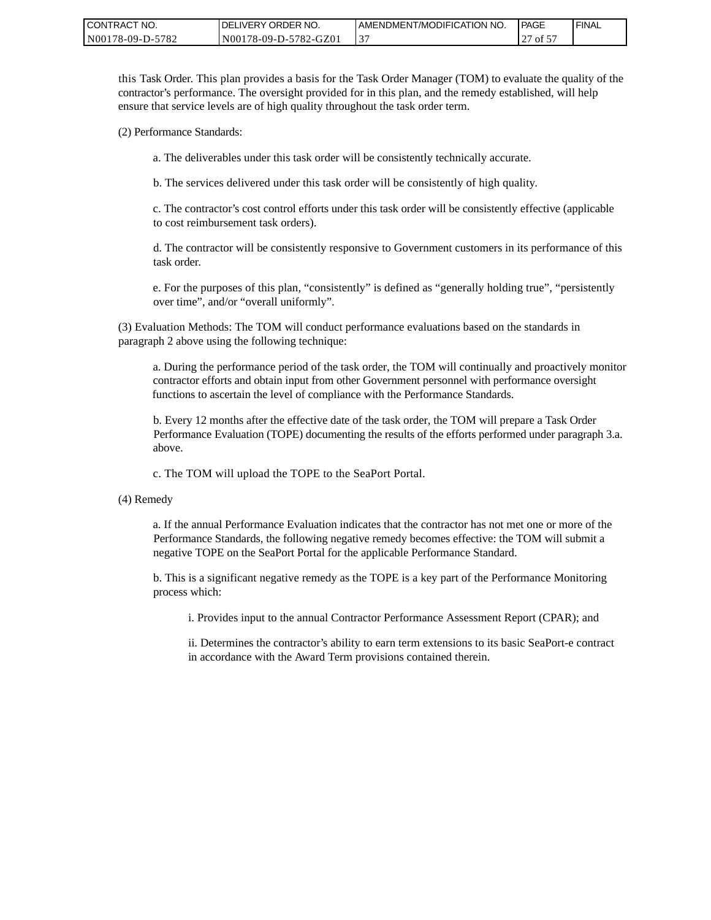this Task Order. This plan provides a basis for the Task Order Manager (TOM) to evaluate the quality of the contractor's performance. The oversight provided for in this plan, and the remedy established, will help ensure that service levels are of high quality throughout the task order term.

(2) Performance Standards:

a. The deliverables under this task order will be consistently technically accurate.

b. The services delivered under this task order will be consistently of high quality.

c. The contractor's cost control efforts under this task order will be consistently effective (applicable to cost reimbursement task orders).

d. The contractor will be consistently responsive to Government customers in its performance of this task order.

e. For the purposes of this plan, "consistently" is defined as "generally holding true", "persistently over time", and/or "overall uniformly".

(3) Evaluation Methods: The TOM will conduct performance evaluations based on the standards in paragraph 2 above using the following technique:

a. During the performance period of the task order, the TOM will continually and proactively monitor contractor efforts and obtain input from other Government personnel with performance oversight functions to ascertain the level of compliance with the Performance Standards.

b. Every 12 months after the effective date of the task order, the TOM will prepare a Task Order Performance Evaluation (TOPE) documenting the results of the efforts performed under paragraph 3.a. above.

c. The TOM will upload the TOPE to the SeaPort Portal.

(4) Remedy

a. If the annual Performance Evaluation indicates that the contractor has not met one or more of the Performance Standards, the following negative remedy becomes effective: the TOM will submit a negative TOPE on the SeaPort Portal for the applicable Performance Standard.

b. This is a significant negative remedy as the TOPE is a key part of the Performance Monitoring process which:

i. Provides input to the annual Contractor Performance Assessment Report (CPAR); and

ii. Determines the contractor's ability to earn term extensions to its basic SeaPort-e contract in accordance with the Award Term provisions contained therein.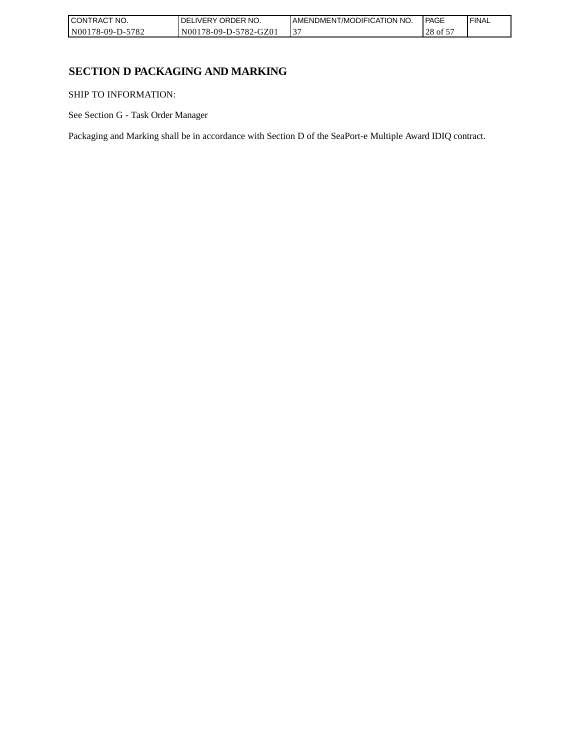# SECTION D PACKAGING AND MARKING

SHIP TO INFORMATION:

See Section G - Task Order Manager

Packaging and Marking shall be in accordance with Section D of the SeaPort-e Multiple Award IDIQ contract.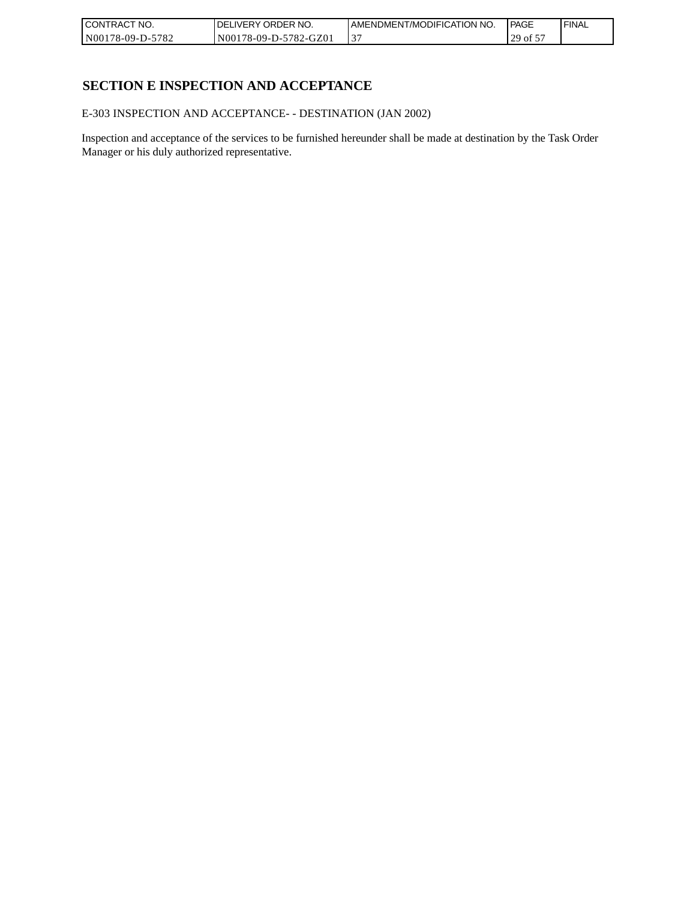## SECTION E INSPECTION AND ACCEPTANCE

E-303 INSPECTION AND ACCEPTANCE- - DESTINATION (JAN 2002)

Inspection and acceptance of the services to be furnished hereunder shall be made at destination by the Task Order Manager or his duly authorized representative.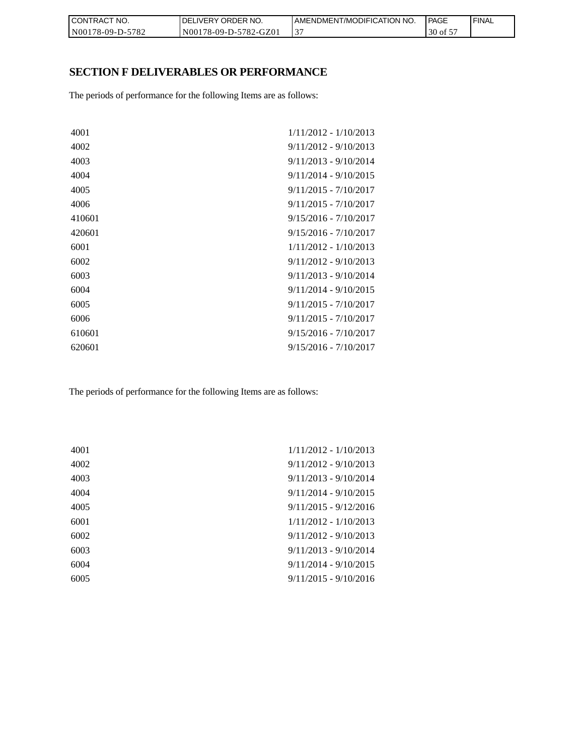## SECTION F DELIVERABLES OR PERFORMANCE

The periods of performance for the following Items are as follows:

| | |
|---|---|
| 4001 | 1/11/2012 - 1/10/2013 |
| 4002 | 9/11/2012 - 9/10/2013 |
| 4003 | 9/11/2013 - 9/10/2014 |
| 4004 | 9/11/2014 - 9/10/2015 |
| 4005 | 9/11/2015 - 7/10/2017 |
| 4006 | 9/11/2015 - 7/10/2017 |
| 410601 | 9/15/2016 - 7/10/2017 |
| 420601 | 9/15/2016 - 7/10/2017 |
| 6001 | 1/11/2012 - 1/10/2013 |
| 6002 | 9/11/2012 - 9/10/2013 |
| 6003 | 9/11/2013 - 9/10/2014 |
| 6004 | 9/11/2014 - 9/10/2015 |
| 6005 | 9/11/2015 - 7/10/2017 |
| 6006 | 9/11/2015 - 7/10/2017 |
| 610601 | 9/15/2016 - 7/10/2017 |
| 620601 | 9/15/2016 - 7/10/2017 |

The periods of performance for the following Items are as follows:

| | |
|---|---|
| 4001 | 1/11/2012 - 1/10/2013 |
| 4002 | 9/11/2012 - 9/10/2013 |
| 4003 | 9/11/2013 - 9/10/2014 |
| 4004 | 9/11/2014 - 9/10/2015 |
| 4005 | 9/11/2015 - 9/12/2016 |
| 6001 | 1/11/2012 - 1/10/2013 |
| 6002 | 9/11/2012 - 9/10/2013 |
| 6003 | 9/11/2013 - 9/10/2014 |
| 6004 | 9/11/2014 - 9/10/2015 |
| 6005 | 9/11/2015 - 9/10/2016 |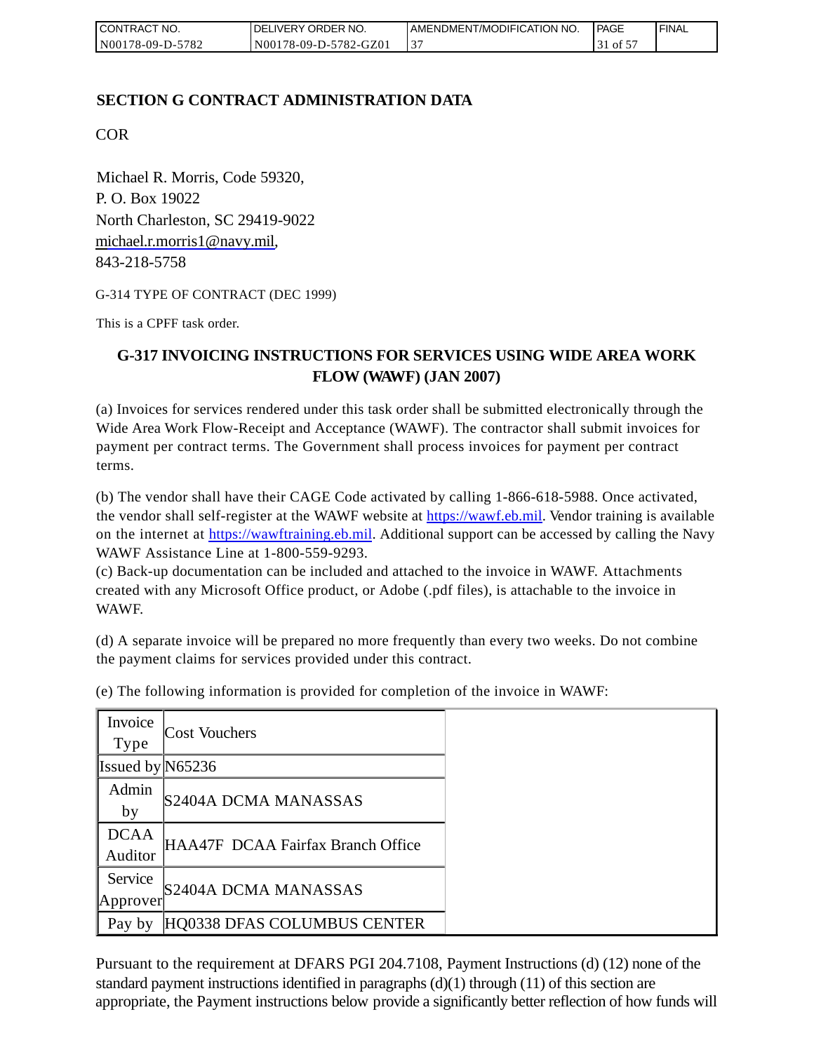## SECTION G CONTRACT ADMINISTRATION DATA

COR

Michael R. Morris, Code 59320,
P. O. Box 19022
North Charleston, SC 29419-9022
michael.r.morris1@navy.mil,
843-218-5758

G-314 TYPE OF CONTRACT (DEC 1999)

This is a CPFF task order.

### G-317 INVOICING INSTRUCTIONS FOR SERVICES USING WIDE AREA WORK FLOW (WAWF) (JAN 2007)

(a) Invoices for services rendered under this task order shall be submitted electronically through the Wide Area Work Flow-Receipt and Acceptance (WAWF). The contractor shall submit invoices for payment per contract terms. The Government shall process invoices for payment per contract terms.

(b) The vendor shall have their CAGE Code activated by calling 1-866-618-5988. Once activated, the vendor shall self-register at the WAWF website at https://wawf.eb.mil. Vendor training is available on the internet at https://wawftraining.eb.mil. Additional support can be accessed by calling the Navy WAWF Assistance Line at 1-800-559-9293.
(c) Back-up documentation can be included and attached to the invoice in WAWF. Attachments created with any Microsoft Office product, or Adobe (.pdf files), is attachable to the invoice in WAWF.

(d) A separate invoice will be prepared no more frequently than every two weeks. Do not combine the payment claims for services provided under this contract.

(e) The following information is provided for completion of the invoice in WAWF:

| Invoice Type | Cost Vouchers |
|---|---|
| Issued by | N65236 |
| Admin by | S2404A DCMA MANASSAS |
| DCAA Auditor | HAA47F DCAA Fairfax Branch Office |
| Service Approver | S2404A DCMA MANASSAS |
| Pay by | HQ0338 DFAS COLUMBUS CENTER |

Pursuant to the requirement at DFARS PGI 204.7108, Payment Instructions (d) (12) none of the standard payment instructions identified in paragraphs (d)(1) through (11) of this section are appropriate, the Payment instructions below provide a significantly better reflection of how funds will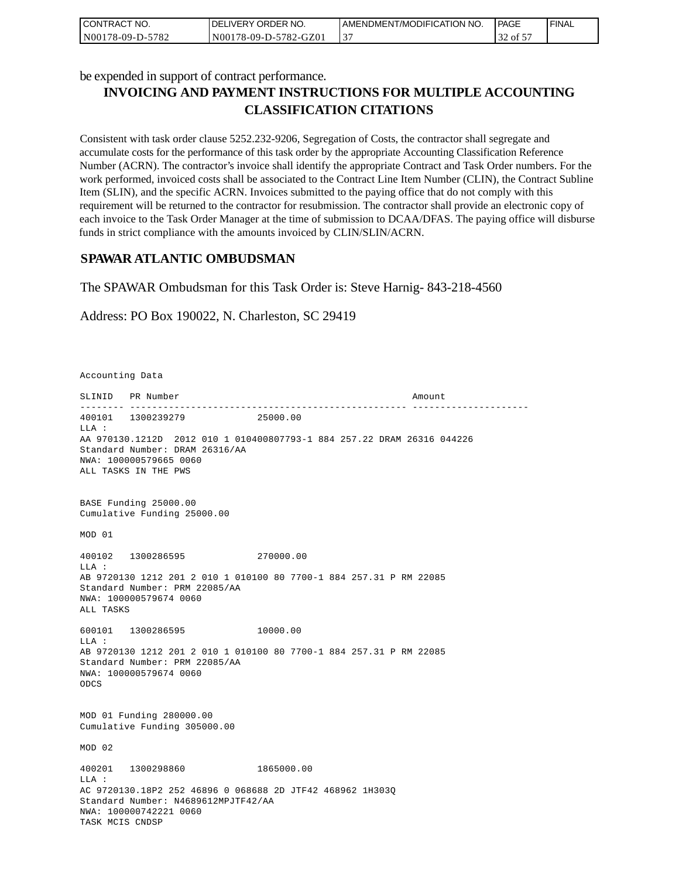be expended in support of contract performance.

## INVOICING AND PAYMENT INSTRUCTIONS FOR MULTIPLE ACCOUNTING CLASSIFICATION CITATIONS

Consistent with task order clause 5252.232-9206, Segregation of Costs, the contractor shall segregate and accumulate costs for the performance of this task order by the appropriate Accounting Classification Reference Number (ACRN). The contractor's invoice shall identify the appropriate Contract and Task Order numbers. For the work performed, invoiced costs shall be associated to the Contract Line Item Number (CLIN), the Contract Subline Item (SLIN), and the specific ACRN. Invoices submitted to the paying office that do not comply with this requirement will be returned to the contractor for resubmission. The contractor shall provide an electronic copy of each invoice to the Task Order Manager at the time of submission to DCAA/DFAS. The paying office will disburse funds in strict compliance with the amounts invoiced by CLIN/SLIN/ACRN.

## SPAWAR ATLANTIC OMBUDSMAN

The SPAWAR Ombudsman for this Task Order is: Steve Harnig- 843-218-4560

Address: PO Box 190022, N. Charleston, SC 29419

```
Accounting Data

SLINID   PR Number                                          Amount
-------- -------------------------------------------------- ---------------------
400101   1300239279              25000.00
LLA :
AA 970130.1212D  2012 010 1 010400807793-1 884 257.22 DRAM 26316 044226
Standard Number: DRAM 26316/AA
NWA: 100000579665 0060
ALL TASKS IN THE PWS


BASE Funding 25000.00
Cumulative Funding 25000.00

MOD 01

400102   1300286595              270000.00
LLA :
AB 9720130 1212 201 2 010 1 010100 80 7700-1 884 257.31 P RM 22085
Standard Number: PRM 22085/AA
NWA: 100000579674 0060
ALL TASKS

600101   1300286595              10000.00
LLA :
AB 9720130 1212 201 2 010 1 010100 80 7700-1 884 257.31 P RM 22085
Standard Number: PRM 22085/AA
NWA: 100000579674 0060
ODCS


MOD 01 Funding 280000.00
Cumulative Funding 305000.00

MOD 02

400201   1300298860              1865000.00
LLA :
AC 9720130.18P2 252 46896 0 068688 2D JTF42 468962 1H303Q
Standard Number: N4689612MPJTF42/AA
NWA: 100000742221 0060
TASK MCIS CNDSP
```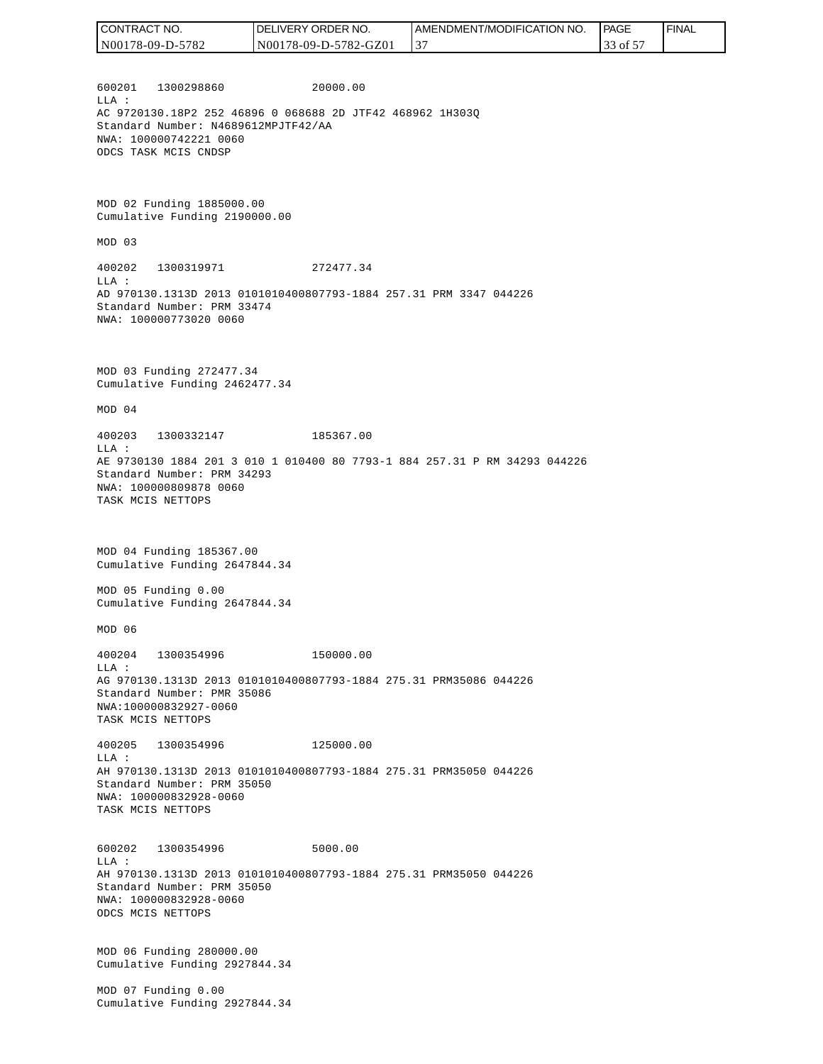600201   1300298860              20000.00
LLA :
AC 9720130.18P2 252 46896 0 068688 2D JTF42 468962 1H303Q
Standard Number: N4689612MPJTF42/AA
NWA: 100000742221 0060
ODCS TASK MCIS CNDSP

MOD 02 Funding 1885000.00
Cumulative Funding 2190000.00

MOD 03

400202   1300319971              272477.34
LLA :
AD 970130.1313D 2013 0101010400807793-1884 257.31 PRM 3347 044226
Standard Number: PRM 33474
NWA: 100000773020 0060

MOD 03 Funding 272477.34
Cumulative Funding 2462477.34

MOD 04

400203   1300332147              185367.00
LLA :
AE 9730130 1884 201 3 010 1 010400 80 7793-1 884 257.31 P RM 34293 044226
Standard Number: PRM 34293
NWA: 100000809878 0060
TASK MCIS NETTOPS

MOD 04 Funding 185367.00
Cumulative Funding 2647844.34

MOD 05 Funding 0.00
Cumulative Funding 2647844.34

MOD 06

400204   1300354996              150000.00
LLA :
AG 970130.1313D 2013 0101010400807793-1884 275.31 PRM35086 044226
Standard Number: PMR 35086
NWA:100000832927-0060
TASK MCIS NETTOPS

400205   1300354996              125000.00
LLA :
AH 970130.1313D 2013 0101010400807793-1884 275.31 PRM35050 044226
Standard Number: PRM 35050
NWA: 100000832928-0060
TASK MCIS NETTOPS

600202   1300354996              5000.00
LLA :
AH 970130.1313D 2013 0101010400807793-1884 275.31 PRM35050 044226
Standard Number: PRM 35050
NWA: 100000832928-0060
ODCS MCIS NETTOPS

MOD 06 Funding 280000.00
Cumulative Funding 2927844.34

MOD 07 Funding 0.00
Cumulative Funding 2927844.34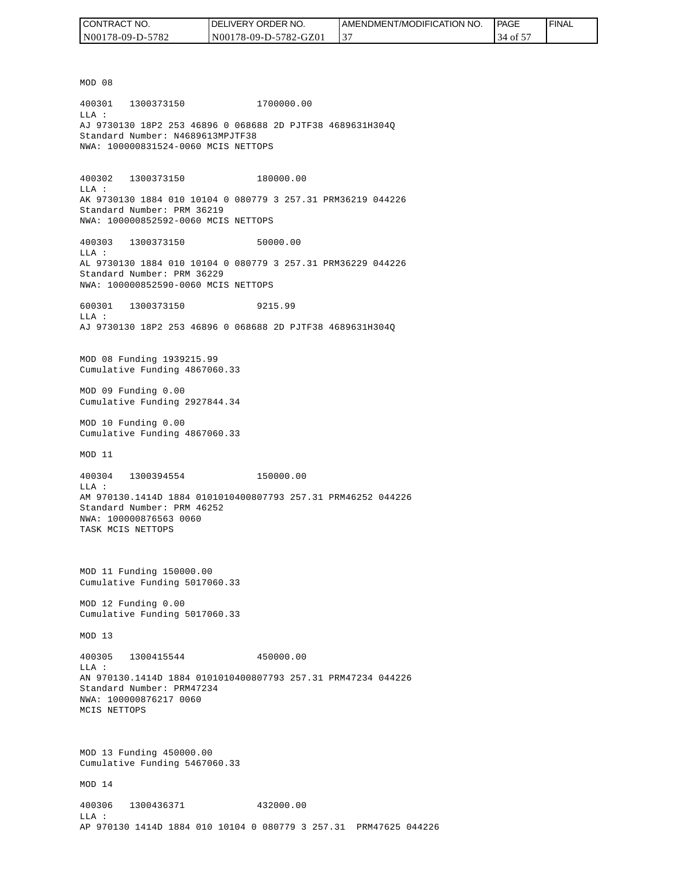MOD 08

400301   1300373150             1700000.00
LLA :
AJ 9730130 18P2 253 46896 0 068688 2D PJTF38 4689631H304Q
Standard Number: N4689613MPJTF38
NWA: 100000831524-0060 MCIS NETTOPS

400302   1300373150             180000.00
LLA :
AK 9730130 1884 010 10104 0 080779 3 257.31 PRM36219 044226
Standard Number: PRM 36219
NWA: 100000852592-0060 MCIS NETTOPS

400303   1300373150             50000.00
LLA :
AL 9730130 1884 010 10104 0 080779 3 257.31 PRM36229 044226
Standard Number: PRM 36229
NWA: 100000852590-0060 MCIS NETTOPS

600301   1300373150             9215.99
LLA :
AJ 9730130 18P2 253 46896 0 068688 2D PJTF38 4689631H304Q

MOD 08 Funding 1939215.99
Cumulative Funding 4867060.33

MOD 09 Funding 0.00
Cumulative Funding 2927844.34

MOD 10 Funding 0.00
Cumulative Funding 4867060.33

MOD 11

400304   1300394554             150000.00
LLA :
AM 970130.1414D 1884 0101010400807793 257.31 PRM46252 044226
Standard Number: PRM 46252
NWA: 100000876563 0060
TASK MCIS NETTOPS

MOD 11 Funding 150000.00
Cumulative Funding 5017060.33

MOD 12 Funding 0.00
Cumulative Funding 5017060.33

MOD 13

400305   1300415544             450000.00
LLA :
AN 970130.1414D 1884 0101010400807793 257.31 PRM47234 044226
Standard Number: PRM47234
NWA: 100000876217 0060
MCIS NETTOPS

MOD 13 Funding 450000.00
Cumulative Funding 5467060.33

MOD 14

400306   1300436371             432000.00
LLA :
AP 970130 1414D 1884 010 10104 0 080779 3 257.31  PRM47625 044226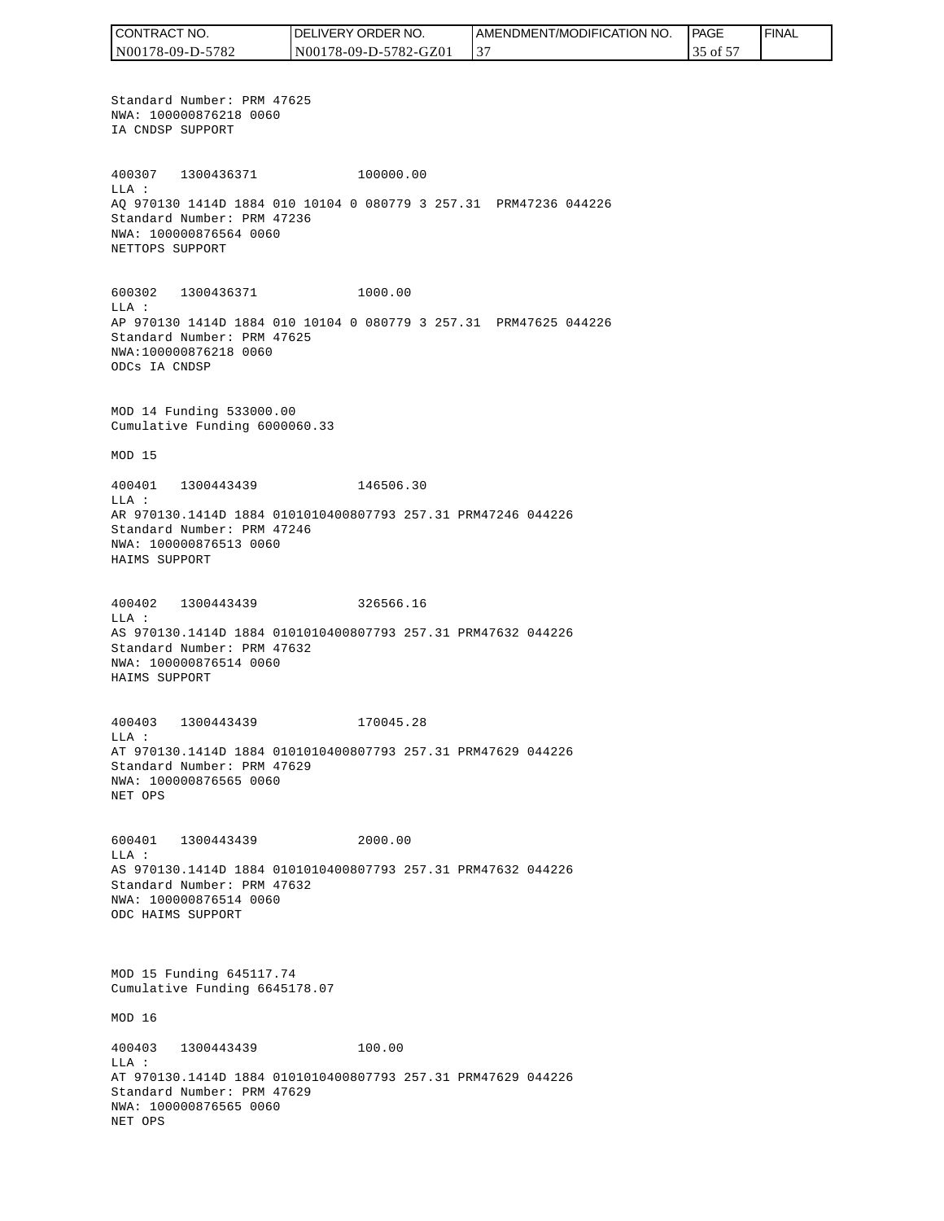Standard Number: PRM 47625
NWA: 100000876218 0060
IA CNDSP SUPPORT

400307 1300436371 100000.00
LLA :
AQ 970130 1414D 1884 010 10104 0 080779 3 257.31 PRM47236 044226
Standard Number: PRM 47236
NWA: 100000876564 0060
NETTOPS SUPPORT

600302 1300436371 1000.00
LLA :
AP 970130 1414D 1884 010 10104 0 080779 3 257.31 PRM47625 044226
Standard Number: PRM 47625
NWA:100000876218 0060
ODCs IA CNDSP

MOD 14 Funding 533000.00
Cumulative Funding 6000060.33

MOD 15

400401 1300443439 146506.30
LLA :
AR 970130.1414D 1884 0101010400807793 257.31 PRM47246 044226
Standard Number: PRM 47246
NWA: 100000876513 0060
HAIMS SUPPORT

400402 1300443439 326566.16
LLA :
AS 970130.1414D 1884 0101010400807793 257.31 PRM47632 044226
Standard Number: PRM 47632
NWA: 100000876514 0060
HAIMS SUPPORT

400403 1300443439 170045.28
LLA :
AT 970130.1414D 1884 0101010400807793 257.31 PRM47629 044226
Standard Number: PRM 47629
NWA: 100000876565 0060
NET OPS

600401 1300443439 2000.00
LLA :
AS 970130.1414D 1884 0101010400807793 257.31 PRM47632 044226
Standard Number: PRM 47632
NWA: 100000876514 0060
ODC HAIMS SUPPORT

MOD 15 Funding 645117.74
Cumulative Funding 6645178.07

MOD 16

400403 1300443439 100.00
LLA :
AT 970130.1414D 1884 0101010400807793 257.31 PRM47629 044226
Standard Number: PRM 47629
NWA: 100000876565 0060
NET OPS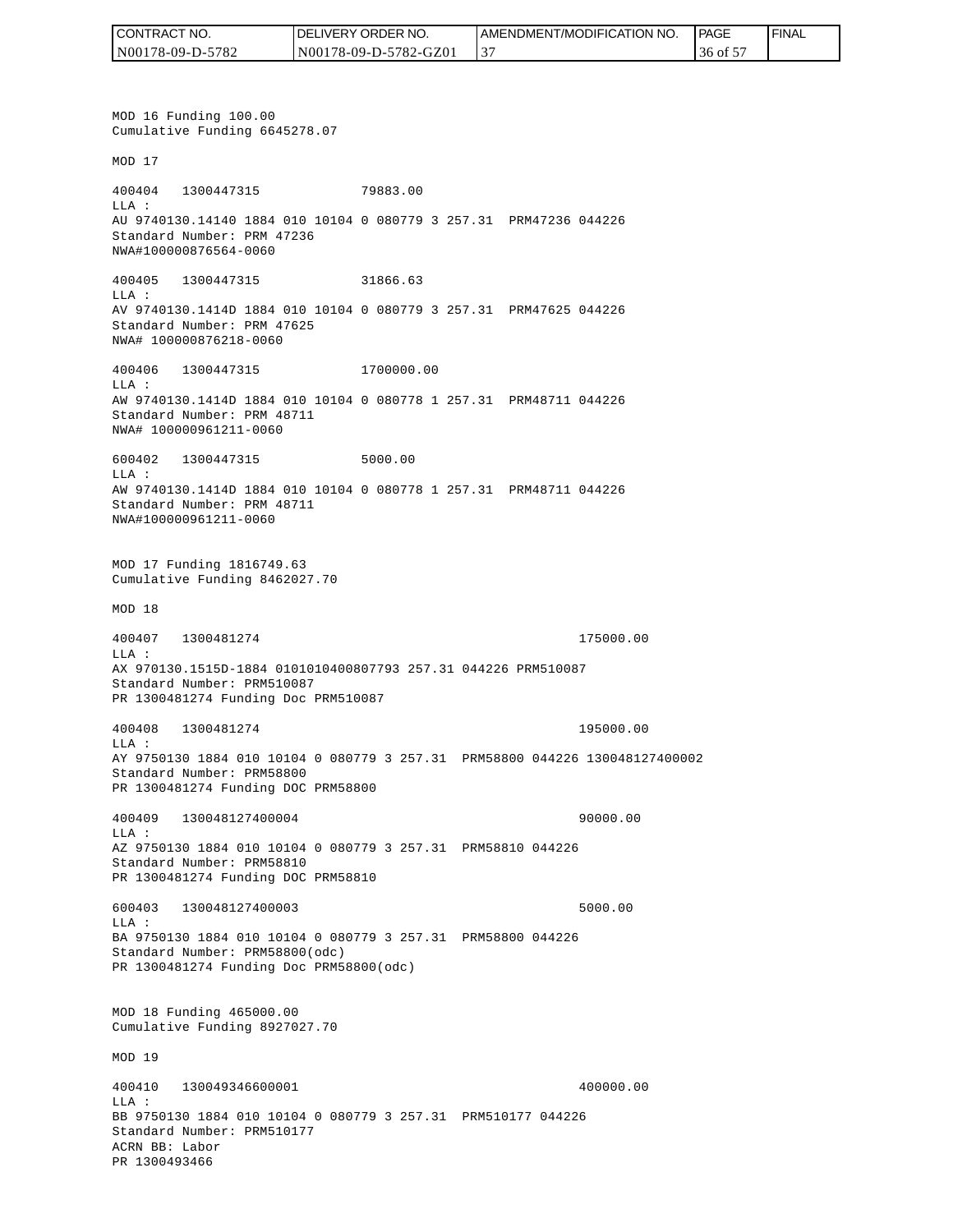MOD 16 Funding 100.00
Cumulative Funding 6645278.07

MOD 17

400404 1300447315 79883.00
LLA :
AU 9740130.14140 1884 010 10104 0 080779 3 257.31 PRM47236 044226
Standard Number: PRM 47236
NWA#100000876564-0060

400405 1300447315 31866.63
LLA :
AV 9740130.1414D 1884 010 10104 0 080779 3 257.31 PRM47625 044226
Standard Number: PRM 47625
NWA# 100000876218-0060

400406 1300447315 1700000.00
LLA :
AW 9740130.1414D 1884 010 10104 0 080778 1 257.31 PRM48711 044226
Standard Number: PRM 48711
NWA# 100000961211-0060

600402 1300447315 5000.00
LLA :
AW 9740130.1414D 1884 010 10104 0 080778 1 257.31 PRM48711 044226
Standard Number: PRM 48711
NWA#100000961211-0060

MOD 17 Funding 1816749.63
Cumulative Funding 8462027.70

MOD 18

400407 1300481274 175000.00
LLA :
AX 970130.1515D-1884 0101010400807793 257.31 044226 PRM510087
Standard Number: PRM510087
PR 1300481274 Funding Doc PRM510087

400408 1300481274 195000.00
LLA :
AY 9750130 1884 010 10104 0 080779 3 257.31 PRM58800 044226 130048127400002
Standard Number: PRM58800
PR 1300481274 Funding DOC PRM58800

400409 130048127400004 90000.00
LLA :
AZ 9750130 1884 010 10104 0 080779 3 257.31 PRM58810 044226
Standard Number: PRM58810
PR 1300481274 Funding DOC PRM58810

600403 130048127400003 5000.00
LLA :
BA 9750130 1884 010 10104 0 080779 3 257.31 PRM58800 044226
Standard Number: PRM58800(odc)
PR 1300481274 Funding Doc PRM58800(odc)

MOD 18 Funding 465000.00
Cumulative Funding 8927027.70

MOD 19

400410 130049346600001 400000.00
LLA :
BB 9750130 1884 010 10104 0 080779 3 257.31 PRM510177 044226
Standard Number: PRM510177
ACRN BB: Labor
PR 1300493466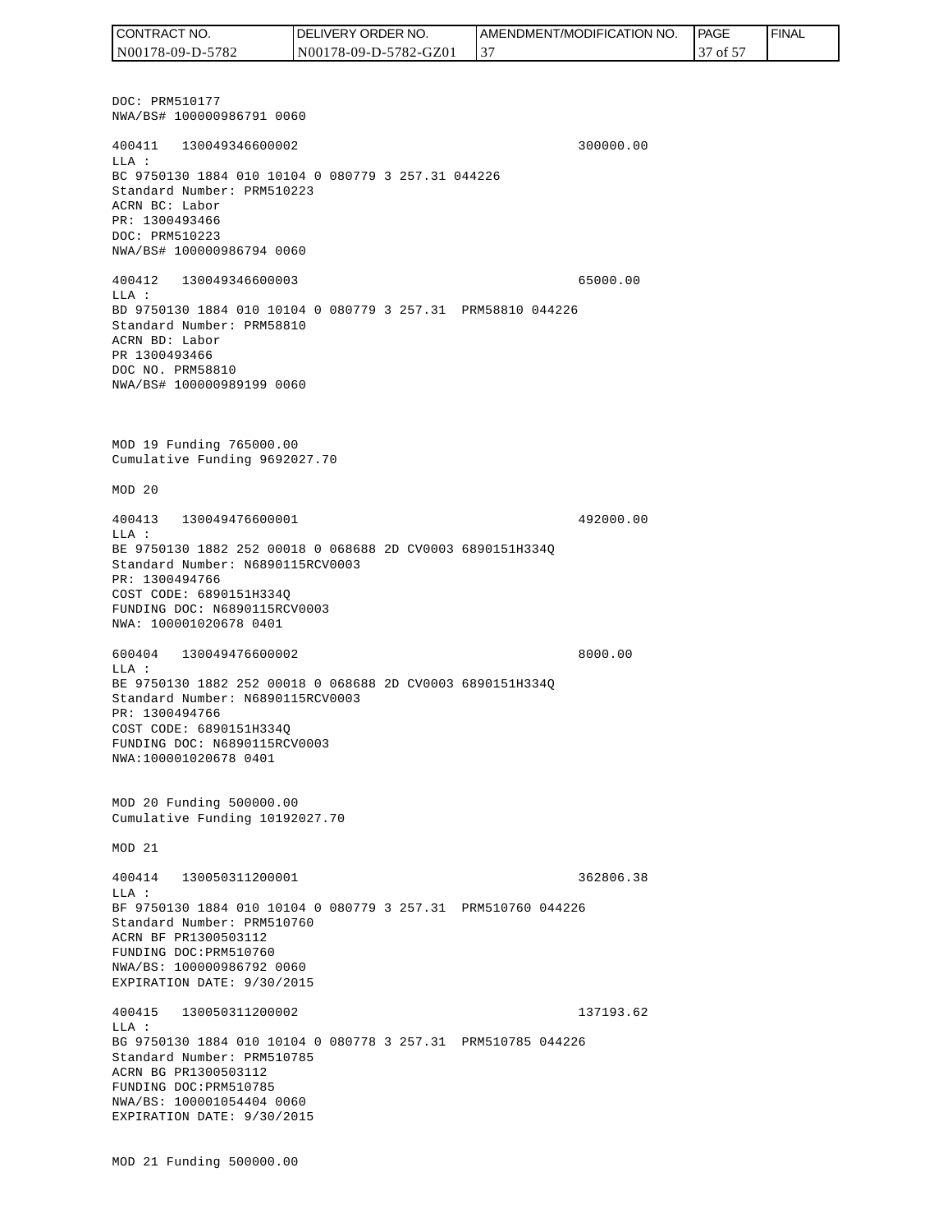DOC: PRM510177
NWA/BS# 100000986791 0060

400411 130049346600002 300000.00
LLA :
BC 9750130 1884 010 10104 0 080779 3 257.31 044226
Standard Number: PRM510223
ACRN BC: Labor
PR: 1300493466
DOC: PRM510223
NWA/BS# 100000986794 0060

400412 130049346600003 65000.00
LLA :
BD 9750130 1884 010 10104 0 080779 3 257.31 PRM58810 044226
Standard Number: PRM58810
ACRN BD: Labor
PR 1300493466
DOC NO. PRM58810
NWA/BS# 100000989199 0060

MOD 19 Funding 765000.00
Cumulative Funding 9692027.70

MOD 20

400413 130049476600001 492000.00
LLA :
BE 9750130 1882 252 00018 0 068688 2D CV0003 6890151H334Q
Standard Number: N6890115RCV0003
PR: 1300494766
COST CODE: 6890151H334Q
FUNDING DOC: N6890115RCV0003
NWA: 100001020678 0401

600404 130049476600002 8000.00
LLA :
BE 9750130 1882 252 00018 0 068688 2D CV0003 6890151H334Q
Standard Number: N6890115RCV0003
PR: 1300494766
COST CODE: 6890151H334Q
FUNDING DOC: N6890115RCV0003
NWA:100001020678 0401

MOD 20 Funding 500000.00
Cumulative Funding 10192027.70

MOD 21

400414 130050311200001 362806.38
LLA :
BF 9750130 1884 010 10104 0 080779 3 257.31 PRM510760 044226
Standard Number: PRM510760
ACRN BF PR1300503112
FUNDING DOC:PRM510760
NWA/BS: 100000986792 0060
EXPIRATION DATE: 9/30/2015

400415 130050311200002 137193.62
LLA :
BG 9750130 1884 010 10104 0 080778 3 257.31 PRM510785 044226
Standard Number: PRM510785
ACRN BG PR1300503112
FUNDING DOC:PRM510785
NWA/BS: 100001054404 0060
EXPIRATION DATE: 9/30/2015

MOD 21 Funding 500000.00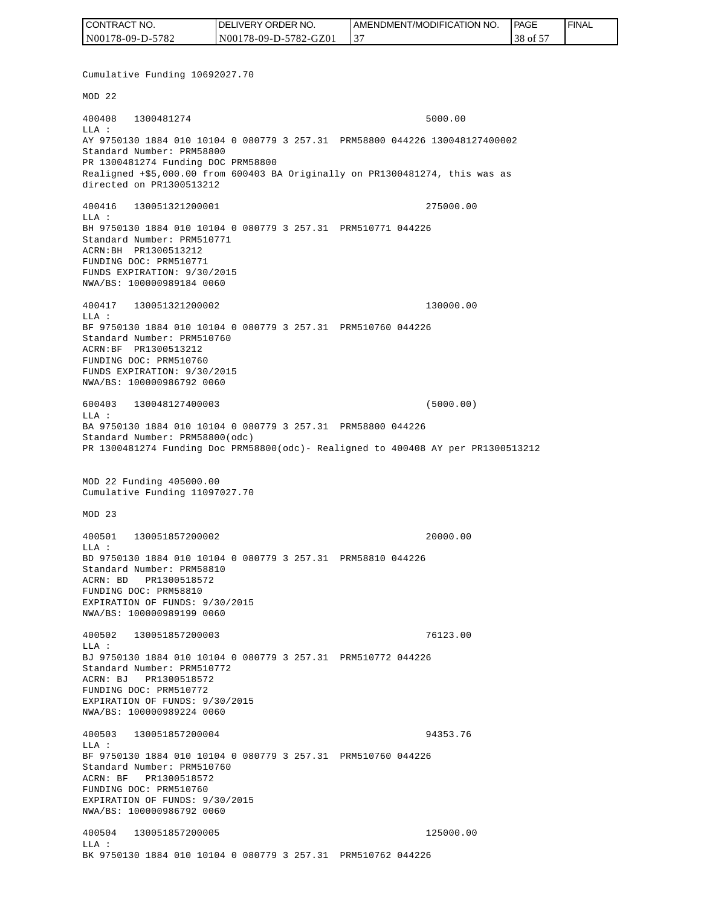Cumulative Funding 10692027.70

MOD 22

400408   1300481274                                    5000.00
LLA :
AY 9750130 1884 010 10104 0 080779 3 257.31  PRM58800 044226 130048127400002
Standard Number: PRM58800
PR 1300481274 Funding DOC PRM58800
Realigned +$5,000.00 from 600403 BA Originally on PR1300481274, this was as directed on PR1300513212

400416   130051321200001                                275000.00
LLA :
BH 9750130 1884 010 10104 0 080779 3 257.31  PRM510771 044226
Standard Number: PRM510771
ACRN:BH  PR1300513212
FUNDING DOC: PRM510771
FUNDS EXPIRATION: 9/30/2015
NWA/BS: 100000989184 0060

400417   130051321200002                                130000.00
LLA :
BF 9750130 1884 010 10104 0 080779 3 257.31  PRM510760 044226
Standard Number: PRM510760
ACRN:BF  PR1300513212
FUNDING DOC: PRM510760
FUNDS EXPIRATION: 9/30/2015
NWA/BS: 100000986792 0060

600403   130048127400003                                (5000.00)
LLA :
BA 9750130 1884 010 10104 0 080779 3 257.31  PRM58800 044226
Standard Number: PRM58800(odc)
PR 1300481274 Funding Doc PRM58800(odc)- Realigned to 400408 AY per PR1300513212

MOD 22 Funding 405000.00
Cumulative Funding 11097027.70

MOD 23

400501   130051857200002                                20000.00
LLA :
BD 9750130 1884 010 10104 0 080779 3 257.31  PRM58810 044226
Standard Number: PRM58810
ACRN: BD   PR1300518572
FUNDING DOC: PRM58810
EXPIRATION OF FUNDS: 9/30/2015
NWA/BS: 100000989199 0060

400502   130051857200003                                76123.00
LLA :
BJ 9750130 1884 010 10104 0 080779 3 257.31  PRM510772 044226
Standard Number: PRM510772
ACRN: BJ   PR1300518572
FUNDING DOC: PRM510772
EXPIRATION OF FUNDS: 9/30/2015
NWA/BS: 100000989224 0060

400503   130051857200004                                94353.76
LLA :
BF 9750130 1884 010 10104 0 080779 3 257.31  PRM510760 044226
Standard Number: PRM510760
ACRN: BF   PR1300518572
FUNDING DOC: PRM510760
EXPIRATION OF FUNDS: 9/30/2015
NWA/BS: 100000986792 0060

400504   130051857200005                                125000.00
LLA :
BK 9750130 1884 010 10104 0 080779 3 257.31  PRM510762 044226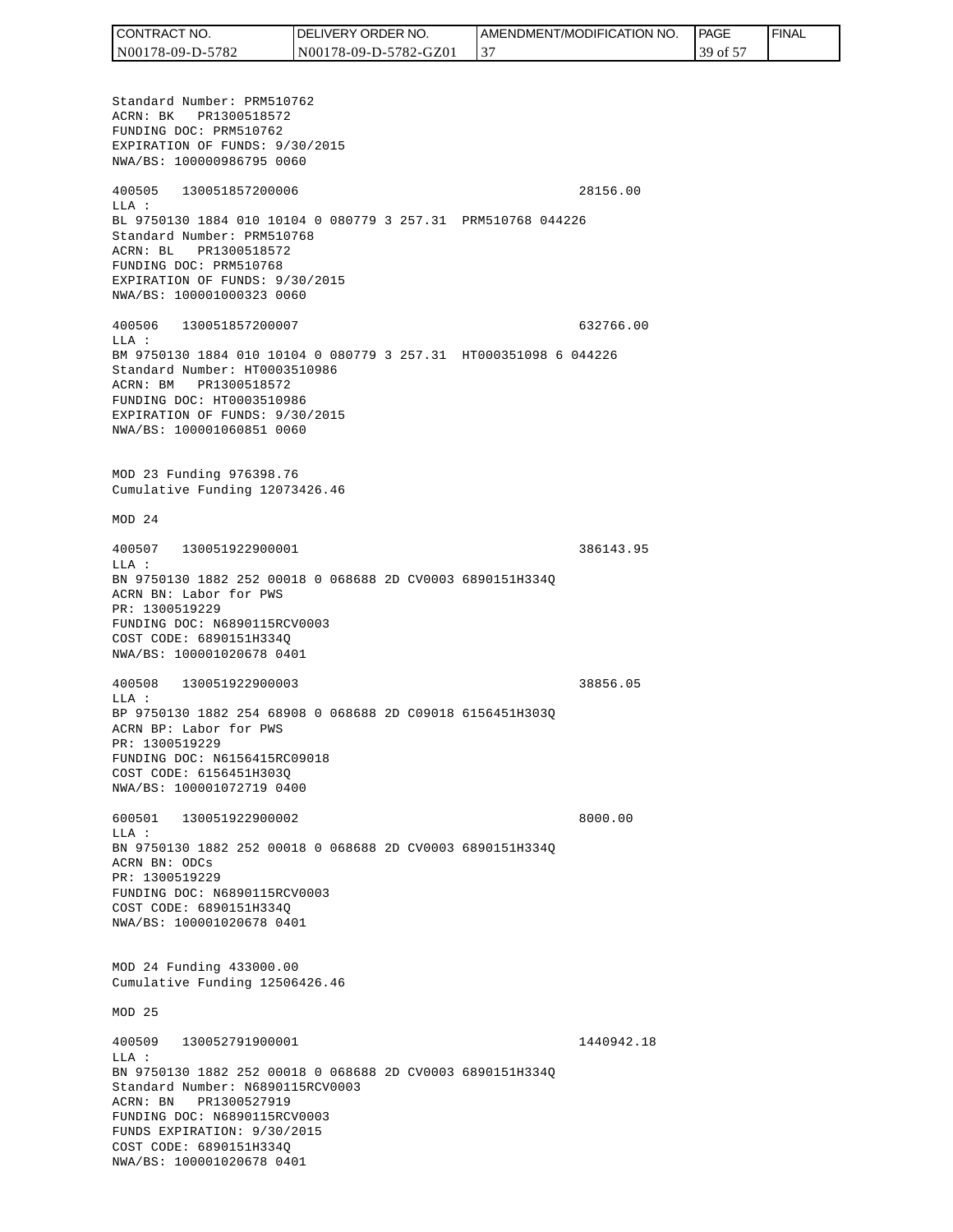Standard Number: PRM510762
ACRN: BK PR1300518572
FUNDING DOC: PRM510762
EXPIRATION OF FUNDS: 9/30/2015
NWA/BS: 100000986795 0060

400505 130051857200006 28156.00
LLA :
BL 9750130 1884 010 10104 0 080779 3 257.31 PRM510768 044226
Standard Number: PRM510768
ACRN: BL PR1300518572
FUNDING DOC: PRM510768
EXPIRATION OF FUNDS: 9/30/2015
NWA/BS: 100001000323 0060

400506 130051857200007 632766.00
LLA :
BM 9750130 1884 010 10104 0 080779 3 257.31 HT000351098 6 044226
Standard Number: HT0003510986
ACRN: BM PR1300518572
FUNDING DOC: HT0003510986
EXPIRATION OF FUNDS: 9/30/2015
NWA/BS: 100001060851 0060

MOD 23 Funding 976398.76
Cumulative Funding 12073426.46

MOD 24

400507 130051922900001 386143.95
LLA :
BN 9750130 1882 252 00018 0 068688 2D CV0003 6890151H334Q
ACRN BN: Labor for PWS
PR: 1300519229
FUNDING DOC: N6890115RCV0003
COST CODE: 6890151H334Q
NWA/BS: 100001020678 0401

400508 130051922900003 38856.05
LLA :
BP 9750130 1882 254 68908 0 068688 2D C09018 6156451H303Q
ACRN BP: Labor for PWS
PR: 1300519229
FUNDING DOC: N6156415RC09018
COST CODE: 6156451H303Q
NWA/BS: 100001072719 0400

600501 130051922900002 8000.00
LLA :
BN 9750130 1882 252 00018 0 068688 2D CV0003 6890151H334Q
ACRN BN: ODCs
PR: 1300519229
FUNDING DOC: N6890115RCV0003
COST CODE: 6890151H334Q
NWA/BS: 100001020678 0401

MOD 24 Funding 433000.00
Cumulative Funding 12506426.46

MOD 25

400509 130052791900001 1440942.18
LLA :
BN 9750130 1882 252 00018 0 068688 2D CV0003 6890151H334Q
Standard Number: N6890115RCV0003
ACRN: BN PR1300527919
FUNDING DOC: N6890115RCV0003
FUNDS EXPIRATION: 9/30/2015
COST CODE: 6890151H334Q
NWA/BS: 100001020678 0401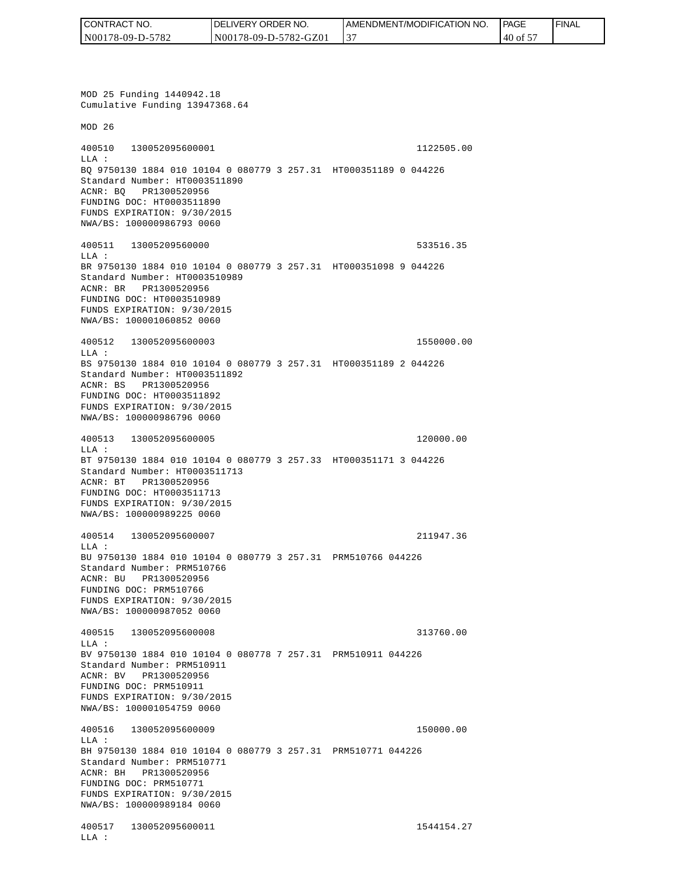MOD 25 Funding 1440942.18
Cumulative Funding 13947368.64

MOD 26

400510 130052095600001 1122505.00
LLA :
BQ 9750130 1884 010 10104 0 080779 3 257.31 HT000351189 0 044226
Standard Number: HT0003511890
ACNR: BQ PR1300520956
FUNDING DOC: HT0003511890
FUNDS EXPIRATION: 9/30/2015
NWA/BS: 100000986793 0060

400511 13005209560000 533516.35
LLA :
BR 9750130 1884 010 10104 0 080779 3 257.31 HT000351098 9 044226
Standard Number: HT0003510989
ACNR: BR PR1300520956
FUNDING DOC: HT0003510989
FUNDS EXPIRATION: 9/30/2015
NWA/BS: 100001060852 0060

400512 130052095600003 1550000.00
LLA :
BS 9750130 1884 010 10104 0 080779 3 257.31 HT000351189 2 044226
Standard Number: HT0003511892
ACNR: BS PR1300520956
FUNDING DOC: HT0003511892
FUNDS EXPIRATION: 9/30/2015
NWA/BS: 100000986796 0060

400513 130052095600005 120000.00
LLA :
BT 9750130 1884 010 10104 0 080779 3 257.33 HT000351171 3 044226
Standard Number: HT0003511713
ACNR: BT PR1300520956
FUNDING DOC: HT0003511713
FUNDS EXPIRATION: 9/30/2015
NWA/BS: 100000989225 0060

400514 130052095600007 211947.36
LLA :
BU 9750130 1884 010 10104 0 080779 3 257.31 PRM510766 044226
Standard Number: PRM510766
ACNR: BU PR1300520956
FUNDING DOC: PRM510766
FUNDS EXPIRATION: 9/30/2015
NWA/BS: 100000987052 0060

400515 130052095600008 313760.00
LLA :
BV 9750130 1884 010 10104 0 080778 7 257.31 PRM510911 044226
Standard Number: PRM510911
ACNR: BV PR1300520956
FUNDING DOC: PRM510911
FUNDS EXPIRATION: 9/30/2015
NWA/BS: 100001054759 0060

400516 130052095600009 150000.00
LLA :
BH 9750130 1884 010 10104 0 080779 3 257.31 PRM510771 044226
Standard Number: PRM510771
ACNR: BH PR1300520956
FUNDING DOC: PRM510771
FUNDS EXPIRATION: 9/30/2015
NWA/BS: 100000989184 0060

400517 130052095600011 1544154.27
LLA :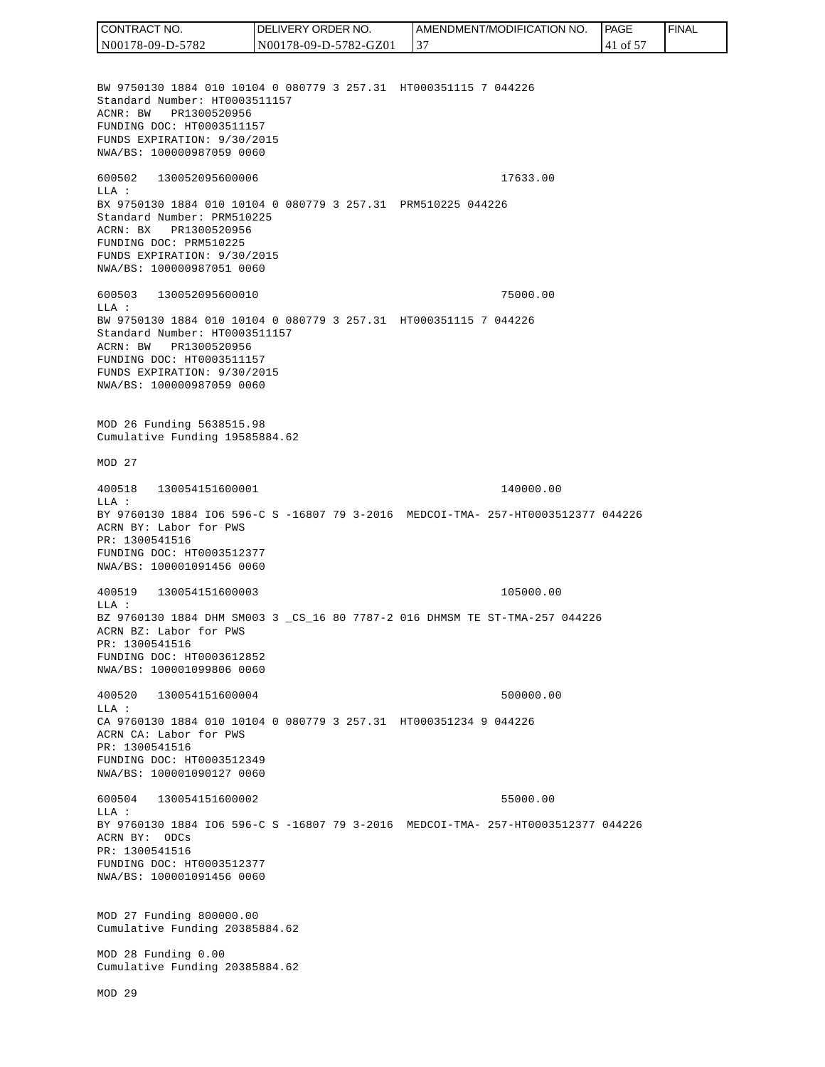BW 9750130 1884 010 10104 0 080779 3 257.31 HT000351115 7 044226
Standard Number: HT0003511157
ACNR: BW PR1300520956
FUNDING DOC: HT0003511157
FUNDS EXPIRATION: 9/30/2015
NWA/BS: 100000987059 0060

600502 130052095600006 17633.00
LLA :
BX 9750130 1884 010 10104 0 080779 3 257.31 PRM510225 044226
Standard Number: PRM510225
ACRN: BX PR1300520956
FUNDING DOC: PRM510225
FUNDS EXPIRATION: 9/30/2015
NWA/BS: 100000987051 0060

600503 130052095600010 75000.00
LLA :
BW 9750130 1884 010 10104 0 080779 3 257.31 HT000351115 7 044226
Standard Number: HT0003511157
ACRN: BW PR1300520956
FUNDING DOC: HT0003511157
FUNDS EXPIRATION: 9/30/2015
NWA/BS: 100000987059 0060

MOD 26 Funding 5638515.98
Cumulative Funding 19585884.62

MOD 27

400518 130054151600001 140000.00
LLA :
BY 9760130 1884 IO6 596-C S -16807 79 3-2016 MEDCOI-TMA- 257-HT0003512377 044226
ACRN BY: Labor for PWS
PR: 1300541516
FUNDING DOC: HT0003512377
NWA/BS: 100001091456 0060

400519 130054151600003 105000.00
LLA :
BZ 9760130 1884 DHM SM003 3 _CS_16 80 7787-2 016 DHMSM TE ST-TMA-257 044226
ACRN BZ: Labor for PWS
PR: 1300541516
FUNDING DOC: HT0003612852
NWA/BS: 100001099806 0060

400520 130054151600004 500000.00
LLA :
CA 9760130 1884 010 10104 0 080779 3 257.31 HT000351234 9 044226
ACRN CA: Labor for PWS
PR: 1300541516
FUNDING DOC: HT0003512349
NWA/BS: 100001090127 0060

600504 130054151600002 55000.00
LLA :
BY 9760130 1884 IO6 596-C S -16807 79 3-2016 MEDCOI-TMA- 257-HT0003512377 044226
ACRN BY: ODCs
PR: 1300541516
FUNDING DOC: HT0003512377
NWA/BS: 100001091456 0060

MOD 27 Funding 800000.00
Cumulative Funding 20385884.62

MOD 28 Funding 0.00
Cumulative Funding 20385884.62

MOD 29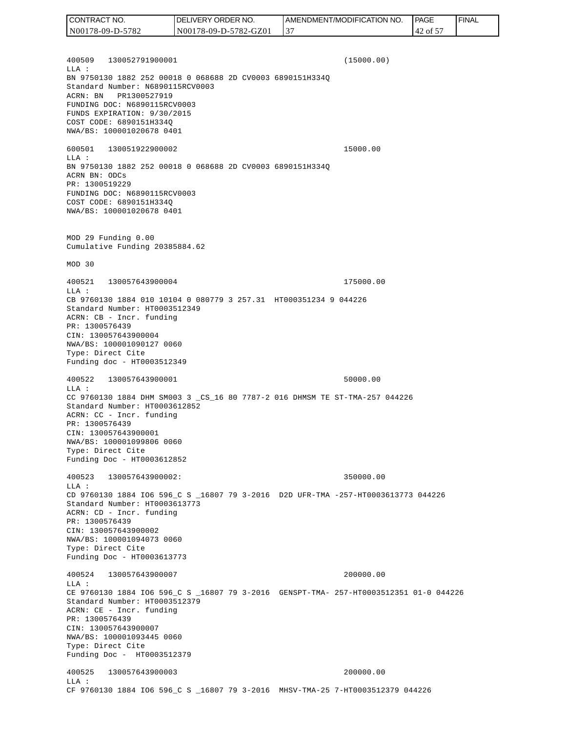400509   130052791900001                                    (15000.00)
LLA :
BN 9750130 1882 252 00018 0 068688 2D CV0003 6890151H334Q
Standard Number: N6890115RCV0003
ACRN: BN   PR1300527919
FUNDING DOC: N6890115RCV0003
FUNDS EXPIRATION: 9/30/2015
COST CODE: 6890151H334Q
NWA/BS: 100001020678 0401

600501   130051922900002                                    15000.00
LLA :
BN 9750130 1882 252 00018 0 068688 2D CV0003 6890151H334Q
ACRN BN: ODCs
PR: 1300519229
FUNDING DOC: N6890115RCV0003
COST CODE: 6890151H334Q
NWA/BS: 100001020678 0401

MOD 29 Funding 0.00
Cumulative Funding 20385884.62

MOD 30

400521   130057643900004                                    175000.00
LLA :
CB 9760130 1884 010 10104 0 080779 3 257.31  HT000351234 9 044226
Standard Number: HT0003512349
ACRN: CB - Incr. funding
PR: 1300576439
CIN: 130057643900004
NWA/BS: 100001090127 0060
Type: Direct Cite
Funding doc - HT0003512349

400522   130057643900001                                    50000.00
LLA :
CC 9760130 1884 DHM SM003 3 _CS_16 80 7787-2 016 DHMSM TE ST-TMA-257 044226
Standard Number: HT0003612852
ACRN: CC - Incr. funding
PR: 1300576439
CIN: 130057643900001
NWA/BS: 100001099806 0060
Type: Direct Cite
Funding Doc - HT0003612852

400523   130057643900002:                                   350000.00
LLA :
CD 9760130 1884 IO6 596_C S _16807 79 3-2016  D2D UFR-TMA -257-HT0003613773 044226
Standard Number: HT0003613773
ACRN: CD - Incr. funding
PR: 1300576439
CIN: 130057643900002
NWA/BS: 100001094073 0060
Type: Direct Cite
Funding Doc - HT0003613773

400524   130057643900007                                    200000.00
LLA :
CE 9760130 1884 IO6 596_C S _16807 79 3-2016  GENSPT-TMA- 257-HT0003512351 01-0 044226
Standard Number: HT0003512379
ACRN: CE - Incr. funding
PR: 1300576439
CIN: 130057643900007
NWA/BS: 100001093445 0060
Type: Direct Cite
Funding Doc -  HT0003512379

400525   130057643900003                                    200000.00
LLA :
CF 9760130 1884 IO6 596_C S _16807 79 3-2016  MHSV-TMA-25 7-HT0003512379 044226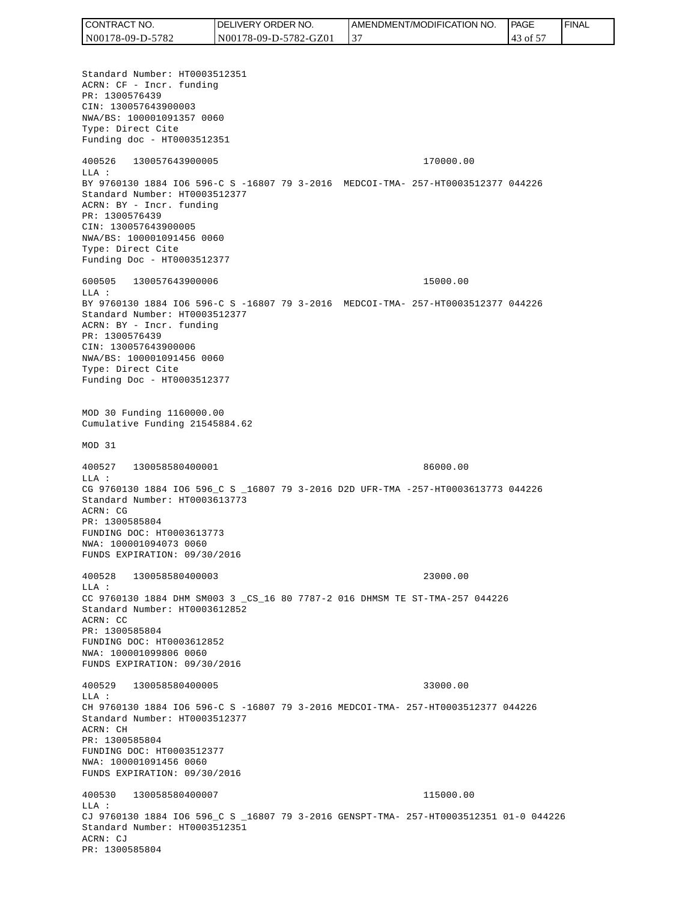Standard Number: HT0003512351
ACRN: CF - Incr. funding
PR: 1300576439
CIN: 130057643900003
NWA/BS: 100001091357 0060
Type: Direct Cite
Funding doc - HT0003512351

400526   130057643900005                                    170000.00
LLA :
BY 9760130 1884 IO6 596-C S -16807 79 3-2016  MEDCOI-TMA- 257-HT0003512377 044226
Standard Number: HT0003512377
ACRN: BY - Incr. funding
PR: 1300576439
CIN: 130057643900005
NWA/BS: 100001091456 0060
Type: Direct Cite
Funding Doc - HT0003512377

600505   130057643900006                                    15000.00
LLA :
BY 9760130 1884 IO6 596-C S -16807 79 3-2016  MEDCOI-TMA- 257-HT0003512377 044226
Standard Number: HT0003512377
ACRN: BY - Incr. funding
PR: 1300576439
CIN: 130057643900006
NWA/BS: 100001091456 0060
Type: Direct Cite
Funding Doc - HT0003512377

MOD 30 Funding 1160000.00
Cumulative Funding 21545884.62

MOD 31

400527   130058580400001                                    86000.00
LLA :
CG 9760130 1884 IO6 596_C S _16807 79 3-2016 D2D UFR-TMA -257-HT0003613773 044226
Standard Number: HT0003613773
ACRN: CG
PR: 1300585804
FUNDING DOC: HT0003613773
NWA: 100001094073 0060
FUNDS EXPIRATION: 09/30/2016

400528   130058580400003                                    23000.00
LLA :
CC 9760130 1884 DHM SM003 3 _CS_16 80 7787-2 016 DHMSM TE ST-TMA-257 044226
Standard Number: HT0003612852
ACRN: CC
PR: 1300585804
FUNDING DOC: HT0003612852
NWA: 100001099806 0060
FUNDS EXPIRATION: 09/30/2016

400529   130058580400005                                    33000.00
LLA :
CH 9760130 1884 IO6 596-C S -16807 79 3-2016 MEDCOI-TMA- 257-HT0003512377 044226
Standard Number: HT0003512377
ACRN: CH
PR: 1300585804
FUNDING DOC: HT0003512377
NWA: 100001091456 0060
FUNDS EXPIRATION: 09/30/2016

400530   130058580400007                                    115000.00
LLA :
CJ 9760130 1884 IO6 596_C S _16807 79 3-2016 GENSPT-TMA- 257-HT0003512351 01-0 044226
Standard Number: HT0003512351
ACRN: CJ
PR: 1300585804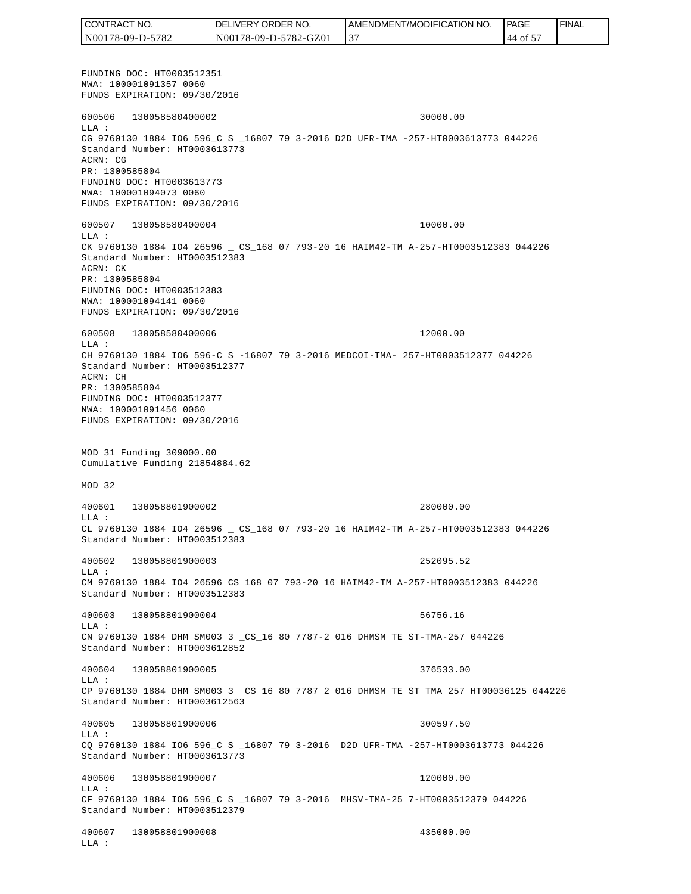FUNDING DOC: HT0003512351
NWA: 100001091357 0060
FUNDS EXPIRATION: 09/30/2016

600506 130058580400002 30000.00
LLA :
CG 9760130 1884 IO6 596_C S _16807 79 3-2016 D2D UFR-TMA -257-HT0003613773 044226
Standard Number: HT0003613773
ACRN: CG
PR: 1300585804
FUNDING DOC: HT0003613773
NWA: 100001094073 0060
FUNDS EXPIRATION: 09/30/2016

600507 130058580400004 10000.00
LLA :
CK 9760130 1884 IO4 26596 _ CS_168 07 793-20 16 HAIM42-TM A-257-HT0003512383 044226
Standard Number: HT0003512383
ACRN: CK
PR: 1300585804
FUNDING DOC: HT0003512383
NWA: 100001094141 0060
FUNDS EXPIRATION: 09/30/2016

600508 130058580400006 12000.00
LLA :
CH 9760130 1884 IO6 596-C S -16807 79 3-2016 MEDCOI-TMA- 257-HT0003512377 044226
Standard Number: HT0003512377
ACRN: CH
PR: 1300585804
FUNDING DOC: HT0003512377
NWA: 100001091456 0060
FUNDS EXPIRATION: 09/30/2016

MOD 31 Funding 309000.00
Cumulative Funding 21854884.62

MOD 32

400601 130058801900002 280000.00
LLA :
CL 9760130 1884 IO4 26596 _ CS_168 07 793-20 16 HAIM42-TM A-257-HT0003512383 044226
Standard Number: HT0003512383

400602 130058801900003 252095.52
LLA :
CM 9760130 1884 IO4 26596 CS 168 07 793-20 16 HAIM42-TM A-257-HT0003512383 044226
Standard Number: HT0003512383

400603 130058801900004 56756.16
LLA :
CN 9760130 1884 DHM SM003 3 _CS_16 80 7787-2 016 DHMSM TE ST-TMA-257 044226
Standard Number: HT0003612852

400604 130058801900005 376533.00
LLA :
CP 9760130 1884 DHM SM003 3 CS 16 80 7787 2 016 DHMSM TE ST TMA 257 HT00036125 044226
Standard Number: HT0003612563

400605 130058801900006 300597.50
LLA :
CQ 9760130 1884 IO6 596_C S _16807 79 3-2016 D2D UFR-TMA -257-HT0003613773 044226
Standard Number: HT0003613773

400606 130058801900007 120000.00
LLA :
CF 9760130 1884 IO6 596_C S _16807 79 3-2016 MHSV-TMA-25 7-HT0003512379 044226
Standard Number: HT0003512379

400607 130058801900008 435000.00
LLA :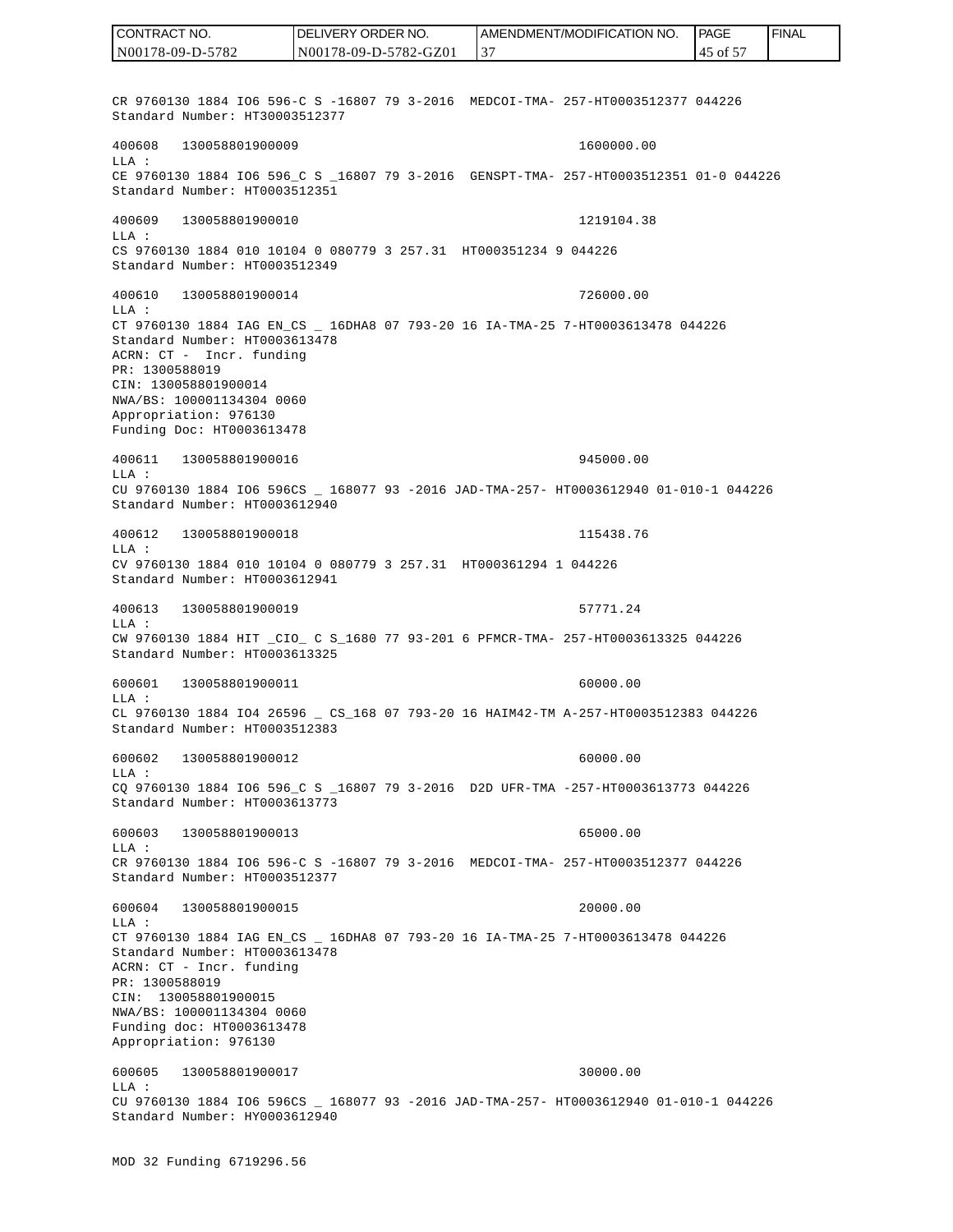CR 9760130 1884 IO6 596-C S -16807 79 3-2016 MEDCOI-TMA- 257-HT0003512377 044226
Standard Number: HT30003512377

400608 130058801900009 1600000.00
LLA :
CE 9760130 1884 IO6 596_C S _16807 79 3-2016 GENSPT-TMA- 257-HT0003512351 01-0 044226
Standard Number: HT0003512351

400609 130058801900010 1219104.38
LLA :
CS 9760130 1884 010 10104 0 080779 3 257.31 HT000351234 9 044226
Standard Number: HT0003512349

400610 130058801900014 726000.00
LLA :
CT 9760130 1884 IAG EN_CS _ 16DHA8 07 793-20 16 IA-TMA-25 7-HT0003613478 044226
Standard Number: HT0003613478
ACRN: CT - Incr. funding
PR: 1300588019
CIN: 130058801900014
NWA/BS: 100001134304 0060
Appropriation: 976130
Funding Doc: HT0003613478

400611 130058801900016 945000.00
LLA :
CU 9760130 1884 IO6 596CS _ 168077 93 -2016 JAD-TMA-257- HT0003612940 01-010-1 044226
Standard Number: HT0003612940

400612 130058801900018 115438.76
LLA :
CV 9760130 1884 010 10104 0 080779 3 257.31 HT000361294 1 044226
Standard Number: HT0003612941

400613 130058801900019 57771.24
LLA :
CW 9760130 1884 HIT _CIO_ C S_1680 77 93-201 6 PFMCR-TMA- 257-HT0003613325 044226
Standard Number: HT0003613325

600601 130058801900011 60000.00
LLA :
CL 9760130 1884 IO4 26596 _ CS_168 07 793-20 16 HAIM42-TM A-257-HT0003512383 044226
Standard Number: HT0003512383

600602 130058801900012 60000.00
LLA :
CQ 9760130 1884 IO6 596_C S _16807 79 3-2016 D2D UFR-TMA -257-HT0003613773 044226
Standard Number: HT0003613773

600603 130058801900013 65000.00
LLA :
CR 9760130 1884 IO6 596-C S -16807 79 3-2016 MEDCOI-TMA- 257-HT0003512377 044226
Standard Number: HT0003512377

600604 130058801900015 20000.00
LLA :
CT 9760130 1884 IAG EN_CS _ 16DHA8 07 793-20 16 IA-TMA-25 7-HT0003613478 044226
Standard Number: HT0003613478
ACRN: CT - Incr. funding
PR: 1300588019
CIN: 130058801900015
NWA/BS: 100001134304 0060
Funding doc: HT0003613478
Appropriation: 976130

600605 130058801900017 30000.00
LLA :
CU 9760130 1884 IO6 596CS _ 168077 93 -2016 JAD-TMA-257- HT0003612940 01-010-1 044226
Standard Number: HY0003612940

MOD 32 Funding 6719296.56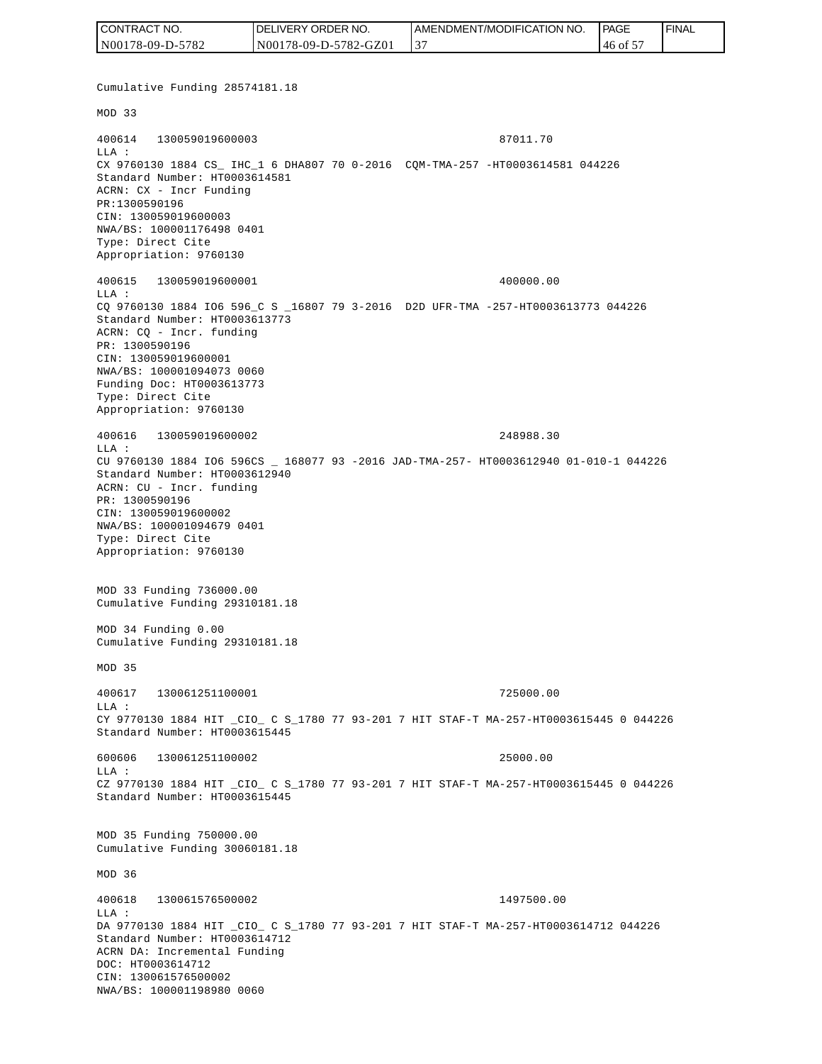Cumulative Funding 28574181.18

MOD 33

400614   130059019600003                                        87011.70
LLA :
CX 9760130 1884 CS_ IHC_1 6 DHA807 70 0-2016  CQM-TMA-257 -HT0003614581 044226
Standard Number: HT0003614581
ACRN: CX - Incr Funding
PR:1300590196
CIN: 130059019600003
NWA/BS: 100001176498 0401
Type: Direct Cite
Appropriation: 9760130

400615   130059019600001                                        400000.00
LLA :
CQ 9760130 1884 IO6 596_C S _16807 79 3-2016  D2D UFR-TMA -257-HT0003613773 044226
Standard Number: HT0003613773
ACRN: CQ - Incr. funding
PR: 1300590196
CIN: 130059019600001
NWA/BS: 100001094073 0060
Funding Doc: HT0003613773
Type: Direct Cite
Appropriation: 9760130

400616   130059019600002                                        248988.30
LLA :
CU 9760130 1884 IO6 596CS _ 168077 93 -2016 JAD-TMA-257- HT0003612940 01-010-1 044226
Standard Number: HT0003612940
ACRN: CU - Incr. funding
PR: 1300590196
CIN: 130059019600002
NWA/BS: 100001094679 0401
Type: Direct Cite
Appropriation: 9760130

MOD 33 Funding 736000.00
Cumulative Funding 29310181.18

MOD 34 Funding 0.00
Cumulative Funding 29310181.18

MOD 35

400617   130061251100001                                        725000.00
LLA :
CY 9770130 1884 HIT _CIO_ C S_1780 77 93-201 7 HIT STAF-T MA-257-HT0003615445 0 044226
Standard Number: HT0003615445

600606   130061251100002                                        25000.00
LLA :
CZ 9770130 1884 HIT _CIO_ C S_1780 77 93-201 7 HIT STAF-T MA-257-HT0003615445 0 044226
Standard Number: HT0003615445

MOD 35 Funding 750000.00
Cumulative Funding 30060181.18

MOD 36

400618   130061576500002                                        1497500.00
LLA :
DA 9770130 1884 HIT _CIO_ C S_1780 77 93-201 7 HIT STAF-T MA-257-HT0003614712 044226
Standard Number: HT0003614712
ACRN DA: Incremental Funding
DOC: HT0003614712
CIN: 130061576500002
NWA/BS: 100001198980 0060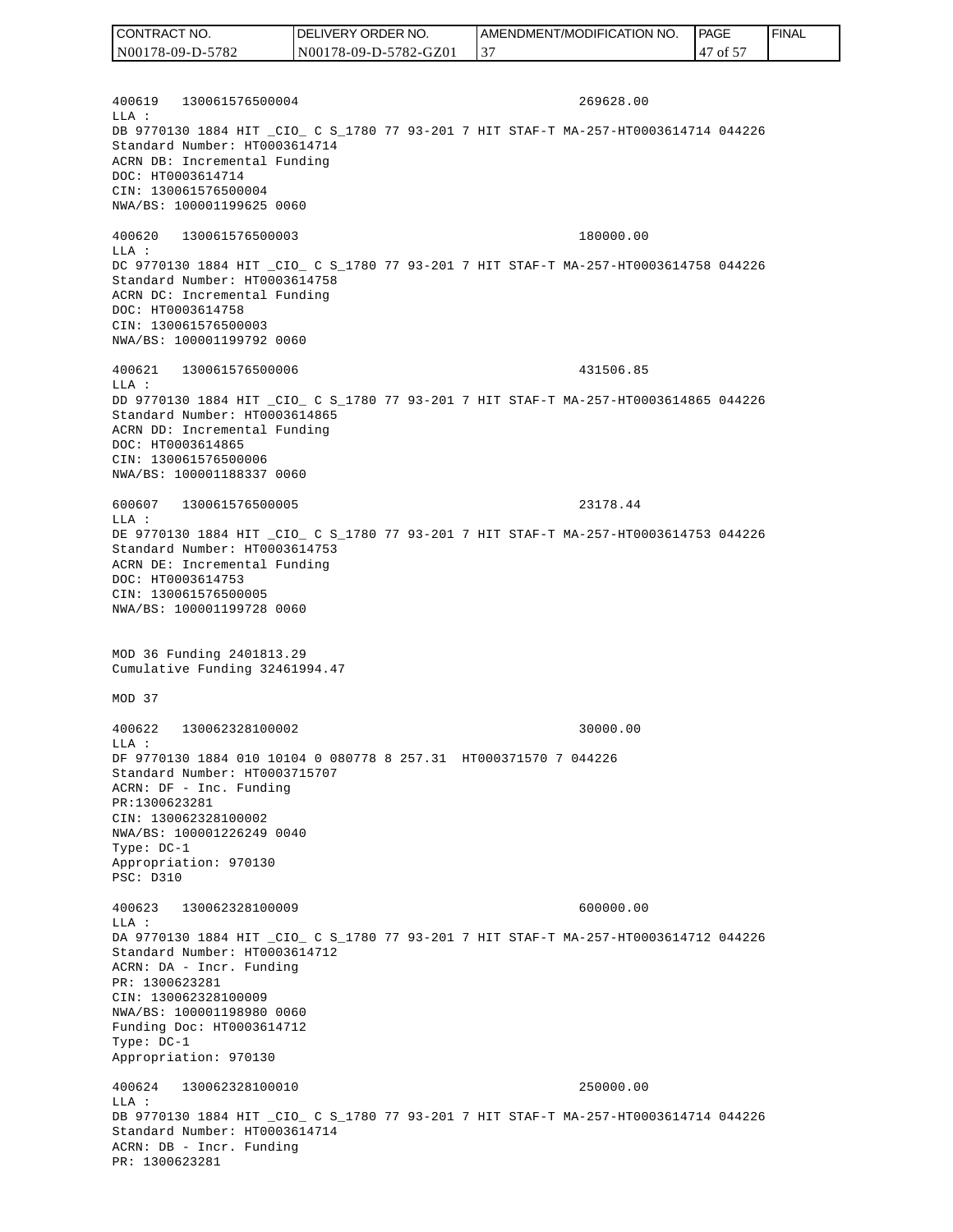```
400619   130061576500004                                    269628.00
LLA :
DB 9770130 1884 HIT _CIO_ C S_1780 77 93-201 7 HIT STAF-T MA-257-HT0003614714 044226
Standard Number: HT0003614714
ACRN DB: Incremental Funding
DOC: HT0003614714
CIN: 130061576500004
NWA/BS: 100001199625 0060

400620   130061576500003                                    180000.00
LLA :
DC 9770130 1884 HIT _CIO_ C S_1780 77 93-201 7 HIT STAF-T MA-257-HT0003614758 044226
Standard Number: HT0003614758
ACRN DC: Incremental Funding
DOC: HT0003614758
CIN: 130061576500003
NWA/BS: 100001199792 0060

400621   130061576500006                                    431506.85
LLA :
DD 9770130 1884 HIT _CIO_ C S_1780 77 93-201 7 HIT STAF-T MA-257-HT0003614865 044226
Standard Number: HT0003614865
ACRN DD: Incremental Funding
DOC: HT0003614865
CIN: 130061576500006
NWA/BS: 100001188337 0060

600607   130061576500005                                    23178.44
LLA :
DE 9770130 1884 HIT _CIO_ C S_1780 77 93-201 7 HIT STAF-T MA-257-HT0003614753 044226
Standard Number: HT0003614753
ACRN DE: Incremental Funding
DOC: HT0003614753
CIN: 130061576500005
NWA/BS: 100001199728 0060


MOD 36 Funding 2401813.29
Cumulative Funding 32461994.47

MOD 37

400622   130062328100002                                    30000.00
LLA :
DF 9770130 1884 010 10104 0 080778 8 257.31  HT000371570 7 044226
Standard Number: HT0003715707
ACRN: DF - Inc. Funding
PR:1300623281
CIN: 130062328100002
NWA/BS: 100001226249 0040
Type: DC-1
Appropriation: 970130
PSC: D310

400623   130062328100009                                    600000.00
LLA :
DA 9770130 1884 HIT _CIO_ C S_1780 77 93-201 7 HIT STAF-T MA-257-HT0003614712 044226
Standard Number: HT0003614712
ACRN: DA - Incr. Funding
PR: 1300623281
CIN: 130062328100009
NWA/BS: 100001198980 0060
Funding Doc: HT0003614712
Type: DC-1
Appropriation: 970130

400624   130062328100010                                    250000.00
LLA :
DB 9770130 1884 HIT _CIO_ C S_1780 77 93-201 7 HIT STAF-T MA-257-HT0003614714 044226
Standard Number: HT0003614714
ACRN: DB - Incr. Funding
PR: 1300623281
```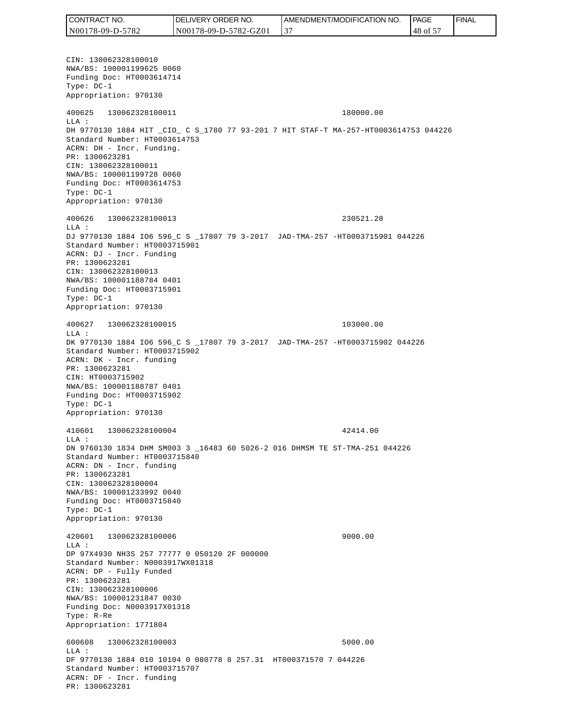CIN: 130062328100010
NWA/BS: 100001199625 0060
Funding Doc: HT0003614714
Type: DC-1
Appropriation: 970130

400625   130062328100011                                    180000.00
LLA :
DH 9770130 1884 HIT _CIO_ C S_1780 77 93-201 7 HIT STAF-T MA-257-HT0003614753 044226
Standard Number: HT0003614753
ACRN: DH - Incr. Funding.
PR: 1300623281
CIN: 130062328100011
NWA/BS: 100001199728 0060
Funding Doc: HT0003614753
Type: DC-1
Appropriation: 970130

400626   130062328100013                                    230521.28
LLA :
DJ 9770130 1884 IO6 596_C S _17807 79 3-2017  JAD-TMA-257 -HT0003715901 044226
Standard Number: HT0003715901
ACRN: DJ - Incr. Funding
PR: 1300623281
CIN: 130062328100013
NWA/BS: 100001188784 0401
Funding Doc: HT0003715901
Type: DC-1
Appropriation: 970130

400627   130062328100015                                    103000.00
LLA :
DK 9770130 1884 IO6 596_C S _17807 79 3-2017  JAD-TMA-257 -HT0003715902 044226
Standard Number: HT0003715902
ACRN: DK - Incr. funding
PR: 1300623281
CIN: HT0003715902
NWA/BS: 100001188787 0401
Funding Doc: HT0003715902
Type: DC-1
Appropriation: 970130

410601   130062328100004                                    42414.00
LLA :
DN 9760130 1834 DHM SM003 3 _16483 60 5026-2 016 DHMSM TE ST-TMA-251 044226
Standard Number: HT0003715840
ACRN: DN - Incr. funding
PR: 1300623281
CIN: 130062328100004
NWA/BS: 100001233992 0040
Funding Doc: HT0003715840
Type: DC-1
Appropriation: 970130

420601   130062328100006                                    9000.00
LLA :
DP 97X4930 NH3S 257 77777 0 050120 2F 000000
Standard Number: N0003917WX01318
ACRN: DP - Fully Funded
PR: 1300623281
CIN: 130062328100006
NWA/BS: 100001231847 0030
Funding Doc: N0003917X01318
Type: R-Re
Appropriation: 1771804

600608   130062328100003                                    5000.00
LLA :
DF 9770130 1884 010 10104 0 080778 8 257.31  HT000371570 7 044226
Standard Number: HT0003715707
ACRN: DF - Incr. funding
PR: 1300623281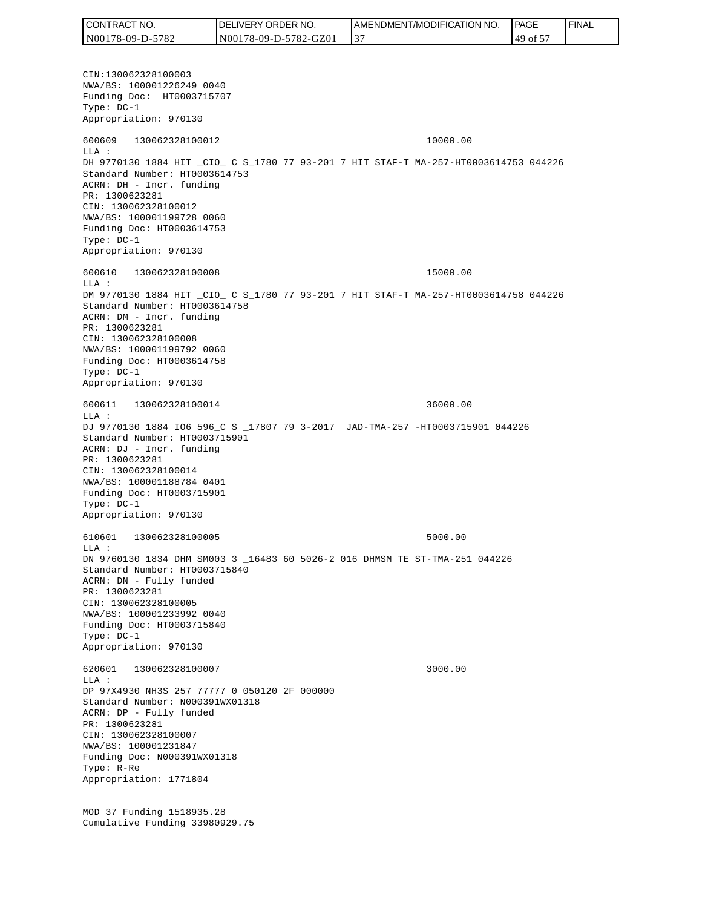CIN:130062328100003
NWA/BS: 100001226249 0040
Funding Doc: HT0003715707
Type: DC-1
Appropriation: 970130

600609 130062328100012 10000.00
LLA :
DH 9770130 1884 HIT _CIO_ C S_1780 77 93-201 7 HIT STAF-T MA-257-HT0003614753 044226
Standard Number: HT0003614753
ACRN: DH - Incr. funding
PR: 1300623281
CIN: 130062328100012
NWA/BS: 100001199728 0060
Funding Doc: HT0003614753
Type: DC-1
Appropriation: 970130

600610 130062328100008 15000.00
LLA :
DM 9770130 1884 HIT _CIO_ C S_1780 77 93-201 7 HIT STAF-T MA-257-HT0003614758 044226
Standard Number: HT0003614758
ACRN: DM - Incr. funding
PR: 1300623281
CIN: 130062328100008
NWA/BS: 100001199792 0060
Funding Doc: HT0003614758
Type: DC-1
Appropriation: 970130

600611 130062328100014 36000.00
LLA :
DJ 9770130 1884 IO6 596_C S _17807 79 3-2017 JAD-TMA-257 -HT0003715901 044226
Standard Number: HT0003715901
ACRN: DJ - Incr. funding
PR: 1300623281
CIN: 130062328100014
NWA/BS: 100001188784 0401
Funding Doc: HT0003715901
Type: DC-1
Appropriation: 970130

610601 130062328100005 5000.00
LLA :
DN 9760130 1834 DHM SM003 3 _16483 60 5026-2 016 DHMSM TE ST-TMA-251 044226
Standard Number: HT0003715840
ACRN: DN - Fully funded
PR: 1300623281
CIN: 130062328100005
NWA/BS: 100001233992 0040
Funding Doc: HT0003715840
Type: DC-1
Appropriation: 970130

620601 130062328100007 3000.00
LLA :
DP 97X4930 NH3S 257 77777 0 050120 2F 000000
Standard Number: N000391WX01318
ACRN: DP - Fully funded
PR: 1300623281
CIN: 130062328100007
NWA/BS: 100001231847
Funding Doc: N000391WX01318
Type: R-Re
Appropriation: 1771804

MOD 37 Funding 1518935.28
Cumulative Funding 33980929.75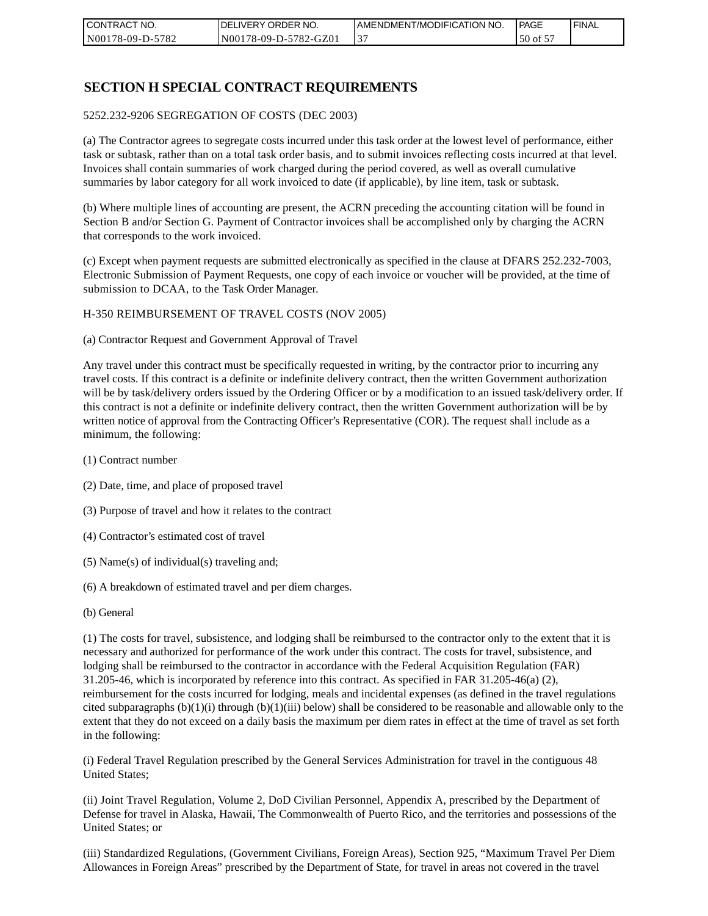## SECTION H SPECIAL CONTRACT REQUIREMENTS

5252.232-9206 SEGREGATION OF COSTS (DEC 2003)

(a) The Contractor agrees to segregate costs incurred under this task order at the lowest level of performance, either task or subtask, rather than on a total task order basis, and to submit invoices reflecting costs incurred at that level. Invoices shall contain summaries of work charged during the period covered, as well as overall cumulative summaries by labor category for all work invoiced to date (if applicable), by line item, task or subtask.

(b) Where multiple lines of accounting are present, the ACRN preceding the accounting citation will be found in Section B and/or Section G. Payment of Contractor invoices shall be accomplished only by charging the ACRN that corresponds to the work invoiced.

(c) Except when payment requests are submitted electronically as specified in the clause at DFARS 252.232-7003, Electronic Submission of Payment Requests, one copy of each invoice or voucher will be provided, at the time of submission to DCAA, to the Task Order Manager.

H-350 REIMBURSEMENT OF TRAVEL COSTS (NOV 2005)

(a) Contractor Request and Government Approval of Travel

Any travel under this contract must be specifically requested in writing, by the contractor prior to incurring any travel costs. If this contract is a definite or indefinite delivery contract, then the written Government authorization will be by task/delivery orders issued by the Ordering Officer or by a modification to an issued task/delivery order. If this contract is not a definite or indefinite delivery contract, then the written Government authorization will be by written notice of approval from the Contracting Officer's Representative (COR). The request shall include as a minimum, the following:

(1) Contract number

(2) Date, time, and place of proposed travel

(3) Purpose of travel and how it relates to the contract

(4) Contractor's estimated cost of travel

(5) Name(s) of individual(s) traveling and;

(6) A breakdown of estimated travel and per diem charges.

(b) General

(1) The costs for travel, subsistence, and lodging shall be reimbursed to the contractor only to the extent that it is necessary and authorized for performance of the work under this contract. The costs for travel, subsistence, and lodging shall be reimbursed to the contractor in accordance with the Federal Acquisition Regulation (FAR) 31.205-46, which is incorporated by reference into this contract. As specified in FAR 31.205-46(a) (2), reimbursement for the costs incurred for lodging, meals and incidental expenses (as defined in the travel regulations cited subparagraphs (b)(1)(i) through (b)(1)(iii) below) shall be considered to be reasonable and allowable only to the extent that they do not exceed on a daily basis the maximum per diem rates in effect at the time of travel as set forth in the following:

(i) Federal Travel Regulation prescribed by the General Services Administration for travel in the contiguous 48 United States;

(ii) Joint Travel Regulation, Volume 2, DoD Civilian Personnel, Appendix A, prescribed by the Department of Defense for travel in Alaska, Hawaii, The Commonwealth of Puerto Rico, and the territories and possessions of the United States; or

(iii) Standardized Regulations, (Government Civilians, Foreign Areas), Section 925, "Maximum Travel Per Diem Allowances in Foreign Areas" prescribed by the Department of State, for travel in areas not covered in the travel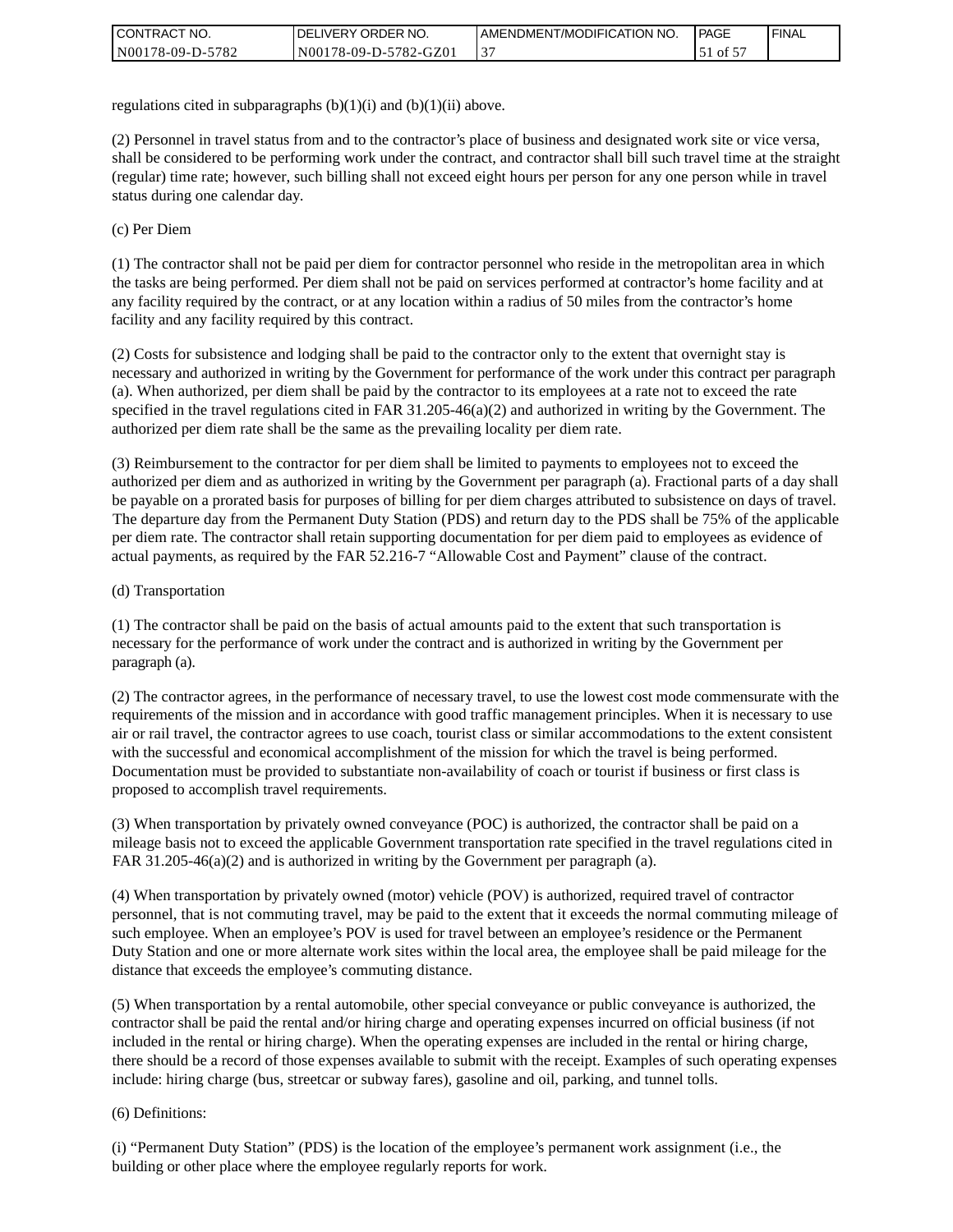regulations cited in subparagraphs (b)(1)(i) and (b)(1)(ii) above.

(2) Personnel in travel status from and to the contractor's place of business and designated work site or vice versa, shall be considered to be performing work under the contract, and contractor shall bill such travel time at the straight (regular) time rate; however, such billing shall not exceed eight hours per person for any one person while in travel status during one calendar day.

(c) Per Diem

(1) The contractor shall not be paid per diem for contractor personnel who reside in the metropolitan area in which the tasks are being performed. Per diem shall not be paid on services performed at contractor's home facility and at any facility required by the contract, or at any location within a radius of 50 miles from the contractor's home facility and any facility required by this contract.

(2) Costs for subsistence and lodging shall be paid to the contractor only to the extent that overnight stay is necessary and authorized in writing by the Government for performance of the work under this contract per paragraph (a). When authorized, per diem shall be paid by the contractor to its employees at a rate not to exceed the rate specified in the travel regulations cited in FAR 31.205-46(a)(2) and authorized in writing by the Government. The authorized per diem rate shall be the same as the prevailing locality per diem rate.

(3) Reimbursement to the contractor for per diem shall be limited to payments to employees not to exceed the authorized per diem and as authorized in writing by the Government per paragraph (a). Fractional parts of a day shall be payable on a prorated basis for purposes of billing for per diem charges attributed to subsistence on days of travel. The departure day from the Permanent Duty Station (PDS) and return day to the PDS shall be 75% of the applicable per diem rate. The contractor shall retain supporting documentation for per diem paid to employees as evidence of actual payments, as required by the FAR 52.216-7 "Allowable Cost and Payment" clause of the contract.

(d) Transportation

(1) The contractor shall be paid on the basis of actual amounts paid to the extent that such transportation is necessary for the performance of work under the contract and is authorized in writing by the Government per paragraph (a).

(2) The contractor agrees, in the performance of necessary travel, to use the lowest cost mode commensurate with the requirements of the mission and in accordance with good traffic management principles. When it is necessary to use air or rail travel, the contractor agrees to use coach, tourist class or similar accommodations to the extent consistent with the successful and economical accomplishment of the mission for which the travel is being performed. Documentation must be provided to substantiate non-availability of coach or tourist if business or first class is proposed to accomplish travel requirements.

(3) When transportation by privately owned conveyance (POC) is authorized, the contractor shall be paid on a mileage basis not to exceed the applicable Government transportation rate specified in the travel regulations cited in FAR 31.205-46(a)(2) and is authorized in writing by the Government per paragraph (a).

(4) When transportation by privately owned (motor) vehicle (POV) is authorized, required travel of contractor personnel, that is not commuting travel, may be paid to the extent that it exceeds the normal commuting mileage of such employee. When an employee's POV is used for travel between an employee's residence or the Permanent Duty Station and one or more alternate work sites within the local area, the employee shall be paid mileage for the distance that exceeds the employee's commuting distance.

(5) When transportation by a rental automobile, other special conveyance or public conveyance is authorized, the contractor shall be paid the rental and/or hiring charge and operating expenses incurred on official business (if not included in the rental or hiring charge). When the operating expenses are included in the rental or hiring charge, there should be a record of those expenses available to submit with the receipt. Examples of such operating expenses include: hiring charge (bus, streetcar or subway fares), gasoline and oil, parking, and tunnel tolls.

(6) Definitions:

(i) "Permanent Duty Station" (PDS) is the location of the employee's permanent work assignment (i.e., the building or other place where the employee regularly reports for work.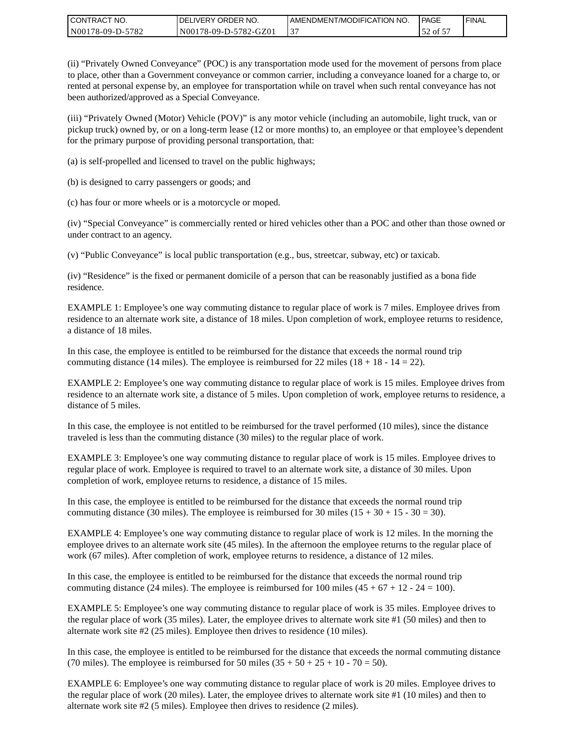(ii) “Privately Owned Conveyance” (POC) is any transportation mode used for the movement of persons from place to place, other than a Government conveyance or common carrier, including a conveyance loaned for a charge to, or rented at personal expense by, an employee for transportation while on travel when such rental conveyance has not been authorized/approved as a Special Conveyance.

(iii) “Privately Owned (Motor) Vehicle (POV)” is any motor vehicle (including an automobile, light truck, van or pickup truck) owned by, or on a long-term lease (12 or more months) to, an employee or that employee’s dependent for the primary purpose of providing personal transportation, that:

(a) is self-propelled and licensed to travel on the public highways;

(b) is designed to carry passengers or goods; and

(c) has four or more wheels or is a motorcycle or moped.

(iv) “Special Conveyance” is commercially rented or hired vehicles other than a POC and other than those owned or under contract to an agency.

(v) “Public Conveyance” is local public transportation (e.g., bus, streetcar, subway, etc) or taxicab.

(iv) “Residence” is the fixed or permanent domicile of a person that can be reasonably justified as a bona fide residence.

EXAMPLE 1: Employee’s one way commuting distance to regular place of work is 7 miles. Employee drives from residence to an alternate work site, a distance of 18 miles. Upon completion of work, employee returns to residence, a distance of 18 miles.

In this case, the employee is entitled to be reimbursed for the distance that exceeds the normal round trip commuting distance (14 miles). The employee is reimbursed for 22 miles (18 + 18 - 14 = 22).

EXAMPLE 2: Employee’s one way commuting distance to regular place of work is 15 miles. Employee drives from residence to an alternate work site, a distance of 5 miles. Upon completion of work, employee returns to residence, a distance of 5 miles.

In this case, the employee is not entitled to be reimbursed for the travel performed (10 miles), since the distance traveled is less than the commuting distance (30 miles) to the regular place of work.

EXAMPLE 3: Employee’s one way commuting distance to regular place of work is 15 miles. Employee drives to regular place of work. Employee is required to travel to an alternate work site, a distance of 30 miles. Upon completion of work, employee returns to residence, a distance of 15 miles.

In this case, the employee is entitled to be reimbursed for the distance that exceeds the normal round trip commuting distance (30 miles). The employee is reimbursed for 30 miles (15 + 30 + 15 - 30 = 30).

EXAMPLE 4: Employee’s one way commuting distance to regular place of work is 12 miles. In the morning the employee drives to an alternate work site (45 miles). In the afternoon the employee returns to the regular place of work (67 miles). After completion of work, employee returns to residence, a distance of 12 miles.

In this case, the employee is entitled to be reimbursed for the distance that exceeds the normal round trip commuting distance (24 miles). The employee is reimbursed for 100 miles (45 + 67 + 12 - 24 = 100).

EXAMPLE 5: Employee’s one way commuting distance to regular place of work is 35 miles. Employee drives to the regular place of work (35 miles). Later, the employee drives to alternate work site #1 (50 miles) and then to alternate work site #2 (25 miles). Employee then drives to residence (10 miles).

In this case, the employee is entitled to be reimbursed for the distance that exceeds the normal commuting distance (70 miles). The employee is reimbursed for 50 miles (35 + 50 + 25 + 10 - 70 = 50).

EXAMPLE 6: Employee’s one way commuting distance to regular place of work is 20 miles. Employee drives to the regular place of work (20 miles). Later, the employee drives to alternate work site #1 (10 miles) and then to alternate work site #2 (5 miles). Employee then drives to residence (2 miles).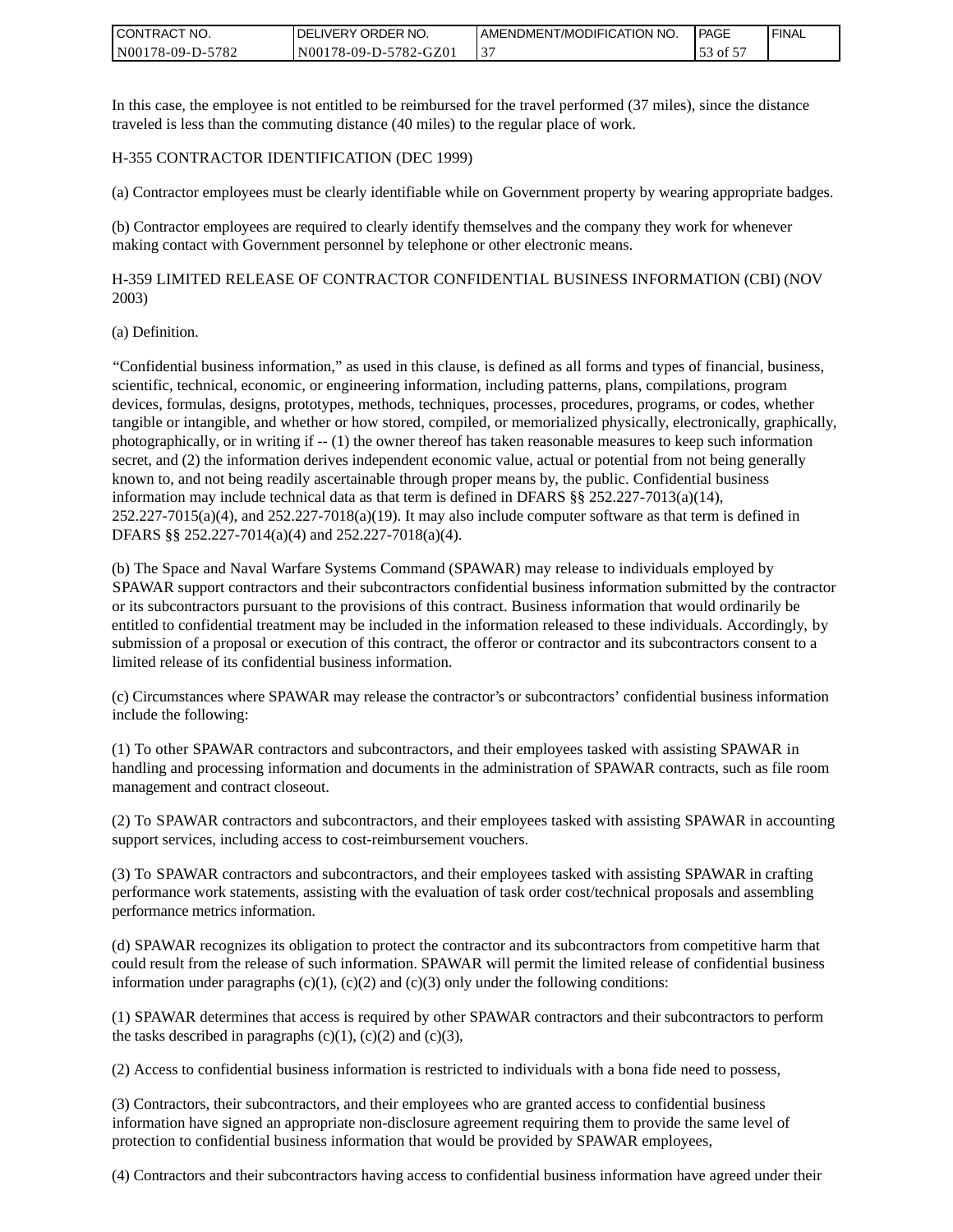In this case, the employee is not entitled to be reimbursed for the travel performed (37 miles), since the distance traveled is less than the commuting distance (40 miles) to the regular place of work.

H-355 CONTRACTOR IDENTIFICATION (DEC 1999)

(a) Contractor employees must be clearly identifiable while on Government property by wearing appropriate badges.

(b) Contractor employees are required to clearly identify themselves and the company they work for whenever making contact with Government personnel by telephone or other electronic means.

H-359 LIMITED RELEASE OF CONTRACTOR CONFIDENTIAL BUSINESS INFORMATION (CBI) (NOV 2003)

(a) Definition.

"Confidential business information," as used in this clause, is defined as all forms and types of financial, business, scientific, technical, economic, or engineering information, including patterns, plans, compilations, program devices, formulas, designs, prototypes, methods, techniques, processes, procedures, programs, or codes, whether tangible or intangible, and whether or how stored, compiled, or memorialized physically, electronically, graphically, photographically, or in writing if -- (1) the owner thereof has taken reasonable measures to keep such information secret, and (2) the information derives independent economic value, actual or potential from not being generally known to, and not being readily ascertainable through proper means by, the public. Confidential business information may include technical data as that term is defined in DFARS §§ 252.227-7013(a)(14), 252.227-7015(a)(4), and 252.227-7018(a)(19). It may also include computer software as that term is defined in DFARS §§ 252.227-7014(a)(4) and 252.227-7018(a)(4).

(b) The Space and Naval Warfare Systems Command (SPAWAR) may release to individuals employed by SPAWAR support contractors and their subcontractors confidential business information submitted by the contractor or its subcontractors pursuant to the provisions of this contract. Business information that would ordinarily be entitled to confidential treatment may be included in the information released to these individuals. Accordingly, by submission of a proposal or execution of this contract, the offeror or contractor and its subcontractors consent to a limited release of its confidential business information.

(c) Circumstances where SPAWAR may release the contractor's or subcontractors' confidential business information include the following:

(1) To other SPAWAR contractors and subcontractors, and their employees tasked with assisting SPAWAR in handling and processing information and documents in the administration of SPAWAR contracts, such as file room management and contract closeout.

(2) To SPAWAR contractors and subcontractors, and their employees tasked with assisting SPAWAR in accounting support services, including access to cost-reimbursement vouchers.

(3) To SPAWAR contractors and subcontractors, and their employees tasked with assisting SPAWAR in crafting performance work statements, assisting with the evaluation of task order cost/technical proposals and assembling performance metrics information.

(d) SPAWAR recognizes its obligation to protect the contractor and its subcontractors from competitive harm that could result from the release of such information. SPAWAR will permit the limited release of confidential business information under paragraphs (c)(1), (c)(2) and (c)(3) only under the following conditions:

(1) SPAWAR determines that access is required by other SPAWAR contractors and their subcontractors to perform the tasks described in paragraphs (c)(1), (c)(2) and (c)(3),

(2) Access to confidential business information is restricted to individuals with a bona fide need to possess,

(3) Contractors, their subcontractors, and their employees who are granted access to confidential business information have signed an appropriate non-disclosure agreement requiring them to provide the same level of protection to confidential business information that would be provided by SPAWAR employees,

(4) Contractors and their subcontractors having access to confidential business information have agreed under their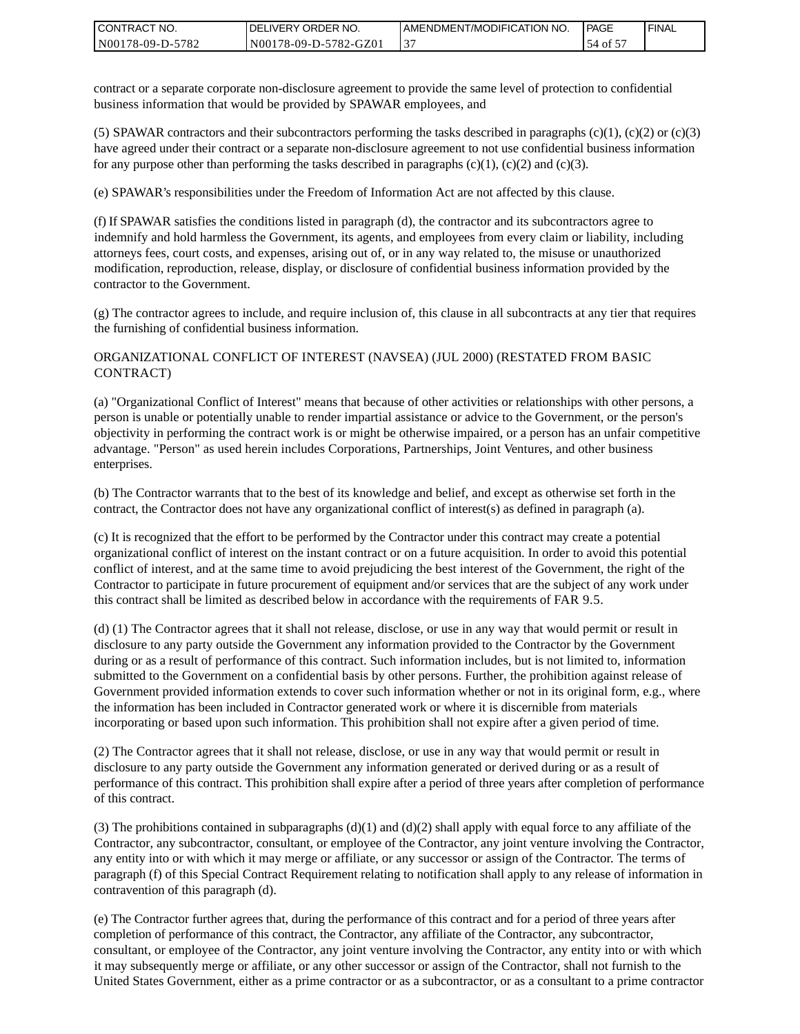contract or a separate corporate non-disclosure agreement to provide the same level of protection to confidential business information that would be provided by SPAWAR employees, and

(5) SPAWAR contractors and their subcontractors performing the tasks described in paragraphs (c)(1), (c)(2) or (c)(3) have agreed under their contract or a separate non-disclosure agreement to not use confidential business information for any purpose other than performing the tasks described in paragraphs (c)(1), (c)(2) and (c)(3).

(e) SPAWAR's responsibilities under the Freedom of Information Act are not affected by this clause.

(f) If SPAWAR satisfies the conditions listed in paragraph (d), the contractor and its subcontractors agree to indemnify and hold harmless the Government, its agents, and employees from every claim or liability, including attorneys fees, court costs, and expenses, arising out of, or in any way related to, the misuse or unauthorized modification, reproduction, release, display, or disclosure of confidential business information provided by the contractor to the Government.

(g) The contractor agrees to include, and require inclusion of, this clause in all subcontracts at any tier that requires the furnishing of confidential business information.

ORGANIZATIONAL CONFLICT OF INTEREST (NAVSEA) (JUL 2000) (RESTATED FROM BASIC CONTRACT)

(a) "Organizational Conflict of Interest" means that because of other activities or relationships with other persons, a person is unable or potentially unable to render impartial assistance or advice to the Government, or the person's objectivity in performing the contract work is or might be otherwise impaired, or a person has an unfair competitive advantage. "Person" as used herein includes Corporations, Partnerships, Joint Ventures, and other business enterprises.

(b) The Contractor warrants that to the best of its knowledge and belief, and except as otherwise set forth in the contract, the Contractor does not have any organizational conflict of interest(s) as defined in paragraph (a).

(c) It is recognized that the effort to be performed by the Contractor under this contract may create a potential organizational conflict of interest on the instant contract or on a future acquisition. In order to avoid this potential conflict of interest, and at the same time to avoid prejudicing the best interest of the Government, the right of the Contractor to participate in future procurement of equipment and/or services that are the subject of any work under this contract shall be limited as described below in accordance with the requirements of FAR 9.5.

(d) (1) The Contractor agrees that it shall not release, disclose, or use in any way that would permit or result in disclosure to any party outside the Government any information provided to the Contractor by the Government during or as a result of performance of this contract. Such information includes, but is not limited to, information submitted to the Government on a confidential basis by other persons. Further, the prohibition against release of Government provided information extends to cover such information whether or not in its original form, e.g., where the information has been included in Contractor generated work or where it is discernible from materials incorporating or based upon such information. This prohibition shall not expire after a given period of time.

(2) The Contractor agrees that it shall not release, disclose, or use in any way that would permit or result in disclosure to any party outside the Government any information generated or derived during or as a result of performance of this contract. This prohibition shall expire after a period of three years after completion of performance of this contract.

(3) The prohibitions contained in subparagraphs (d)(1) and (d)(2) shall apply with equal force to any affiliate of the Contractor, any subcontractor, consultant, or employee of the Contractor, any joint venture involving the Contractor, any entity into or with which it may merge or affiliate, or any successor or assign of the Contractor. The terms of paragraph (f) of this Special Contract Requirement relating to notification shall apply to any release of information in contravention of this paragraph (d).

(e) The Contractor further agrees that, during the performance of this contract and for a period of three years after completion of performance of this contract, the Contractor, any affiliate of the Contractor, any subcontractor, consultant, or employee of the Contractor, any joint venture involving the Contractor, any entity into or with which it may subsequently merge or affiliate, or any other successor or assign of the Contractor, shall not furnish to the United States Government, either as a prime contractor or as a subcontractor, or as a consultant to a prime contractor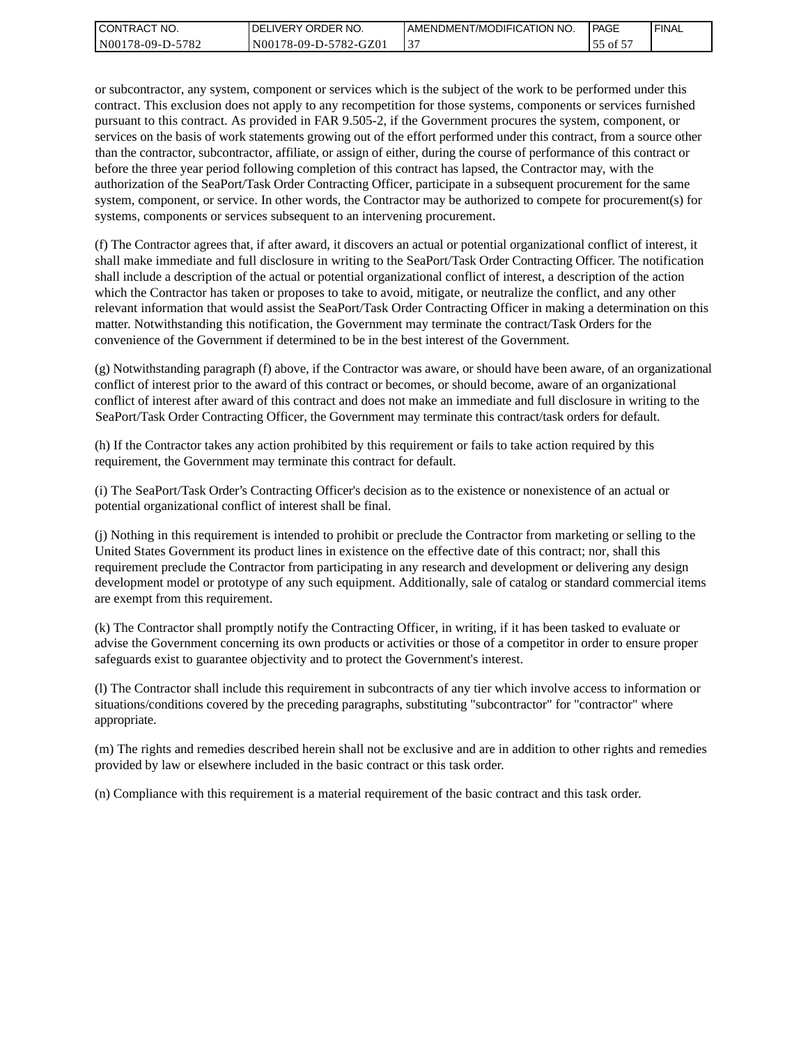or subcontractor, any system, component or services which is the subject of the work to be performed under this contract. This exclusion does not apply to any recompetition for those systems, components or services furnished pursuant to this contract. As provided in FAR 9.505-2, if the Government procures the system, component, or services on the basis of work statements growing out of the effort performed under this contract, from a source other than the contractor, subcontractor, affiliate, or assign of either, during the course of performance of this contract or before the three year period following completion of this contract has lapsed, the Contractor may, with the authorization of the SeaPort/Task Order Contracting Officer, participate in a subsequent procurement for the same system, component, or service. In other words, the Contractor may be authorized to compete for procurement(s) for systems, components or services subsequent to an intervening procurement.

(f) The Contractor agrees that, if after award, it discovers an actual or potential organizational conflict of interest, it shall make immediate and full disclosure in writing to the SeaPort/Task Order Contracting Officer. The notification shall include a description of the actual or potential organizational conflict of interest, a description of the action which the Contractor has taken or proposes to take to avoid, mitigate, or neutralize the conflict, and any other relevant information that would assist the SeaPort/Task Order Contracting Officer in making a determination on this matter. Notwithstanding this notification, the Government may terminate the contract/Task Orders for the convenience of the Government if determined to be in the best interest of the Government.

(g) Notwithstanding paragraph (f) above, if the Contractor was aware, or should have been aware, of an organizational conflict of interest prior to the award of this contract or becomes, or should become, aware of an organizational conflict of interest after award of this contract and does not make an immediate and full disclosure in writing to the SeaPort/Task Order Contracting Officer, the Government may terminate this contract/task orders for default.

(h) If the Contractor takes any action prohibited by this requirement or fails to take action required by this requirement, the Government may terminate this contract for default.

(i) The SeaPort/Task Order's Contracting Officer's decision as to the existence or nonexistence of an actual or potential organizational conflict of interest shall be final.

(j) Nothing in this requirement is intended to prohibit or preclude the Contractor from marketing or selling to the United States Government its product lines in existence on the effective date of this contract; nor, shall this requirement preclude the Contractor from participating in any research and development or delivering any design development model or prototype of any such equipment. Additionally, sale of catalog or standard commercial items are exempt from this requirement.

(k) The Contractor shall promptly notify the Contracting Officer, in writing, if it has been tasked to evaluate or advise the Government concerning its own products or activities or those of a competitor in order to ensure proper safeguards exist to guarantee objectivity and to protect the Government's interest.

(l) The Contractor shall include this requirement in subcontracts of any tier which involve access to information or situations/conditions covered by the preceding paragraphs, substituting "subcontractor" for "contractor" where appropriate.

(m) The rights and remedies described herein shall not be exclusive and are in addition to other rights and remedies provided by law or elsewhere included in the basic contract or this task order.

(n) Compliance with this requirement is a material requirement of the basic contract and this task order.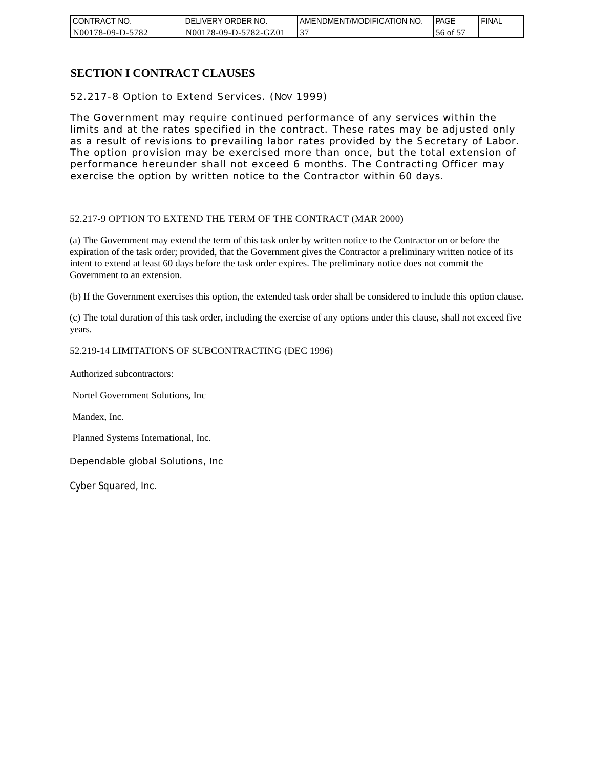## SECTION I CONTRACT CLAUSES

52.217-8 Option to Extend Services. (NOV 1999)

The Government may require continued performance of any services within the limits and at the rates specified in the contract. These rates may be adjusted only as a result of revisions to prevailing labor rates provided by the Secretary of Labor. The option provision may be exercised more than once, but the total extension of performance hereunder shall not exceed 6 months. The Contracting Officer may exercise the option by written notice to the Contractor within 60 days.

52.217-9 OPTION TO EXTEND THE TERM OF THE CONTRACT (MAR 2000)

(a) The Government may extend the term of this task order by written notice to the Contractor on or before the expiration of the task order; provided, that the Government gives the Contractor a preliminary written notice of its intent to extend at least 60 days before the task order expires. The preliminary notice does not commit the Government to an extension.

(b) If the Government exercises this option, the extended task order shall be considered to include this option clause.

(c) The total duration of this task order, including the exercise of any options under this clause, shall not exceed five years.

52.219-14 LIMITATIONS OF SUBCONTRACTING (DEC 1996)

Authorized subcontractors:

Nortel Government Solutions, Inc

Mandex, Inc.

Planned Systems International, Inc.

Dependable global Solutions, Inc

Cyber Squared, Inc.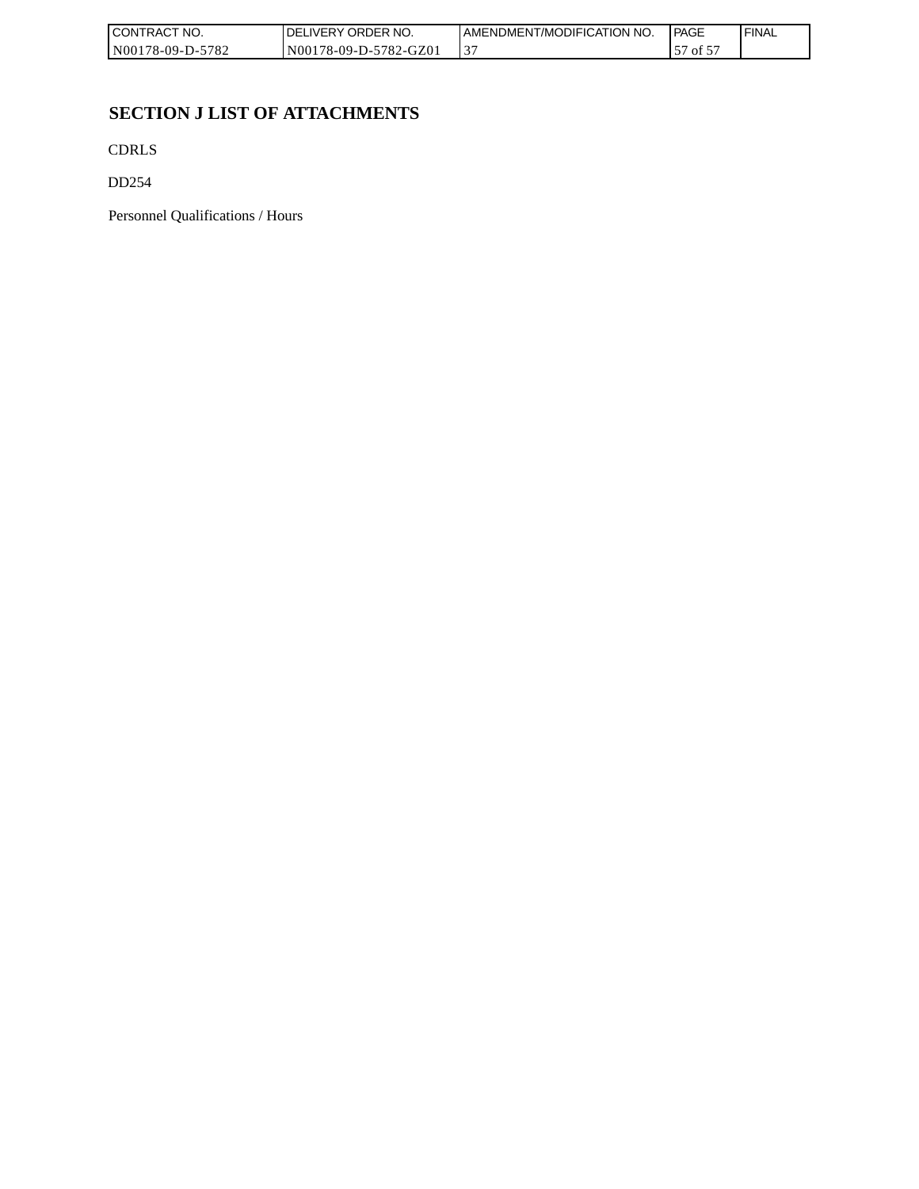## SECTION J LIST OF ATTACHMENTS

CDRLS

DD254

Personnel Qualifications / Hours